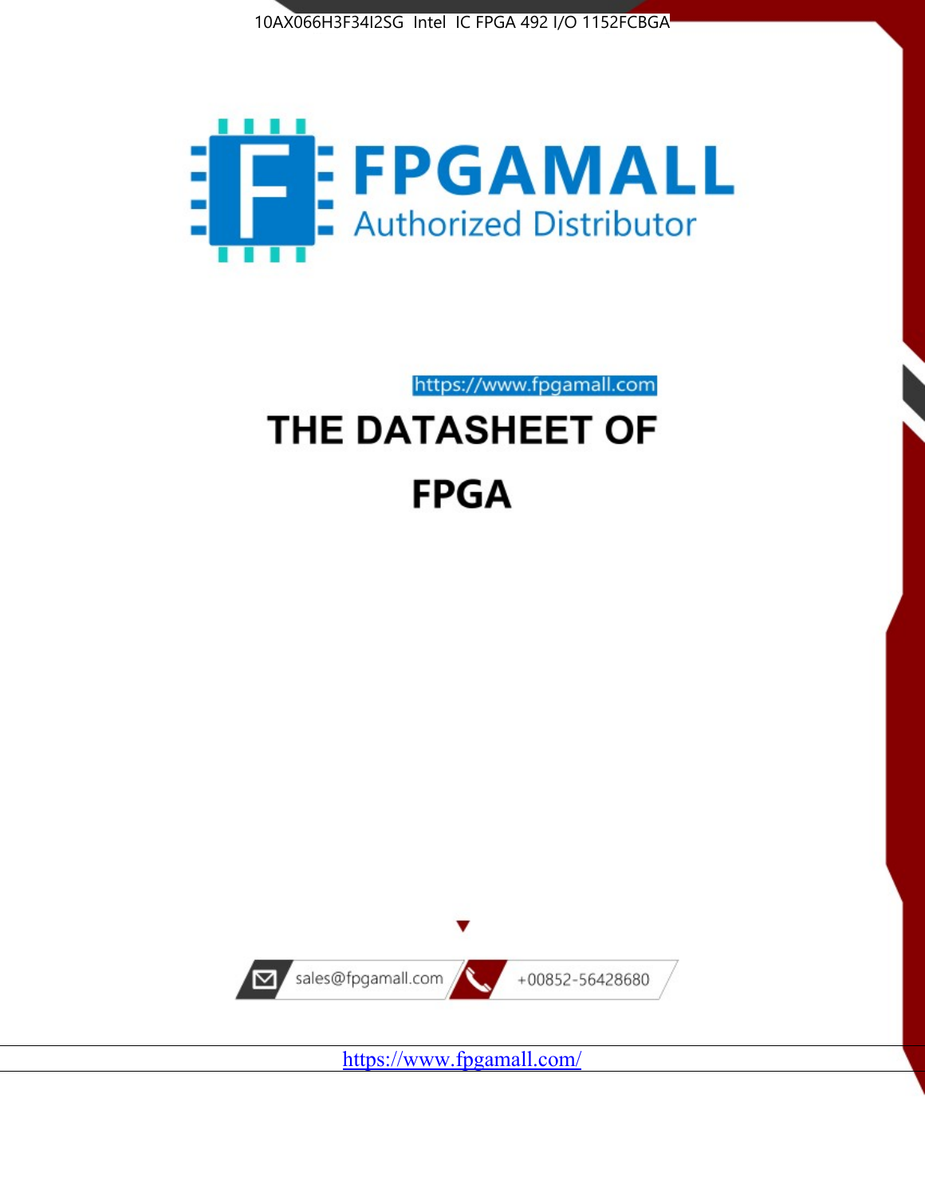10AX066H3F34I2SG Intel IC FPGA 492 I/O 1152FCBGA

FPGAMALL

Authorized Distributor

https://www.fpgamall.com

# THE DATASHEET OF FPGA

sales@fpgamall.com

+00852-56428680

https://www.fpgamall.com/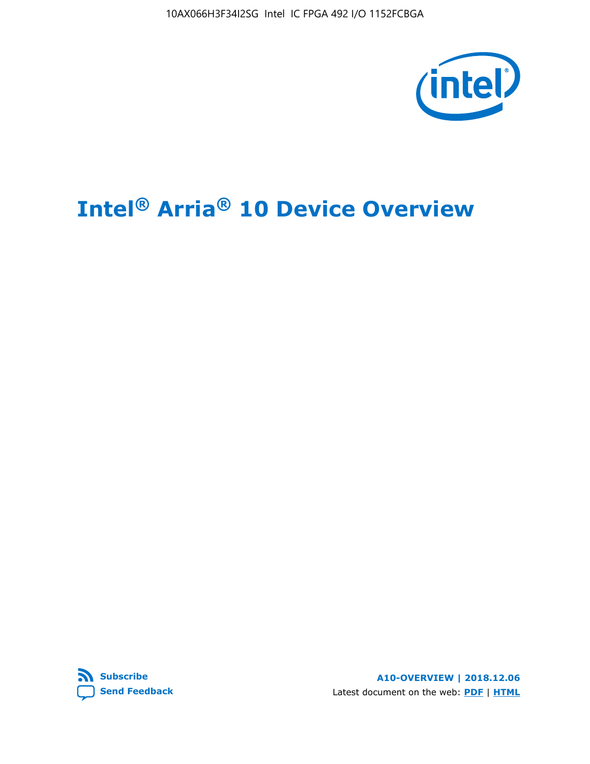# Intel® Arria® 10 Device Overview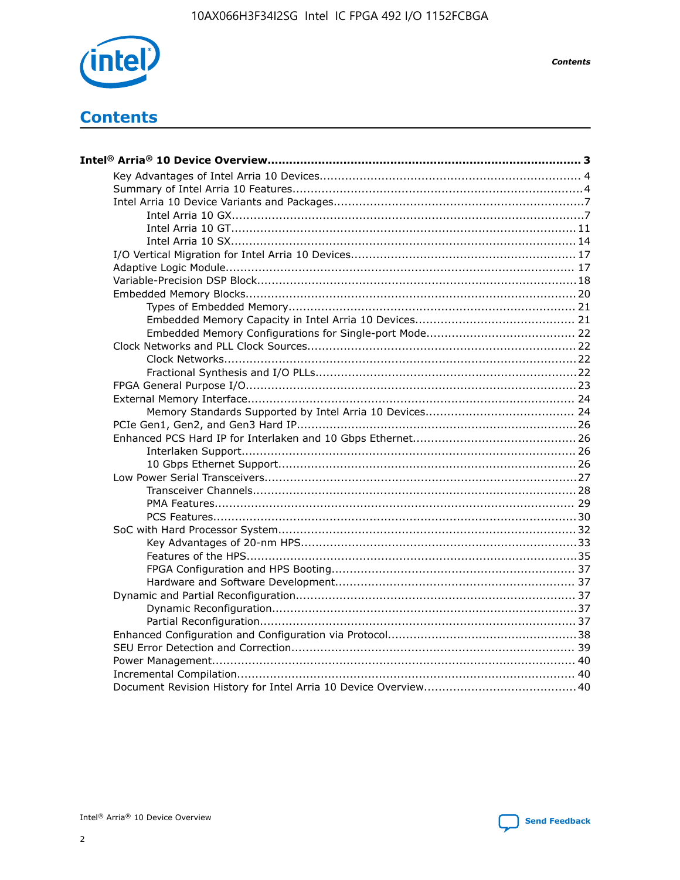# Contents

- **Intel® Arria® 10 Device Overview......3**
  - Key Advantages of Intel Arria 10 Devices......4
  - Summary of Intel Arria 10 Features......4
  - Intel Arria 10 Device Variants and Packages......7
    - Intel Arria 10 GX......7
    - Intel Arria 10 GT......11
    - Intel Arria 10 SX......14
  - I/O Vertical Migration for Intel Arria 10 Devices......17
  - Adaptive Logic Module......17
  - Variable-Precision DSP Block......18
  - Embedded Memory Blocks......20
    - Types of Embedded Memory......21
    - Embedded Memory Capacity in Intel Arria 10 Devices......21
    - Embedded Memory Configurations for Single-port Mode......22
  - Clock Networks and PLL Clock Sources......22
    - Clock Networks......22
    - Fractional Synthesis and I/O PLLs......22
  - FPGA General Purpose I/O......23
  - External Memory Interface......24
    - Memory Standards Supported by Intel Arria 10 Devices......24
  - PCIe Gen1, Gen2, and Gen3 Hard IP......26
  - Enhanced PCS Hard IP for Interlaken and 10 Gbps Ethernet......26
    - Interlaken Support......26
    - 10 Gbps Ethernet Support......26
  - Low Power Serial Transceivers......27
    - Transceiver Channels......28
    - PMA Features......29
    - PCS Features......30
  - SoC with Hard Processor System......32
    - Key Advantages of 20-nm HPS......33
    - Features of the HPS......35
    - FPGA Configuration and HPS Booting......37
    - Hardware and Software Development......37
  - Dynamic and Partial Reconfiguration......37
    - Dynamic Reconfiguration......37
    - Partial Reconfiguration......37
  - Enhanced Configuration and Configuration via Protocol......38
  - SEU Error Detection and Correction......39
  - Power Management......40
  - Incremental Compilation......40
  - Document Revision History for Intel Arria 10 Device Overview......40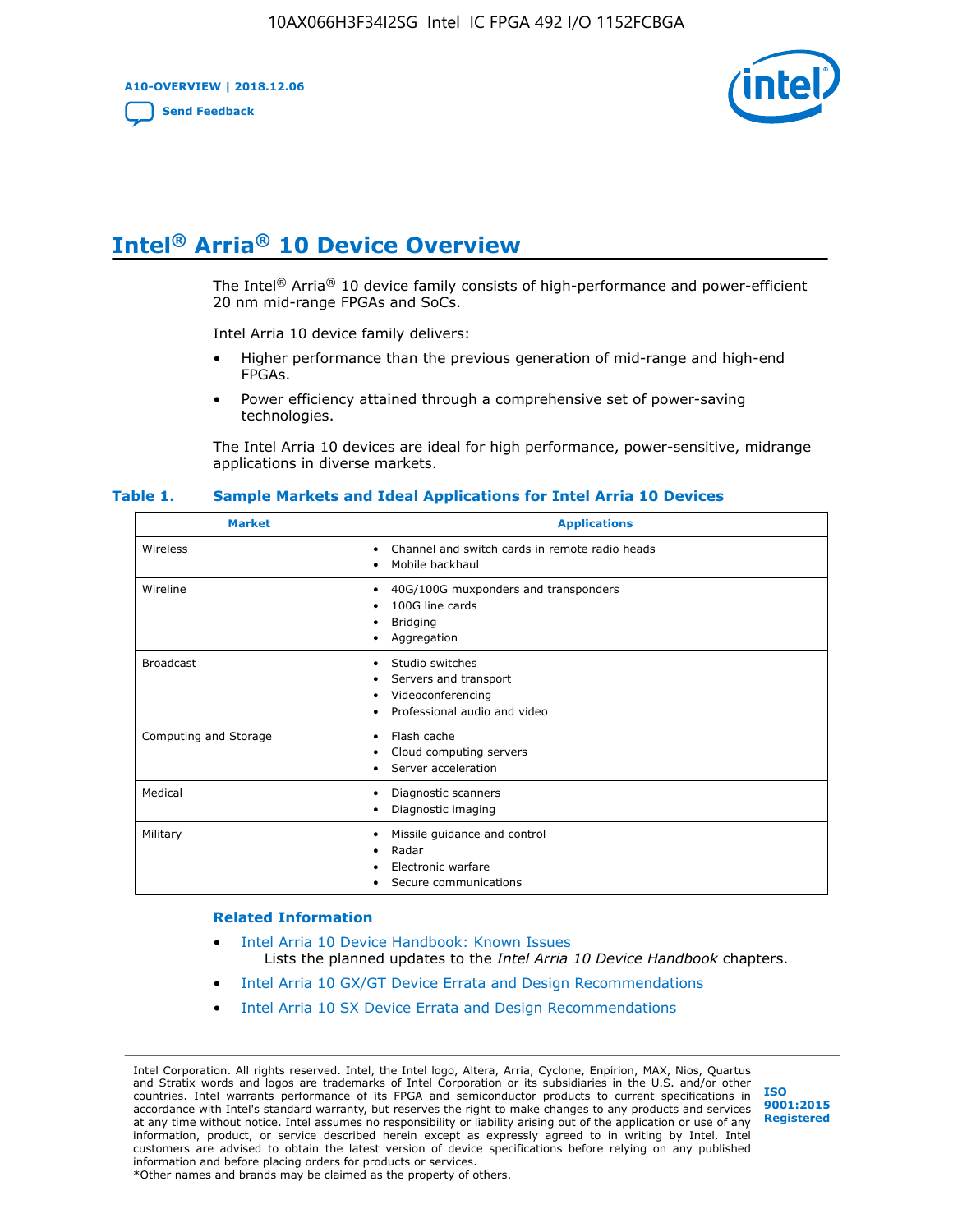# Intel® Arria® 10 Device Overview

The Intel® Arria® 10 device family consists of high-performance and power-efficient 20 nm mid-range FPGAs and SoCs.

Intel Arria 10 device family delivers:

- Higher performance than the previous generation of mid-range and high-end FPGAs.
- Power efficiency attained through a comprehensive set of power-saving technologies.

The Intel Arria 10 devices are ideal for high performance, power-sensitive, midrange applications in diverse markets.

**Table 1. Sample Markets and Ideal Applications for Intel Arria 10 Devices**

| Market | Applications |
|---|---|
| Wireless | • Channel and switch cards in remote radio heads<br>• Mobile backhaul |
| Wireline | • 40G/100G muxponders and transponders<br>• 100G line cards<br>• Bridging<br>• Aggregation |
| Broadcast | • Studio switches<br>• Servers and transport<br>• Videoconferencing<br>• Professional audio and video |
| Computing and Storage | • Flash cache<br>• Cloud computing servers<br>• Server acceleration |
| Medical | • Diagnostic scanners<br>• Diagnostic imaging |
| Military | • Missile guidance and control<br>• Radar<br>• Electronic warfare<br>• Secure communications |

**Related Information**

- Intel Arria 10 Device Handbook: Known Issues
  Lists the planned updates to the *Intel Arria 10 Device Handbook* chapters.
- Intel Arria 10 GX/GT Device Errata and Design Recommendations
- Intel Arria 10 SX Device Errata and Design Recommendations

Intel Corporation. All rights reserved. Intel, the Intel logo, Altera, Arria, Cyclone, Enpirion, MAX, Nios, Quartus and Stratix words and logos are trademarks of Intel Corporation or its subsidiaries in the U.S. and/or other countries. Intel warrants performance of its FPGA and semiconductor products to current specifications in accordance with Intel's standard warranty, but reserves the right to make changes to any products and services at any time without notice. Intel assumes no responsibility or liability arising out of the application or use of any information, product, or service described herein except as expressly agreed to in writing by Intel. Intel customers are advised to obtain the latest version of device specifications before relying on any published information and before placing orders for products or services.
*Other names and brands may be claimed as the property of others.

ISO 9001:2015 Registered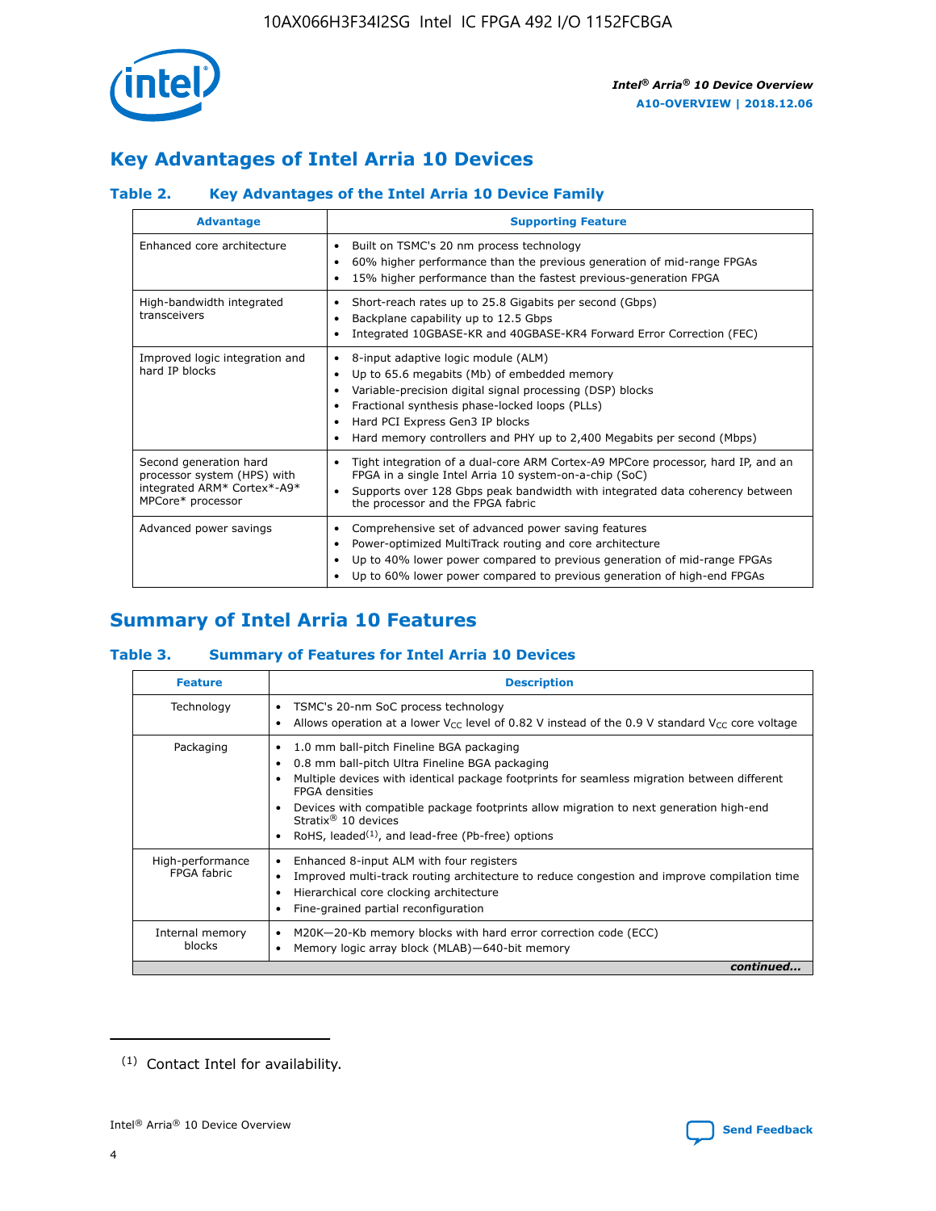## Key Advantages of Intel Arria 10 Devices

### Table 2. Key Advantages of the Intel Arria 10 Device Family

| Advantage | Supporting Feature |
|---|---|
| Enhanced core architecture | • Built on TSMC's 20 nm process technology<br>• 60% higher performance than the previous generation of mid-range FPGAs<br>• 15% higher performance than the fastest previous-generation FPGA |
| High-bandwidth integrated transceivers | • Short-reach rates up to 25.8 Gigabits per second (Gbps)<br>• Backplane capability up to 12.5 Gbps<br>• Integrated 10GBASE-KR and 40GBASE-KR4 Forward Error Correction (FEC) |
| Improved logic integration and hard IP blocks | • 8-input adaptive logic module (ALM)<br>• Up to 65.6 megabits (Mb) of embedded memory<br>• Variable-precision digital signal processing (DSP) blocks<br>• Fractional synthesis phase-locked loops (PLLs)<br>• Hard PCI Express Gen3 IP blocks<br>• Hard memory controllers and PHY up to 2,400 Megabits per second (Mbps) |
| Second generation hard processor system (HPS) with integrated ARM* Cortex*-A9* MPCore* processor | • Tight integration of a dual-core ARM Cortex-A9 MPCore processor, hard IP, and an FPGA in a single Intel Arria 10 system-on-a-chip (SoC)<br>• Supports over 128 Gbps peak bandwidth with integrated data coherency between the processor and the FPGA fabric |
| Advanced power savings | • Comprehensive set of advanced power saving features<br>• Power-optimized MultiTrack routing and core architecture<br>• Up to 40% lower power compared to previous generation of mid-range FPGAs<br>• Up to 60% lower power compared to previous generation of high-end FPGAs |

## Summary of Intel Arria 10 Features

### Table 3. Summary of Features for Intel Arria 10 Devices

| Feature | Description |
|---|---|
| Technology | • TSMC's 20-nm SoC process technology<br>• Allows operation at a lower $V_{CC}$ level of 0.82 V instead of the 0.9 V standard $V_{CC}$ core voltage |
| Packaging | • 1.0 mm ball-pitch Fineline BGA packaging<br>• 0.8 mm ball-pitch Ultra Fineline BGA packaging<br>• Multiple devices with identical package footprints for seamless migration between different FPGA densities<br>• Devices with compatible package footprints allow migration to next generation high-end Stratix® 10 devices<br>• RoHS, leaded[1], and lead-free (Pb-free) options |
| High-performance FPGA fabric | • Enhanced 8-input ALM with four registers<br>• Improved multi-track routing architecture to reduce congestion and improve compilation time<br>• Hierarchical core clocking architecture<br>• Fine-grained partial reconfiguration |
| Internal memory blocks | • M20K—20-Kb memory blocks with hard error correction code (ECC)<br>• Memory logic array block (MLAB)—640-bit memory |

*continued...*

(1) Contact Intel for availability.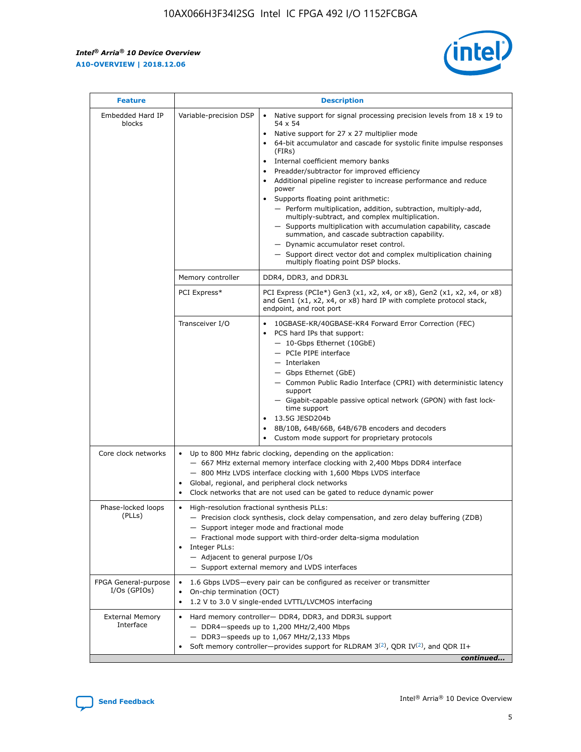| Feature | Description | |
|---|---|---|
| Embedded Hard IP blocks | Variable-precision DSP | • Native support for signal processing precision levels from 18 x 19 to 54 x 54<br>• Native support for 27 x 27 multiplier mode<br>• 64-bit accumulator and cascade for systolic finite impulse responses (FIRs)<br>• Internal coefficient memory banks<br>• Preadder/subtractor for improved efficiency<br>• Additional pipeline register to increase performance and reduce power<br>• Supports floating point arithmetic:<br>— Perform multiplication, addition, subtraction, multiply-add, multiply-subtract, and complex multiplication.<br>— Supports multiplication with accumulation capability, cascade summation, and cascade subtraction capability.<br>— Dynamic accumulator reset control.<br>— Support direct vector dot and complex multiplication chaining multiply floating point DSP blocks. |
| | Memory controller | DDR4, DDR3, and DDR3L |
| | PCI Express* | PCI Express (PCIe*) Gen3 (x1, x2, x4, or x8), Gen2 (x1, x2, x4, or x8) and Gen1 (x1, x2, x4, or x8) hard IP with complete protocol stack, endpoint, and root port |
| | Transceiver I/O | • 10GBASE-KR/40GBASE-KR4 Forward Error Correction (FEC)<br>• PCS hard IPs that support:<br>— 10-Gbps Ethernet (10GbE)<br>— PCIe PIPE interface<br>— Interlaken<br>— Gbps Ethernet (GbE)<br>— Common Public Radio Interface (CPRI) with deterministic latency support<br>— Gigabit-capable passive optical network (GPON) with fast lock-time support<br>• 13.5G JESD204b<br>• 8B/10B, 64B/66B, 64B/67B encoders and decoders<br>• Custom mode support for proprietary protocols |
| Core clock networks | • Up to 800 MHz fabric clocking, depending on the application:<br>— 667 MHz external memory interface clocking with 2,400 Mbps DDR4 interface<br>— 800 MHz LVDS interface clocking with 1,600 Mbps LVDS interface<br>• Global, regional, and peripheral clock networks<br>• Clock networks that are not used can be gated to reduce dynamic power | |
| Phase-locked loops (PLLs) | • High-resolution fractional synthesis PLLs:<br>— Precision clock synthesis, clock delay compensation, and zero delay buffering (ZDB)<br>— Support integer mode and fractional mode<br>— Fractional mode support with third-order delta-sigma modulation<br>• Integer PLLs:<br>— Adjacent to general purpose I/Os<br>— Support external memory and LVDS interfaces | |
| FPGA General-purpose I/Os (GPIOs) | • 1.6 Gbps LVDS—every pair can be configured as receiver or transmitter<br>• On-chip termination (OCT)<br>• 1.2 V to 3.0 V single-ended LVTTL/LVCMOS interfacing | |
| External Memory Interface | • Hard memory controller— DDR4, DDR3, and DDR3L support<br>— DDR4—speeds up to 1,200 MHz/2,400 Mbps<br>— DDR3—speeds up to 1,067 MHz/2,133 Mbps<br>• Soft memory controller—provides support for RLDRAM 3[(2)], QDR IV[(2)], and QDR II+ | |

*continued...*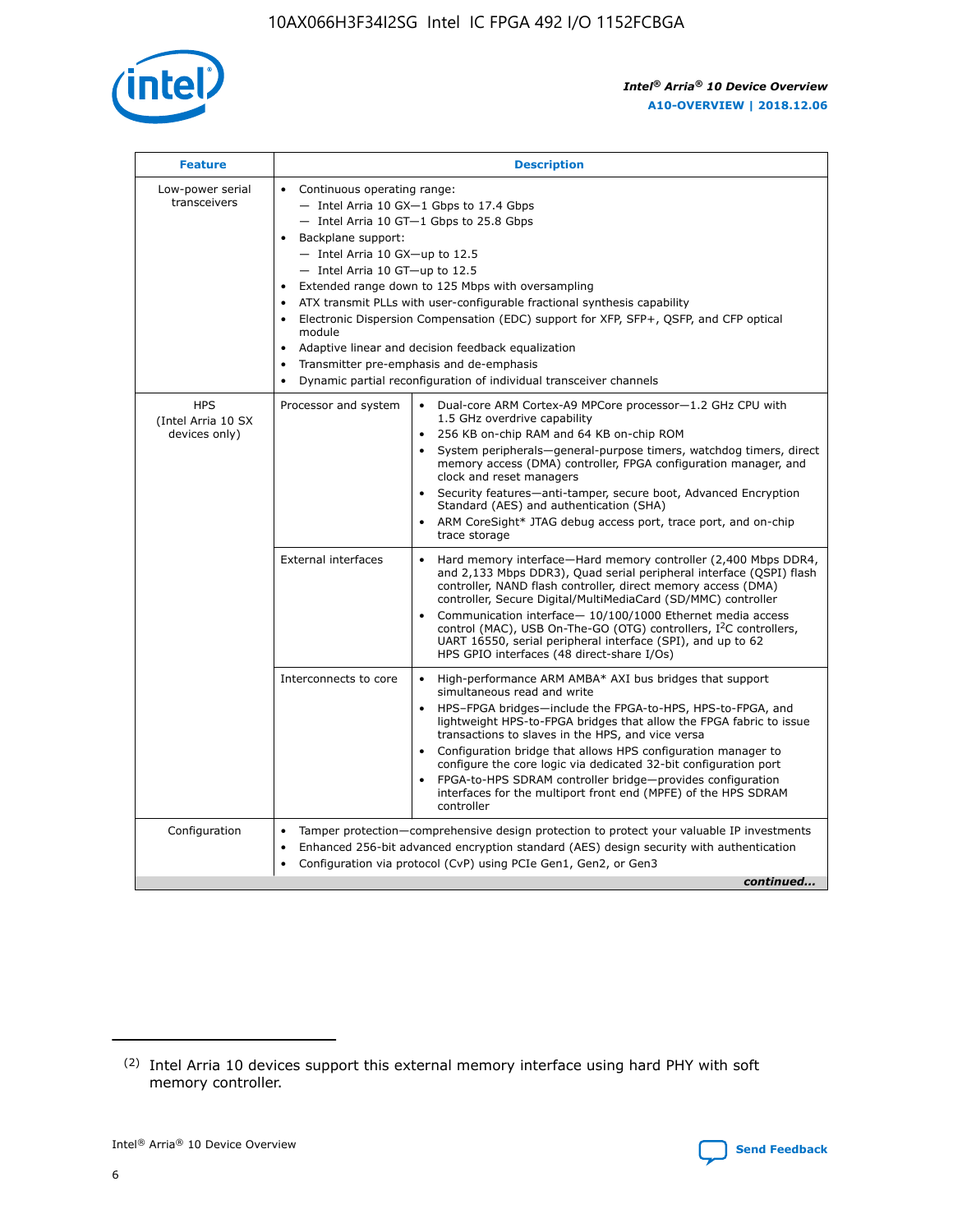| Feature | Description | |
|---|---|---|
| Low-power serial transceivers | • Continuous operating range:<br>— Intel Arria 10 GX—1 Gbps to 17.4 Gbps<br>— Intel Arria 10 GT—1 Gbps to 25.8 Gbps<br>• Backplane support:<br>— Intel Arria 10 GX—up to 12.5<br>— Intel Arria 10 GT—up to 12.5<br>• Extended range down to 125 Mbps with oversampling<br>• ATX transmit PLLs with user-configurable fractional synthesis capability<br>• Electronic Dispersion Compensation (EDC) support for XFP, SFP+, QSFP, and CFP optical module<br>• Adaptive linear and decision feedback equalization<br>• Transmitter pre-emphasis and de-emphasis<br>• Dynamic partial reconfiguration of individual transceiver channels | |
| HPS (Intel Arria 10 SX devices only) | Processor and system | • Dual-core ARM Cortex-A9 MPCore processor—1.2 GHz CPU with 1.5 GHz overdrive capability<br>• 256 KB on-chip RAM and 64 KB on-chip ROM<br>• System peripherals—general-purpose timers, watchdog timers, direct memory access (DMA) controller, FPGA configuration manager, and clock and reset managers<br>• Security features—anti-tamper, secure boot, Advanced Encryption Standard (AES) and authentication (SHA)<br>• ARM CoreSight* JTAG debug access port, trace port, and on-chip trace storage |
| | External interfaces | • Hard memory interface—Hard memory controller (2,400 Mbps DDR4, and 2,133 Mbps DDR3), Quad serial peripheral interface (QSPI) flash controller, NAND flash controller, direct memory access (DMA) controller, Secure Digital/MultiMediaCard (SD/MMC) controller<br>• Communication interface— 10/100/1000 Ethernet media access control (MAC), USB On-The-GO (OTG) controllers, I²C controllers, UART 16550, serial peripheral interface (SPI), and up to 62 HPS GPIO interfaces (48 direct-share I/Os) |
| | Interconnects to core | • High-performance ARM AMBA* AXI bus bridges that support simultaneous read and write<br>• HPS–FPGA bridges—include the FPGA-to-HPS, HPS-to-FPGA, and lightweight HPS-to-FPGA bridges that allow the FPGA fabric to issue transactions to slaves in the HPS, and vice versa<br>• Configuration bridge that allows HPS configuration manager to configure the core logic via dedicated 32-bit configuration port<br>• FPGA-to-HPS SDRAM controller bridge—provides configuration interfaces for the multiport front end (MPFE) of the HPS SDRAM controller |
| Configuration | • Tamper protection—comprehensive design protection to protect your valuable IP investments<br>• Enhanced 256-bit advanced encryption standard (AES) design security with authentication<br>• Configuration via protocol (CvP) using PCIe Gen1, Gen2, or Gen3 | |

*continued...*

(2) Intel Arria 10 devices support this external memory interface using hard PHY with soft memory controller.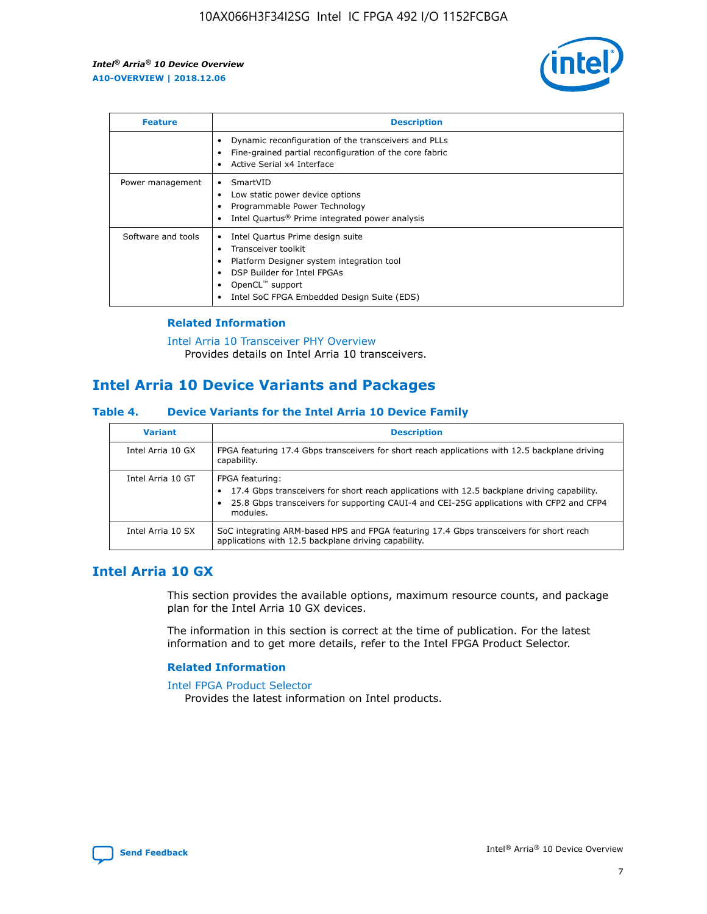| Feature | Description |
| --- | --- |
| | • Dynamic reconfiguration of the transceivers and PLLs<br>• Fine-grained partial reconfiguration of the core fabric<br>• Active Serial x4 Interface |
| Power management | • SmartVID<br>• Low static power device options<br>• Programmable Power Technology<br>• Intel Quartus® Prime integrated power analysis |
| Software and tools | • Intel Quartus Prime design suite<br>• Transceiver toolkit<br>• Platform Designer system integration tool<br>• DSP Builder for Intel FPGAs<br>• OpenCL™ support<br>• Intel SoC FPGA Embedded Design Suite (EDS) |

### Related Information

Intel Arria 10 Transceiver PHY Overview
Provides details on Intel Arria 10 transceivers.

## Intel Arria 10 Device Variants and Packages

### Table 4. Device Variants for the Intel Arria 10 Device Family

| Variant | Description |
| --- | --- |
| Intel Arria 10 GX | FPGA featuring 17.4 Gbps transceivers for short reach applications with 12.5 backplane driving capability. |
| Intel Arria 10 GT | FPGA featuring:<br>• 17.4 Gbps transceivers for short reach applications with 12.5 backplane driving capability.<br>• 25.8 Gbps transceivers for supporting CAUI-4 and CEI-25G applications with CFP2 and CFP4 modules. |
| Intel Arria 10 SX | SoC integrating ARM-based HPS and FPGA featuring 17.4 Gbps transceivers for short reach applications with 12.5 backplane driving capability. |

## Intel Arria 10 GX

This section provides the available options, maximum resource counts, and package plan for the Intel Arria 10 GX devices.

The information in this section is correct at the time of publication. For the latest information and to get more details, refer to the Intel FPGA Product Selector.

### Related Information

Intel FPGA Product Selector
Provides the latest information on Intel products.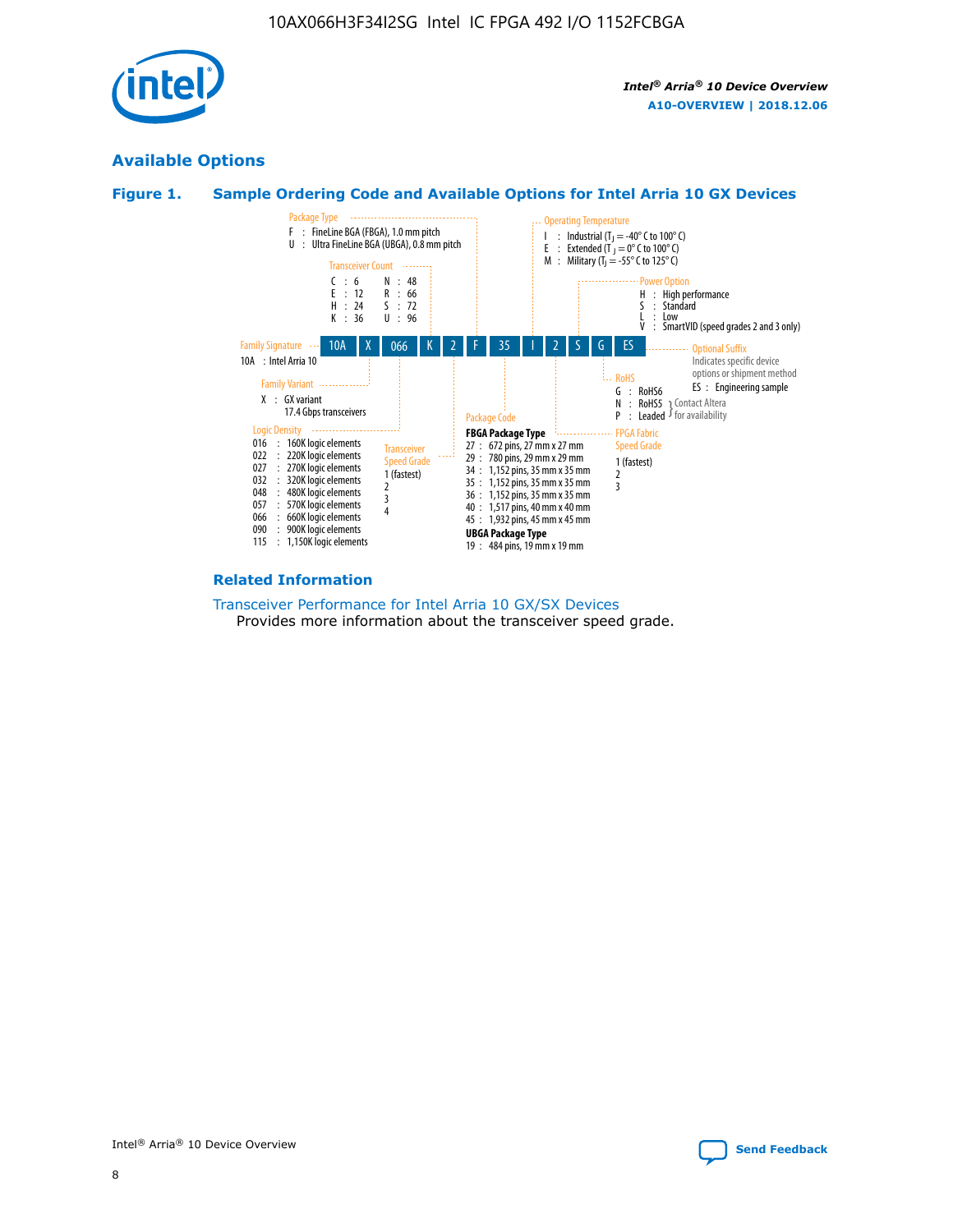## Available Options

### Figure 1. Sample Ordering Code and Available Options for Intel Arria 10 GX Devices

**Sample ordering code:** 10A X 066 K 2 F 35 I 2 S G ES

**Family Signature**
- 10A : Intel Arria 10

**Family Variant**
- X : GX variant, 17.4 Gbps transceivers

**Logic Density**
- 016 : 160K logic elements
- 022 : 220K logic elements
- 027 : 270K logic elements
- 032 : 320K logic elements
- 048 : 480K logic elements
- 057 : 570K logic elements
- 066 : 660K logic elements
- 090 : 900K logic elements
- 115 : 1,150K logic elements

**Transceiver Count**
- C : 6
- E : 12
- H : 24
- K : 36
- N : 48
- R : 66
- S : 72
- U : 96

**Transceiver Speed Grade**
- 1 (fastest)
- 2
- 3
- 4

**Package Type**
- F : FineLine BGA (FBGA), 1.0 mm pitch
- U : Ultra FineLine BGA (UBGA), 0.8 mm pitch

**Package Code**

FBGA Package Type
- 27 : 672 pins, 27 mm x 27 mm
- 29 : 780 pins, 29 mm x 29 mm
- 34 : 1,152 pins, 35 mm x 35 mm
- 35 : 1,152 pins, 35 mm x 35 mm
- 36 : 1,152 pins, 35 mm x 35 mm
- 40 : 1,517 pins, 40 mm x 40 mm
- 45 : 1,932 pins, 45 mm x 45 mm

UBGA Package Type
- 19 : 484 pins, 19 mm x 19 mm

**Operating Temperature**
- I : Industrial ($T_J$ = -40° C to 100° C)
- E : Extended ($T_J$ = 0° C to 100° C)
- M : Military ($T_J$ = -55° C to 125° C)

**FPGA Fabric Speed Grade**
- 1 (fastest)
- 2
- 3

**Power Option**
- H : High performance
- S : Standard
- L : Low
- V : SmartVID (speed grades 2 and 3 only)

**RoHS**
- G : RoHS6
- N : RoHS5 (Contact Altera for availability)
- P : Leaded (Contact Altera for availability)

**Optional Suffix**

Indicates specific device options or shipment method
- ES : Engineering sample

#### Related Information

Transceiver Performance for Intel Arria 10 GX/SX Devices
Provides more information about the transceiver speed grade.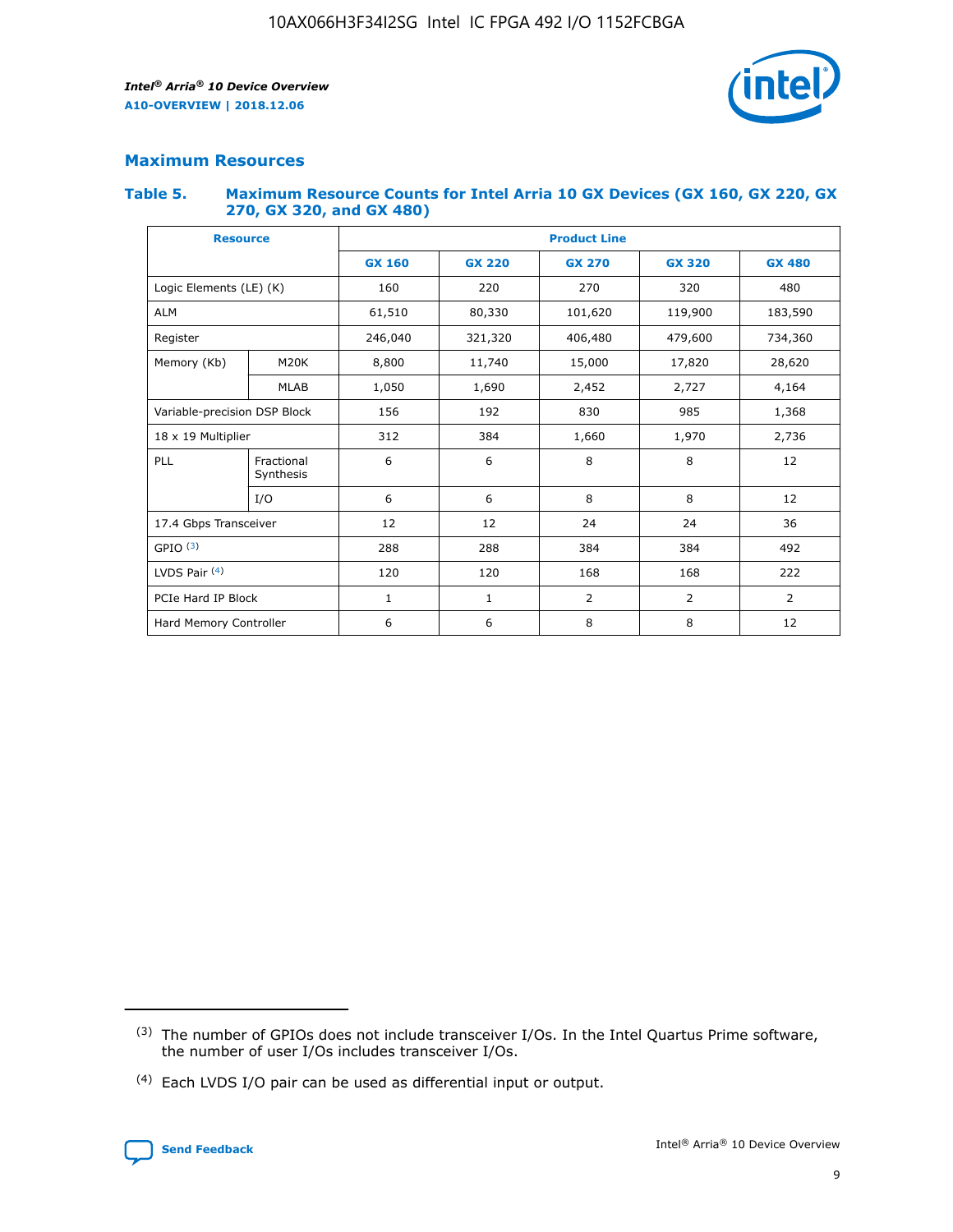## Maximum Resources

### Table 5. Maximum Resource Counts for Intel Arria 10 GX Devices (GX 160, GX 220, GX 270, GX 320, and GX 480)

| Resource | | Product Line | | | | |
|---|---|---|---|---|---|---|
| | | GX 160 | GX 220 | GX 270 | GX 320 | GX 480 |
| Logic Elements (LE) (K) | | 160 | 220 | 270 | 320 | 480 |
| ALM | | 61,510 | 80,330 | 101,620 | 119,900 | 183,590 |
| Register | | 246,040 | 321,320 | 406,480 | 479,600 | 734,360 |
| Memory (Kb) | M20K | 8,800 | 11,740 | 15,000 | 17,820 | 28,620 |
| | MLAB | 1,050 | 1,690 | 2,452 | 2,727 | 4,164 |
| Variable-precision DSP Block | | 156 | 192 | 830 | 985 | 1,368 |
| 18 x 19 Multiplier | | 312 | 384 | 1,660 | 1,970 | 2,736 |
| PLL | Fractional Synthesis | 6 | 6 | 8 | 8 | 12 |
| | I/O | 6 | 6 | 8 | 8 | 12 |
| 17.4 Gbps Transceiver | | 12 | 12 | 24 | 24 | 36 |
| GPIO (3) | | 288 | 288 | 384 | 384 | 492 |
| LVDS Pair (4) | | 120 | 120 | 168 | 168 | 222 |
| PCIe Hard IP Block | | 1 | 1 | 2 | 2 | 2 |
| Hard Memory Controller | | 6 | 6 | 8 | 8 | 12 |

(3) The number of GPIOs does not include transceiver I/Os. In the Intel Quartus Prime software, the number of user I/Os includes transceiver I/Os.

(4) Each LVDS I/O pair can be used as differential input or output.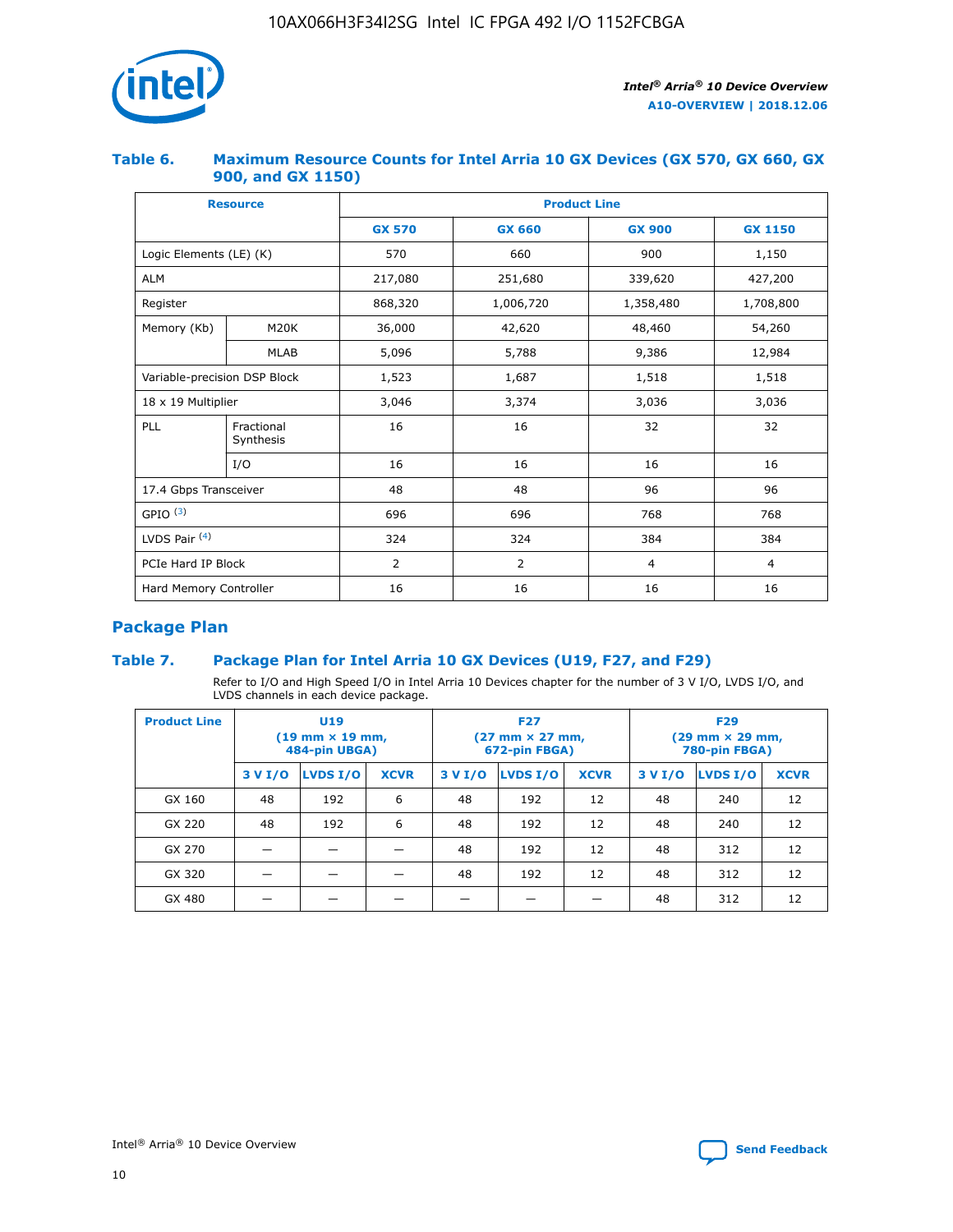### Table 6. Maximum Resource Counts for Intel Arria 10 GX Devices (GX 570, GX 660, GX 900, and GX 1150)

| Resource | | Product Line | | | |
|---|---|---|---|---|---|
| | | GX 570 | GX 660 | GX 900 | GX 1150 |
| Logic Elements (LE) (K) | | 570 | 660 | 900 | 1,150 |
| ALM | | 217,080 | 251,680 | 339,620 | 427,200 |
| Register | | 868,320 | 1,006,720 | 1,358,480 | 1,708,800 |
| Memory (Kb) | M20K | 36,000 | 42,620 | 48,460 | 54,260 |
| | MLAB | 5,096 | 5,788 | 9,386 | 12,984 |
| Variable-precision DSP Block | | 1,523 | 1,687 | 1,518 | 1,518 |
| 18 x 19 Multiplier | | 3,046 | 3,374 | 3,036 | 3,036 |
| PLL | Fractional Synthesis | 16 | 16 | 32 | 32 |
| | I/O | 16 | 16 | 16 | 16 |
| 17.4 Gbps Transceiver | | 48 | 48 | 96 | 96 |
| GPIO [(3)] | | 696 | 696 | 768 | 768 |
| LVDS Pair [(4)] | | 324 | 324 | 384 | 384 |
| PCIe Hard IP Block | | 2 | 2 | 4 | 4 |
| Hard Memory Controller | | 16 | 16 | 16 | 16 |

## Package Plan

### Table 7. Package Plan for Intel Arria 10 GX Devices (U19, F27, and F29)

Refer to I/O and High Speed I/O in Intel Arria 10 Devices chapter for the number of 3 V I/O, LVDS I/O, and LVDS channels in each device package.

| Product Line | U19 (19 mm × 19 mm, 484-pin UBGA) | | | F27 (27 mm × 27 mm, 672-pin FBGA) | | | F29 (29 mm × 29 mm, 780-pin FBGA) | | |
|---|---|---|---|---|---|---|---|---|---|
| | 3 V I/O | LVDS I/O | XCVR | 3 V I/O | LVDS I/O | XCVR | 3 V I/O | LVDS I/O | XCVR |
| GX 160 | 48 | 192 | 6 | 48 | 192 | 12 | 48 | 240 | 12 |
| GX 220 | 48 | 192 | 6 | 48 | 192 | 12 | 48 | 240 | 12 |
| GX 270 | — | — | — | 48 | 192 | 12 | 48 | 312 | 12 |
| GX 320 | — | — | — | 48 | 192 | 12 | 48 | 312 | 12 |
| GX 480 | — | — | — | — | — | — | 48 | 312 | 12 |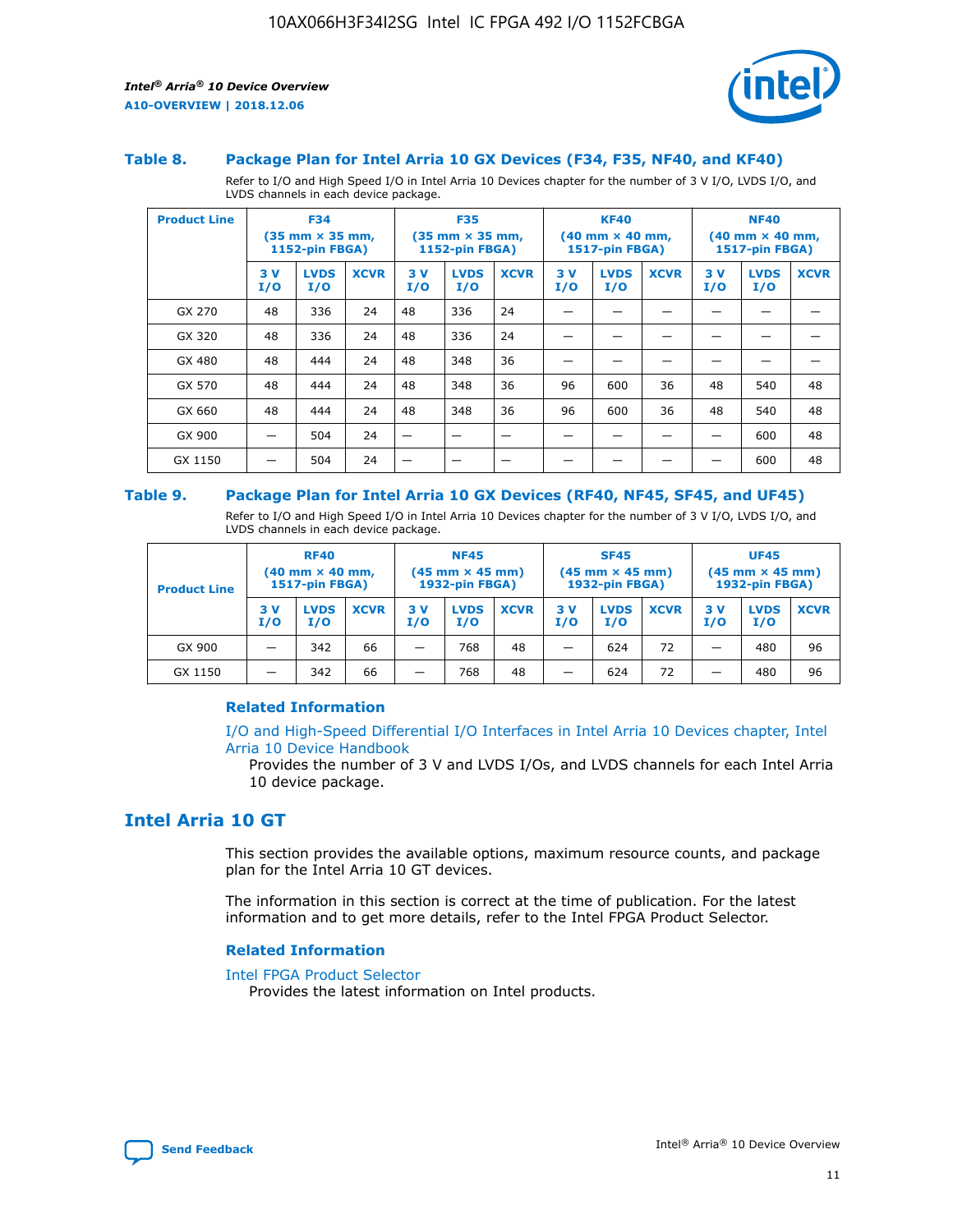### Table 8. Package Plan for Intel Arria 10 GX Devices (F34, F35, NF40, and KF40)

Refer to I/O and High Speed I/O in Intel Arria 10 Devices chapter for the number of 3 V I/O, LVDS I/O, and LVDS channels in each device package.

| Product Line | F34 (35 mm × 35 mm, 1152-pin FBGA) | | | F35 (35 mm × 35 mm, 1152-pin FBGA) | | | KF40 (40 mm × 40 mm, 1517-pin FBGA) | | | NF40 (40 mm × 40 mm, 1517-pin FBGA) | | |
|---|---|---|---|---|---|---|---|---|---|---|---|---|
| | 3 V I/O | LVDS I/O | XCVR | 3 V I/O | LVDS I/O | XCVR | 3 V I/O | LVDS I/O | XCVR | 3 V I/O | LVDS I/O | XCVR |
| GX 270 | 48 | 336 | 24 | 48 | 336 | 24 | — | — | — | — | — | — |
| GX 320 | 48 | 336 | 24 | 48 | 336 | 24 | — | — | — | — | — | — |
| GX 480 | 48 | 444 | 24 | 48 | 348 | 36 | — | — | — | — | — | — |
| GX 570 | 48 | 444 | 24 | 48 | 348 | 36 | 96 | 600 | 36 | 48 | 540 | 48 |
| GX 660 | 48 | 444 | 24 | 48 | 348 | 36 | 96 | 600 | 36 | 48 | 540 | 48 |
| GX 900 | — | 504 | 24 | — | — | — | — | — | — | — | 600 | 48 |
| GX 1150 | — | 504 | 24 | — | — | — | — | — | — | — | 600 | 48 |

### Table 9. Package Plan for Intel Arria 10 GX Devices (RF40, NF45, SF45, and UF45)

Refer to I/O and High Speed I/O in Intel Arria 10 Devices chapter for the number of 3 V I/O, LVDS I/O, and LVDS channels in each device package.

| Product Line | RF40 (40 mm × 40 mm, 1517-pin FBGA) | | | NF45 (45 mm × 45 mm) 1932-pin FBGA) | | | SF45 (45 mm × 45 mm) 1932-pin FBGA) | | | UF45 (45 mm × 45 mm) 1932-pin FBGA) | | |
|---|---|---|---|---|---|---|---|---|---|---|---|---|
| | 3 V I/O | LVDS I/O | XCVR | 3 V I/O | LVDS I/O | XCVR | 3 V I/O | LVDS I/O | XCVR | 3 V I/O | LVDS I/O | XCVR |
| GX 900 | — | 342 | 66 | — | 768 | 48 | — | 624 | 72 | — | 480 | 96 |
| GX 1150 | — | 342 | 66 | — | 768 | 48 | — | 624 | 72 | — | 480 | 96 |

#### Related Information

I/O and High-Speed Differential I/O Interfaces in Intel Arria 10 Devices chapter, Intel Arria 10 Device Handbook

Provides the number of 3 V and LVDS I/Os, and LVDS channels for each Intel Arria 10 device package.

## Intel Arria 10 GT

This section provides the available options, maximum resource counts, and package plan for the Intel Arria 10 GT devices.

The information in this section is correct at the time of publication. For the latest information and to get more details, refer to the Intel FPGA Product Selector.

#### Related Information

Intel FPGA Product Selector

Provides the latest information on Intel products.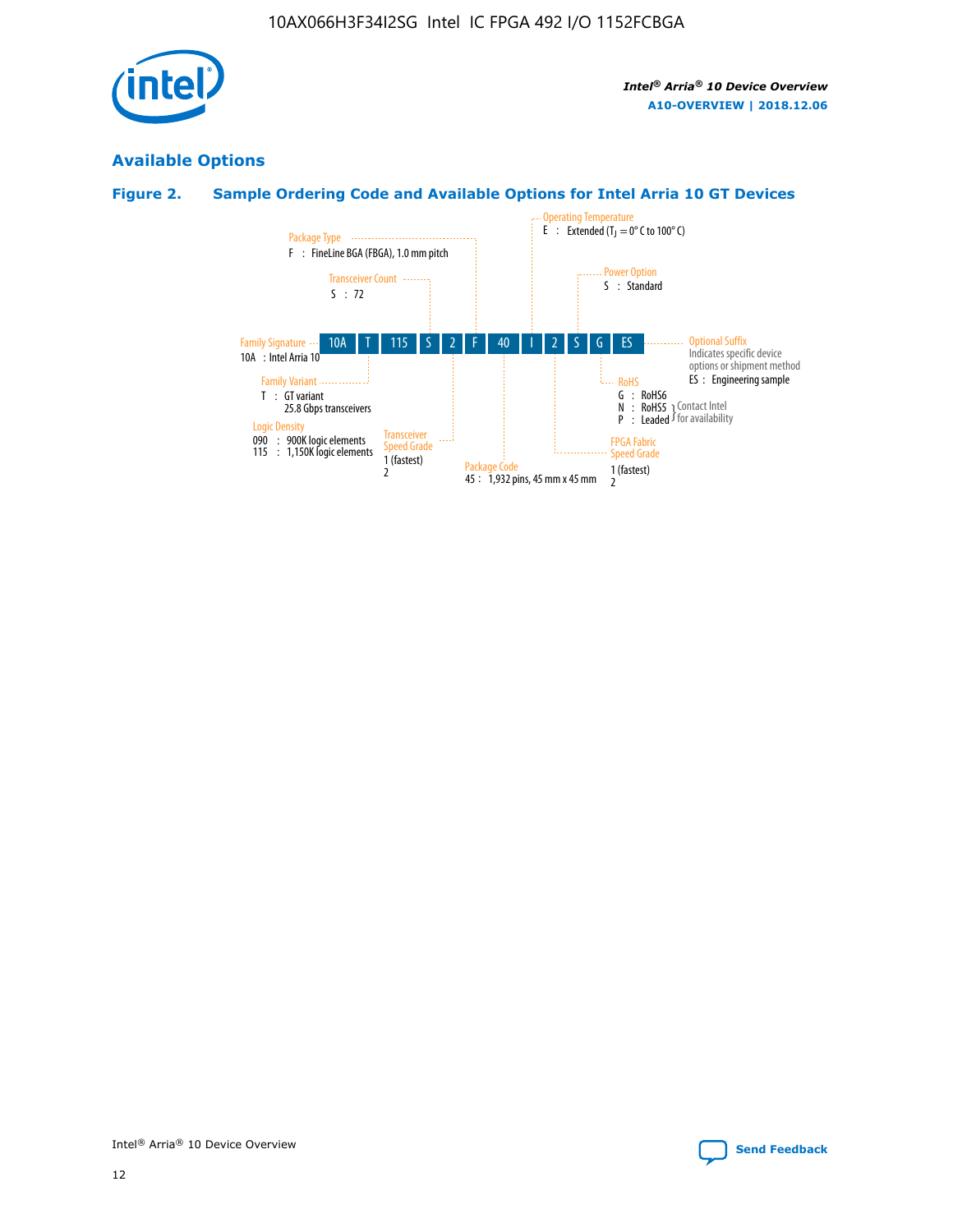## Available Options

### Figure 2. Sample Ordering Code and Available Options for Intel Arria 10 GT Devices

Sample ordering code: 10A T 115 S 2 F 40 I 2 S G ES

**Family Signature**
10A : Intel Arria 10

**Family Variant**
T : GT variant
25.8 Gbps transceivers

**Logic Density**
090 : 900K logic elements
115 : 1,150K logic elements

**Transceiver Count**
S : 72

**Transceiver Speed Grade**
1 (fastest)
2

**Package Type**
F : FineLine BGA (FBGA), 1.0 mm pitch

**Package Code**
45 : 1,932 pins, 45 mm x 45 mm

**Operating Temperature**
E : Extended ($T_J$ = 0° C to 100° C)

**FPGA Fabric Speed Grade**
1 (fastest)
2

**Power Option**
S : Standard

**RoHS**
G : RoHS6
N : RoHS5 } Contact Intel for availability
P : Leaded } Contact Intel for availability

**Optional Suffix**
Indicates specific device options or shipment method
ES : Engineering sample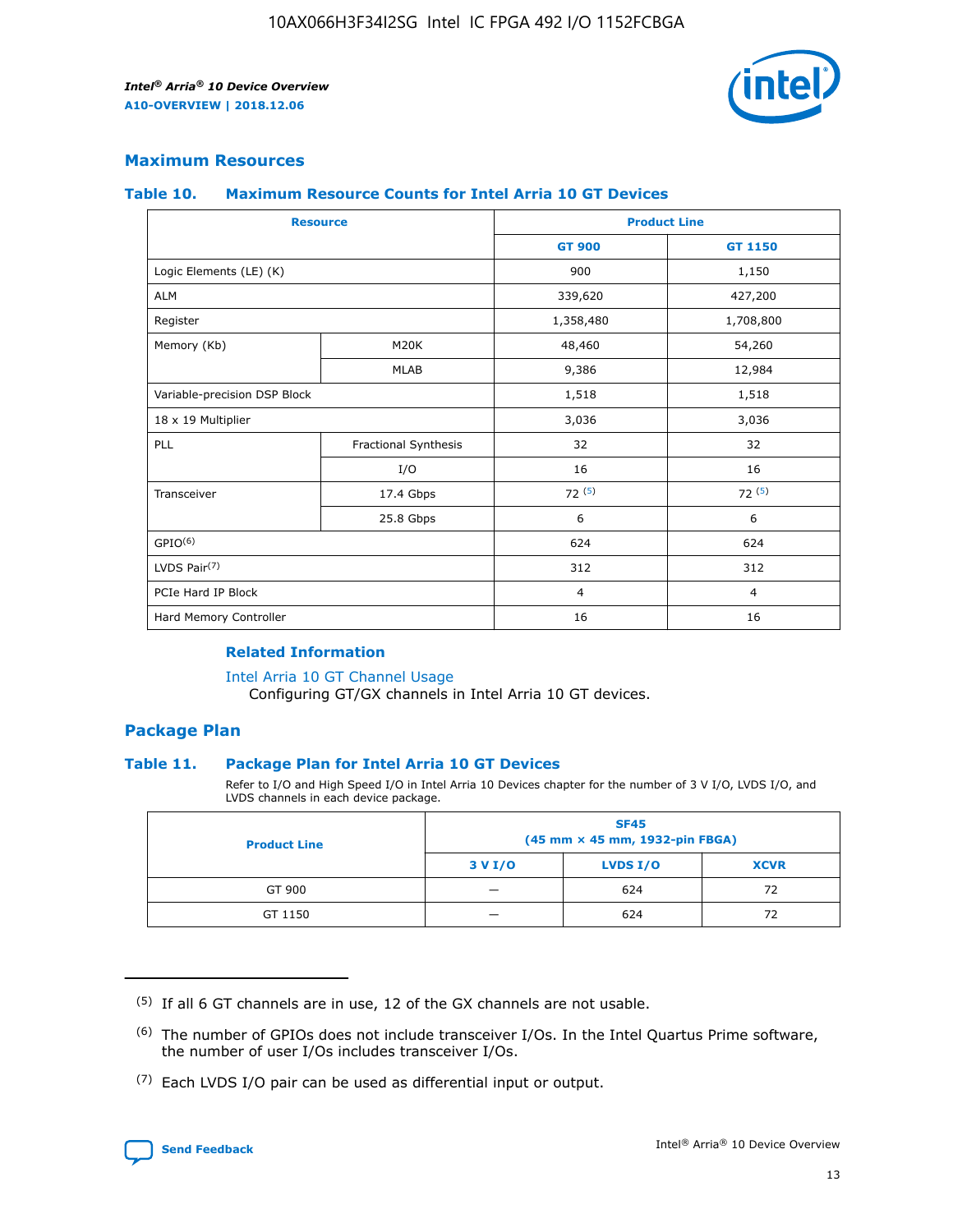## Maximum Resources

### Table 10. Maximum Resource Counts for Intel Arria 10 GT Devices

| Resource | | Product Line | |
|---|---|---|---|
| | | GT 900 | GT 1150 |
| Logic Elements (LE) (K) | | 900 | 1,150 |
| ALM | | 339,620 | 427,200 |
| Register | | 1,358,480 | 1,708,800 |
| Memory (Kb) | M20K | 48,460 | 54,260 |
| | MLAB | 9,386 | 12,984 |
| Variable-precision DSP Block | | 1,518 | 1,518 |
| 18 x 19 Multiplier | | 3,036 | 3,036 |
| PLL | Fractional Synthesis | 32 | 32 |
| | I/O | 16 | 16 |
| Transceiver | 17.4 Gbps | 72 (5) | 72 (5) |
| | 25.8 Gbps | 6 | 6 |
| GPIO(6) | | 624 | 624 |
| LVDS Pair(7) | | 312 | 312 |
| PCIe Hard IP Block | | 4 | 4 |
| Hard Memory Controller | | 16 | 16 |

#### Related Information

Intel Arria 10 GT Channel Usage
Configuring GT/GX channels in Intel Arria 10 GT devices.

## Package Plan

### Table 11. Package Plan for Intel Arria 10 GT Devices

Refer to I/O and High Speed I/O in Intel Arria 10 Devices chapter for the number of 3 V I/O, LVDS I/O, and LVDS channels in each device package.

| Product Line | SF45 (45 mm × 45 mm, 1932-pin FBGA) | | |
|---|---|---|---|
| | 3 V I/O | LVDS I/O | XCVR |
| GT 900 | — | 624 | 72 |
| GT 1150 | — | 624 | 72 |

(5) If all 6 GT channels are in use, 12 of the GX channels are not usable.

(6) The number of GPIOs does not include transceiver I/Os. In the Intel Quartus Prime software, the number of user I/Os includes transceiver I/Os.

(7) Each LVDS I/O pair can be used as differential input or output.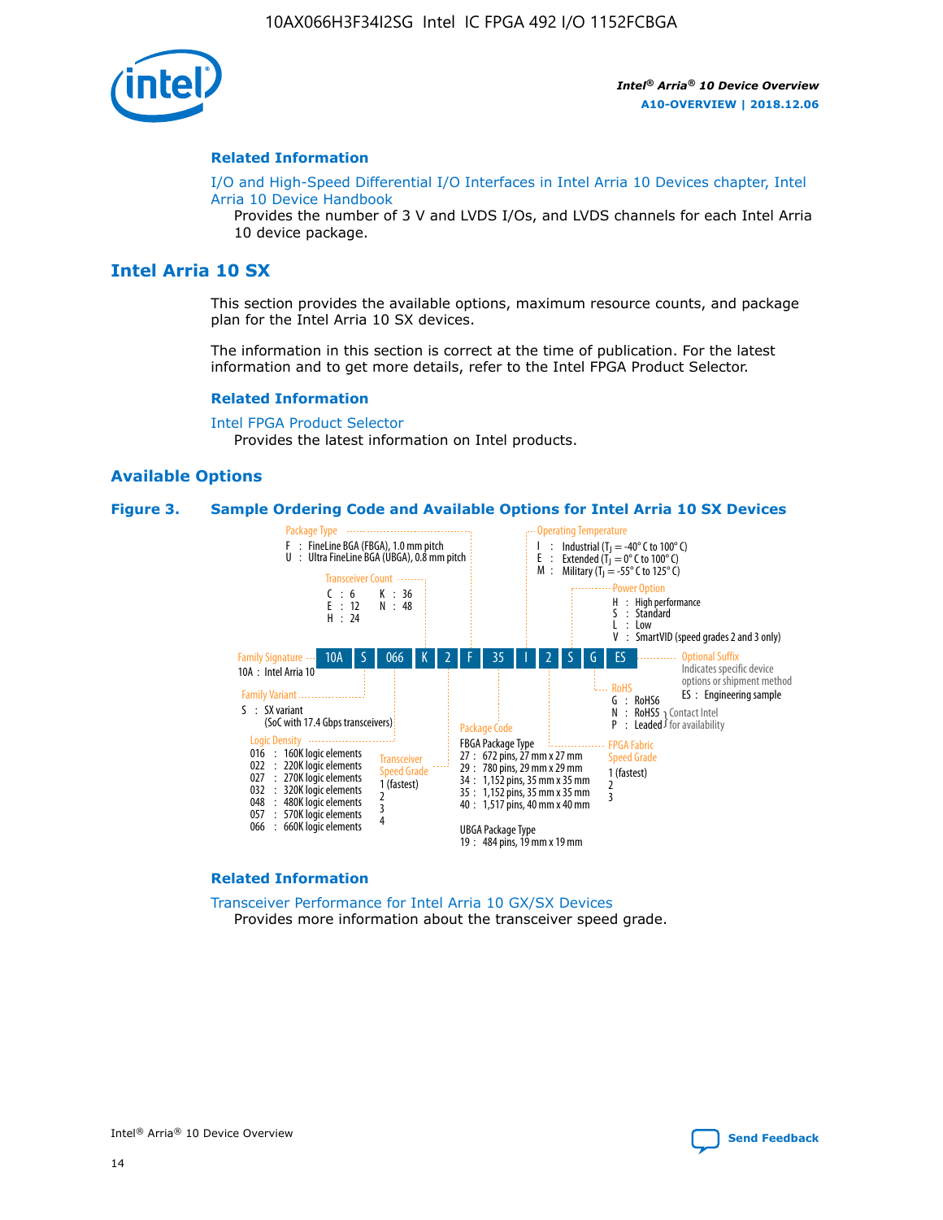### Related Information

I/O and High-Speed Differential I/O Interfaces in Intel Arria 10 Devices chapter, Intel Arria 10 Device Handbook

Provides the number of 3 V and LVDS I/Os, and LVDS channels for each Intel Arria 10 device package.

## Intel Arria 10 SX

This section provides the available options, maximum resource counts, and package plan for the Intel Arria 10 SX devices.

The information in this section is correct at the time of publication. For the latest information and to get more details, refer to the Intel FPGA Product Selector.

### Related Information

Intel FPGA Product Selector

Provides the latest information on Intel products.

### Available Options

**Figure 3. Sample Ordering Code and Available Options for Intel Arria 10 SX Devices**

Sample ordering code: 10A S 066 K 2 F 35 I 2 S G ES

- **Family Signature**
  - 10A : Intel Arria 10
- **Family Variant**
  - S : SX variant (SoC with 17.4 Gbps transceivers)
- **Logic Density**
  - 016 : 160K logic elements
  - 022 : 220K logic elements
  - 027 : 270K logic elements
  - 032 : 320K logic elements
  - 048 : 480K logic elements
  - 057 : 570K logic elements
  - 066 : 660K logic elements
- **Transceiver Count**
  - C : 6
  - E : 12
  - H : 24
  - K : 36
  - N : 48
- **Transceiver Speed Grade**
  - 1 (fastest)
  - 2
  - 3
  - 4
- **Package Type**
  - F : FineLine BGA (FBGA), 1.0 mm pitch
  - U : Ultra FineLine BGA (UBGA), 0.8 mm pitch
- **Package Code**
  - FBGA Package Type
    - 27 : 672 pins, 27 mm x 27 mm
    - 29 : 780 pins, 29 mm x 29 mm
    - 34 : 1,152 pins, 35 mm x 35 mm
    - 35 : 1,152 pins, 35 mm x 35 mm
    - 40 : 1,517 pins, 40 mm x 40 mm
  - UBGA Package Type
    - 19 : 484 pins, 19 mm x 19 mm
- **Operating Temperature**
  - I : Industrial ($T_J$ = -40° C to 100° C)
  - E : Extended ($T_J$ = 0° C to 100° C)
  - M : Military ($T_J$ = -55° C to 125° C)
- **FPGA Fabric Speed Grade**
  - 1 (fastest)
  - 2
  - 3
- **Power Option**
  - H : High performance
  - S : Standard
  - L : Low
  - V : SmartVID (speed grades 2 and 3 only)
- **RoHS**
  - G : RoHS6
  - N : RoHS5 (Contact Intel for availability)
  - P : Leaded (Contact Intel for availability)
- **Optional Suffix**
  - Indicates specific device options or shipment method
  - ES : Engineering sample

### Related Information

Transceiver Performance for Intel Arria 10 GX/SX Devices

Provides more information about the transceiver speed grade.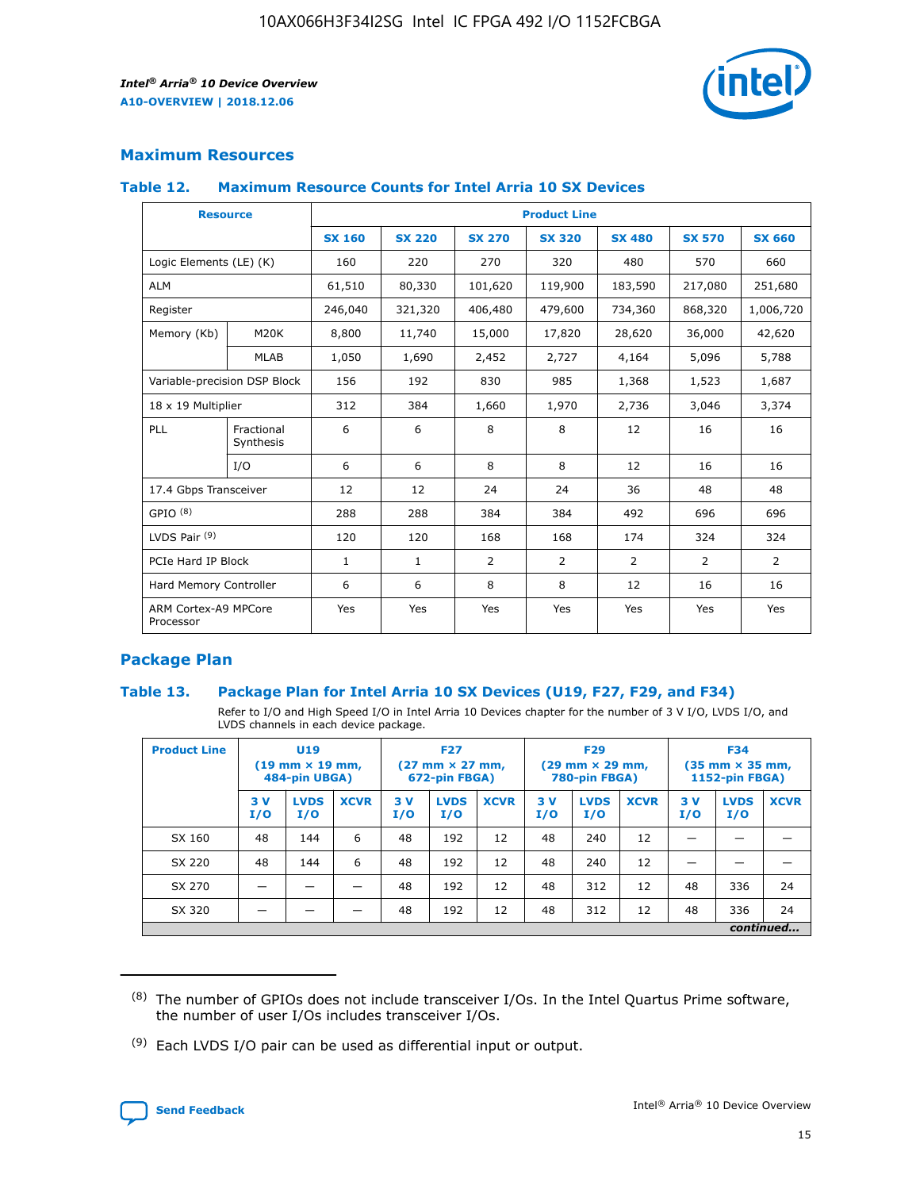## Maximum Resources

### Table 12. Maximum Resource Counts for Intel Arria 10 SX Devices

| Resource | | Product Line | | | | | | |
|---|---|---|---|---|---|---|---|---|
| | | SX 160 | SX 220 | SX 270 | SX 320 | SX 480 | SX 570 | SX 660 |
| Logic Elements (LE) (K) | | 160 | 220 | 270 | 320 | 480 | 570 | 660 |
| ALM | | 61,510 | 80,330 | 101,620 | 119,900 | 183,590 | 217,080 | 251,680 |
| Register | | 246,040 | 321,320 | 406,480 | 479,600 | 734,360 | 868,320 | 1,006,720 |
| Memory (Kb) | M20K | 8,800 | 11,740 | 15,000 | 17,820 | 28,620 | 36,000 | 42,620 |
| | MLAB | 1,050 | 1,690 | 2,452 | 2,727 | 4,164 | 5,096 | 5,788 |
| Variable-precision DSP Block | | 156 | 192 | 830 | 985 | 1,368 | 1,523 | 1,687 |
| 18 x 19 Multiplier | | 312 | 384 | 1,660 | 1,970 | 2,736 | 3,046 | 3,374 |
| PLL | Fractional Synthesis | 6 | 6 | 8 | 8 | 12 | 16 | 16 |
| | I/O | 6 | 6 | 8 | 8 | 12 | 16 | 16 |
| 17.4 Gbps Transceiver | | 12 | 12 | 24 | 24 | 36 | 48 | 48 |
| GPIO [8] | | 288 | 288 | 384 | 384 | 492 | 696 | 696 |
| LVDS Pair [9] | | 120 | 120 | 168 | 168 | 174 | 324 | 324 |
| PCIe Hard IP Block | | 1 | 1 | 2 | 2 | 2 | 2 | 2 |
| Hard Memory Controller | | 6 | 6 | 8 | 8 | 12 | 16 | 16 |
| ARM Cortex-A9 MPCore Processor | | Yes | Yes | Yes | Yes | Yes | Yes | Yes |

## Package Plan

### Table 13. Package Plan for Intel Arria 10 SX Devices (U19, F27, F29, and F34)

Refer to I/O and High Speed I/O in Intel Arria 10 Devices chapter for the number of 3 V I/O, LVDS I/O, and LVDS channels in each device package.

| Product Line | U19 (19 mm × 19 mm, 484-pin UBGA) | | | F27 (27 mm × 27 mm, 672-pin FBGA) | | | F29 (29 mm × 29 mm, 780-pin FBGA) | | | F34 (35 mm × 35 mm, 1152-pin FBGA) | | |
|---|---|---|---|---|---|---|---|---|---|---|---|---|
| | 3 V I/O | LVDS I/O | XCVR | 3 V I/O | LVDS I/O | XCVR | 3 V I/O | LVDS I/O | XCVR | 3 V I/O | LVDS I/O | XCVR |
| SX 160 | 48 | 144 | 6 | 48 | 192 | 12 | 48 | 240 | 12 | — | — | — |
| SX 220 | 48 | 144 | 6 | 48 | 192 | 12 | 48 | 240 | 12 | — | — | — |
| SX 270 | — | — | — | 48 | 192 | 12 | 48 | 312 | 12 | 48 | 336 | 24 |
| SX 320 | — | — | — | 48 | 192 | 12 | 48 | 312 | 12 | 48 | 336 | 24 |

*continued...*

(8) The number of GPIOs does not include transceiver I/Os. In the Intel Quartus Prime software, the number of user I/Os includes transceiver I/Os.

(9) Each LVDS I/O pair can be used as differential input or output.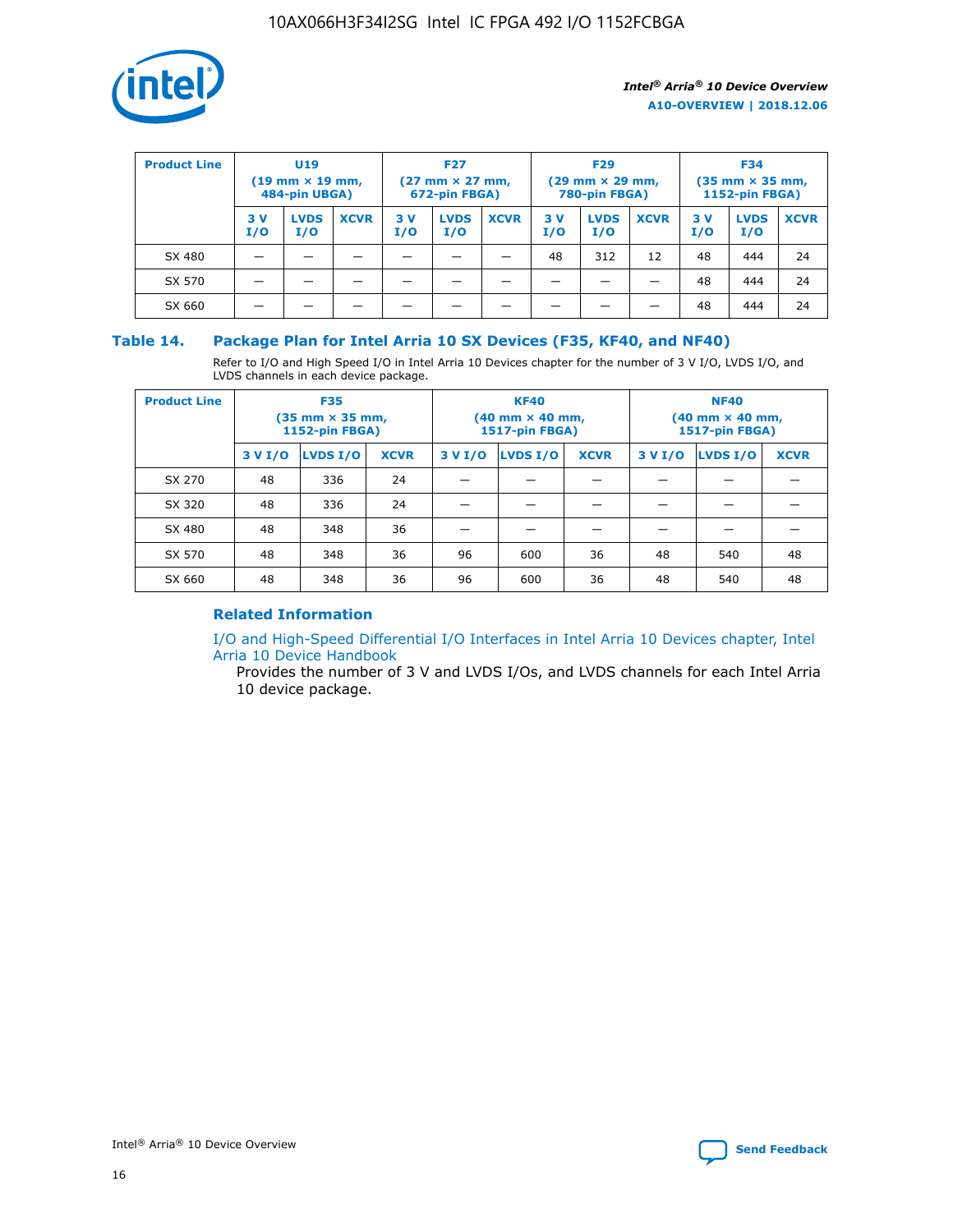| Product Line | U19 (19 mm × 19 mm, 484-pin UBGA) | | | F27 (27 mm × 27 mm, 672-pin FBGA) | | | F29 (29 mm × 29 mm, 780-pin FBGA) | | | F34 (35 mm × 35 mm, 1152-pin FBGA) | | |
|---|---|---|---|---|---|---|---|---|---|---|---|---|
| | 3 V I/O | LVDS I/O | XCVR | 3 V I/O | LVDS I/O | XCVR | 3 V I/O | LVDS I/O | XCVR | 3 V I/O | LVDS I/O | XCVR |
| SX 480 | — | — | — | — | — | — | 48 | 312 | 12 | 48 | 444 | 24 |
| SX 570 | — | — | — | — | — | — | — | — | — | 48 | 444 | 24 |
| SX 660 | — | — | — | — | — | — | — | — | — | 48 | 444 | 24 |

**Table 14. Package Plan for Intel Arria 10 SX Devices (F35, KF40, and NF40)**

Refer to I/O and High Speed I/O in Intel Arria 10 Devices chapter for the number of 3 V I/O, LVDS I/O, and LVDS channels in each device package.

| Product Line | F35 (35 mm × 35 mm, 1152-pin FBGA) | | | KF40 (40 mm × 40 mm, 1517-pin FBGA) | | | NF40 (40 mm × 40 mm, 1517-pin FBGA) | | |
|---|---|---|---|---|---|---|---|---|---|
| | 3 V I/O | LVDS I/O | XCVR | 3 V I/O | LVDS I/O | XCVR | 3 V I/O | LVDS I/O | XCVR |
| SX 270 | 48 | 336 | 24 | — | — | — | — | — | — |
| SX 320 | 48 | 336 | 24 | — | — | — | — | — | — |
| SX 480 | 48 | 348 | 36 | — | — | — | — | — | — |
| SX 570 | 48 | 348 | 36 | 96 | 600 | 36 | 48 | 540 | 48 |
| SX 660 | 48 | 348 | 36 | 96 | 600 | 36 | 48 | 540 | 48 |

### Related Information

I/O and High-Speed Differential I/O Interfaces in Intel Arria 10 Devices chapter, Intel Arria 10 Device Handbook

Provides the number of 3 V and LVDS I/Os, and LVDS channels for each Intel Arria 10 device package.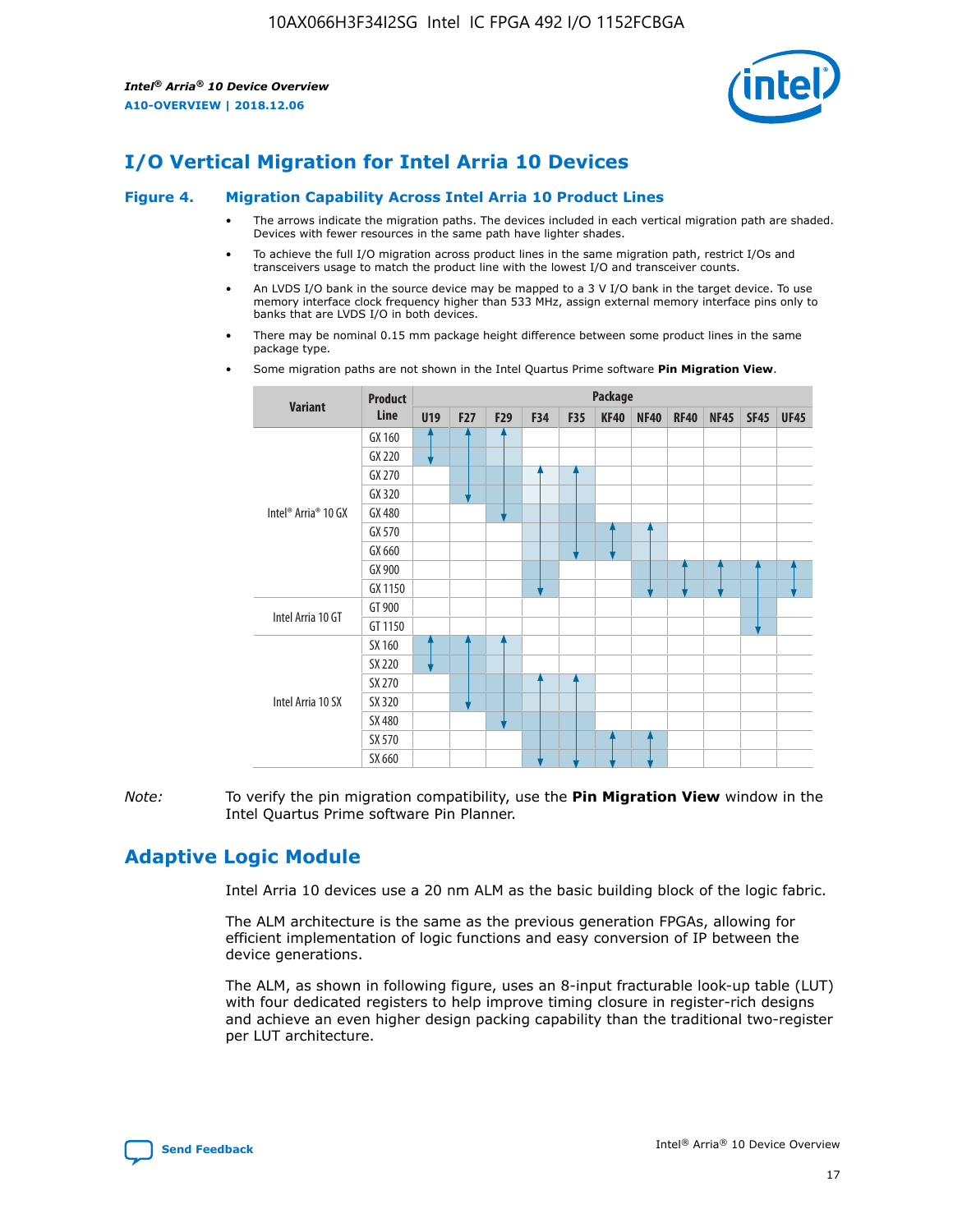# I/O Vertical Migration for Intel Arria 10 Devices

**Figure 4. Migration Capability Across Intel Arria 10 Product Lines**

- The arrows indicate the migration paths. The devices included in each vertical migration path are shaded. Devices with fewer resources in the same path have lighter shades.
- To achieve the full I/O migration across product lines in the same migration path, restrict I/Os and transceivers usage to match the product line with the lowest I/O and transceiver counts.
- An LVDS I/O bank in the source device may be mapped to a 3 V I/O bank in the target device. To use memory interface clock frequency higher than 533 MHz, assign external memory interface pins only to banks that are LVDS I/O in both devices.
- There may be nominal 0.15 mm package height difference between some product lines in the same package type.
- Some migration paths are not shown in the Intel Quartus Prime software **Pin Migration View**.

| Variant | Product Line | Package | | | | | | | | | | |
|---|---|---|---|---|---|---|---|---|---|---|---|---|
| | | U19 | F27 | F29 | F34 | F35 | KF40 | NF40 | RF40 | NF45 | SF45 | UF45 |
| Intel® Arria® 10 GX | GX 160 | | | | | | | | | | | |
| | GX 220 | | | | | | | | | | | |
| | GX 270 | | | | | | | | | | | |
| | GX 320 | | | | | | | | | | | |
| | GX 480 | | | | | | | | | | | |
| | GX 570 | | | | | | | | | | | |
| | GX 660 | | | | | | | | | | | |
| | GX 900 | | | | | | | | | | | |
| | GX 1150 | | | | | | | | | | | |
| Intel Arria 10 GT | GT 900 | | | | | | | | | | | |
| | GT 1150 | | | | | | | | | | | |
| Intel Arria 10 SX | SX 160 | | | | | | | | | | | |
| | SX 220 | | | | | | | | | | | |
| | SX 270 | | | | | | | | | | | |
| | SX 320 | | | | | | | | | | | |
| | SX 480 | | | | | | | | | | | |
| | SX 570 | | | | | | | | | | | |
| | SX 660 | | | | | | | | | | | |

*Note:* To verify the pin migration compatibility, use the **Pin Migration View** window in the Intel Quartus Prime software Pin Planner.

# Adaptive Logic Module

Intel Arria 10 devices use a 20 nm ALM as the basic building block of the logic fabric.

The ALM architecture is the same as the previous generation FPGAs, allowing for efficient implementation of logic functions and easy conversion of IP between the device generations.

The ALM, as shown in following figure, uses an 8-input fracturable look-up table (LUT) with four dedicated registers to help improve timing closure in register-rich designs and achieve an even higher design packing capability than the traditional two-register per LUT architecture.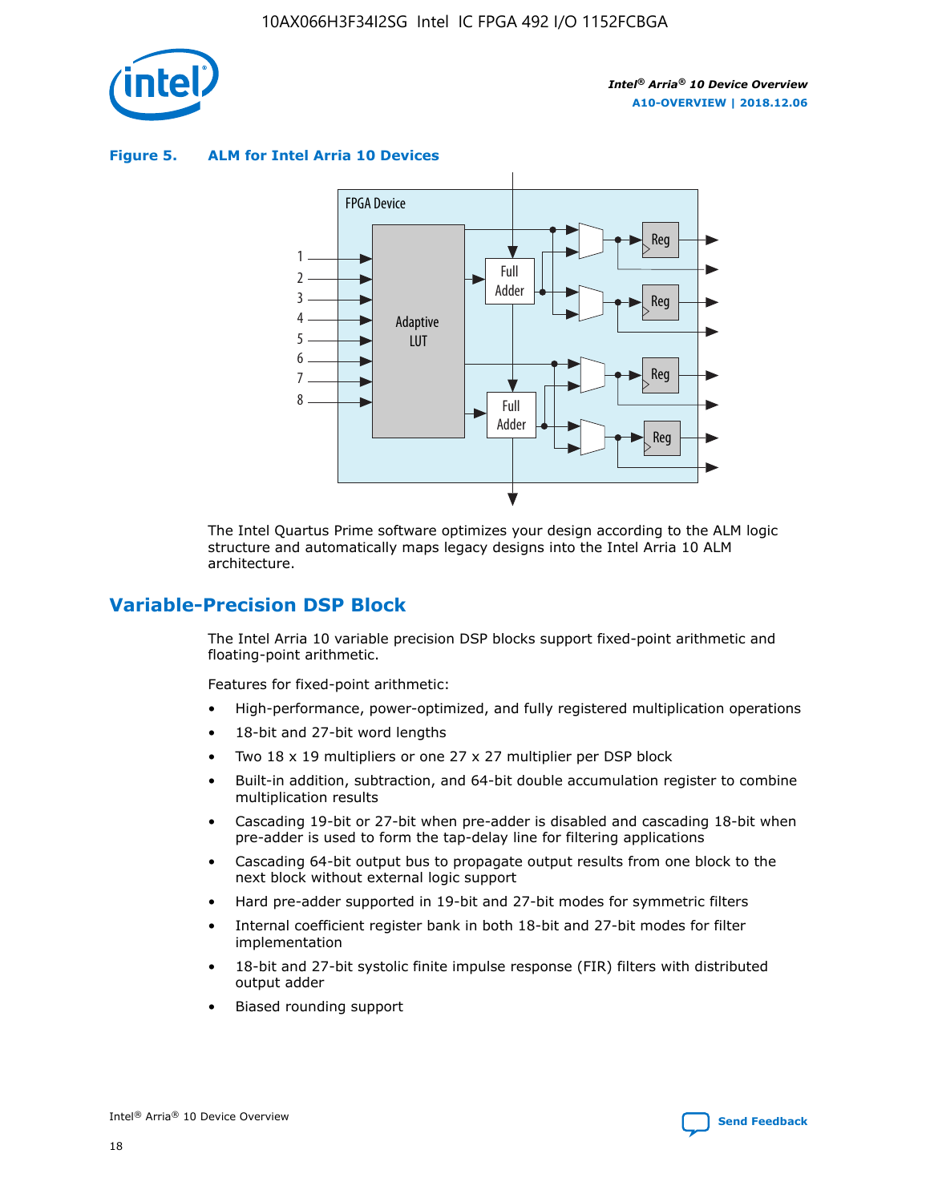**Figure 5. ALM for Intel Arria 10 Devices**

The Intel Quartus Prime software optimizes your design according to the ALM logic structure and automatically maps legacy designs into the Intel Arria 10 ALM architecture.

## Variable-Precision DSP Block

The Intel Arria 10 variable precision DSP blocks support fixed-point arithmetic and floating-point arithmetic.

Features for fixed-point arithmetic:

- High-performance, power-optimized, and fully registered multiplication operations
- 18-bit and 27-bit word lengths
- Two 18 x 19 multipliers or one 27 x 27 multiplier per DSP block
- Built-in addition, subtraction, and 64-bit double accumulation register to combine multiplication results
- Cascading 19-bit or 27-bit when pre-adder is disabled and cascading 18-bit when pre-adder is used to form the tap-delay line for filtering applications
- Cascading 64-bit output bus to propagate output results from one block to the next block without external logic support
- Hard pre-adder supported in 19-bit and 27-bit modes for symmetric filters
- Internal coefficient register bank in both 18-bit and 27-bit modes for filter implementation
- 18-bit and 27-bit systolic finite impulse response (FIR) filters with distributed output adder
- Biased rounding support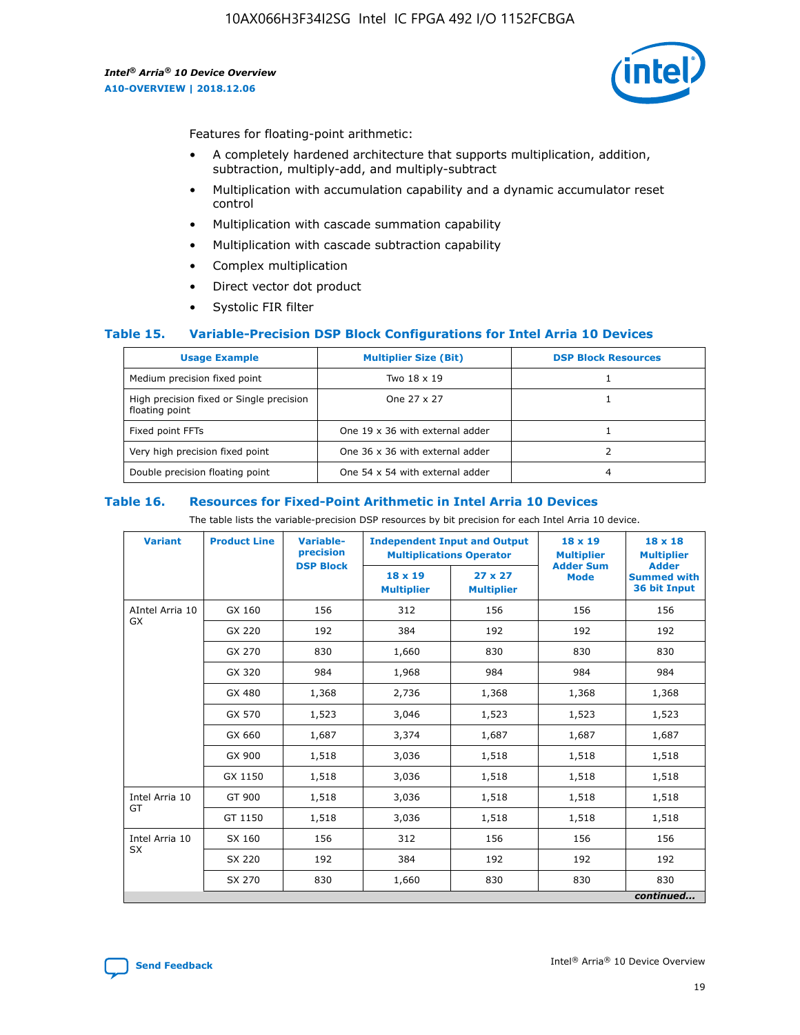Features for floating-point arithmetic:

- A completely hardened architecture that supports multiplication, addition, subtraction, multiply-add, and multiply-subtract
- Multiplication with accumulation capability and a dynamic accumulator reset control
- Multiplication with cascade summation capability
- Multiplication with cascade subtraction capability
- Complex multiplication
- Direct vector dot product
- Systolic FIR filter

### Table 15. Variable-Precision DSP Block Configurations for Intel Arria 10 Devices

| Usage Example | Multiplier Size (Bit) | DSP Block Resources |
|---|---|---|
| Medium precision fixed point | Two 18 x 19 | 1 |
| High precision fixed or Single precision floating point | One 27 x 27 | 1 |
| Fixed point FFTs | One 19 x 36 with external adder | 1 |
| Very high precision fixed point | One 36 x 36 with external adder | 2 |
| Double precision floating point | One 54 x 54 with external adder | 4 |

### Table 16. Resources for Fixed-Point Arithmetic in Intel Arria 10 Devices

The table lists the variable-precision DSP resources by bit precision for each Intel Arria 10 device.

| Variant | Product Line | Variable-precision DSP Block | Independent Input and Output Multiplications Operator | | 18 x 19 Multiplier Adder Sum Mode | 18 x 18 Multiplier Adder Summed with 36 bit Input |
|---|---|---|---|---|---|---|
| | | | 18 x 19 Multiplier | 27 x 27 Multiplier | | |
| AIntel Arria 10 GX | GX 160 | 156 | 312 | 156 | 156 | 156 |
| | GX 220 | 192 | 384 | 192 | 192 | 192 |
| | GX 270 | 830 | 1,660 | 830 | 830 | 830 |
| | GX 320 | 984 | 1,968 | 984 | 984 | 984 |
| | GX 480 | 1,368 | 2,736 | 1,368 | 1,368 | 1,368 |
| | GX 570 | 1,523 | 3,046 | 1,523 | 1,523 | 1,523 |
| | GX 660 | 1,687 | 3,374 | 1,687 | 1,687 | 1,687 |
| | GX 900 | 1,518 | 3,036 | 1,518 | 1,518 | 1,518 |
| | GX 1150 | 1,518 | 3,036 | 1,518 | 1,518 | 1,518 |
| Intel Arria 10 GT | GT 900 | 1,518 | 3,036 | 1,518 | 1,518 | 1,518 |
| | GT 1150 | 1,518 | 3,036 | 1,518 | 1,518 | 1,518 |
| Intel Arria 10 SX | SX 160 | 156 | 312 | 156 | 156 | 156 |
| | SX 220 | 192 | 384 | 192 | 192 | 192 |
| | SX 270 | 830 | 1,660 | 830 | 830 | 830 |

*continued...*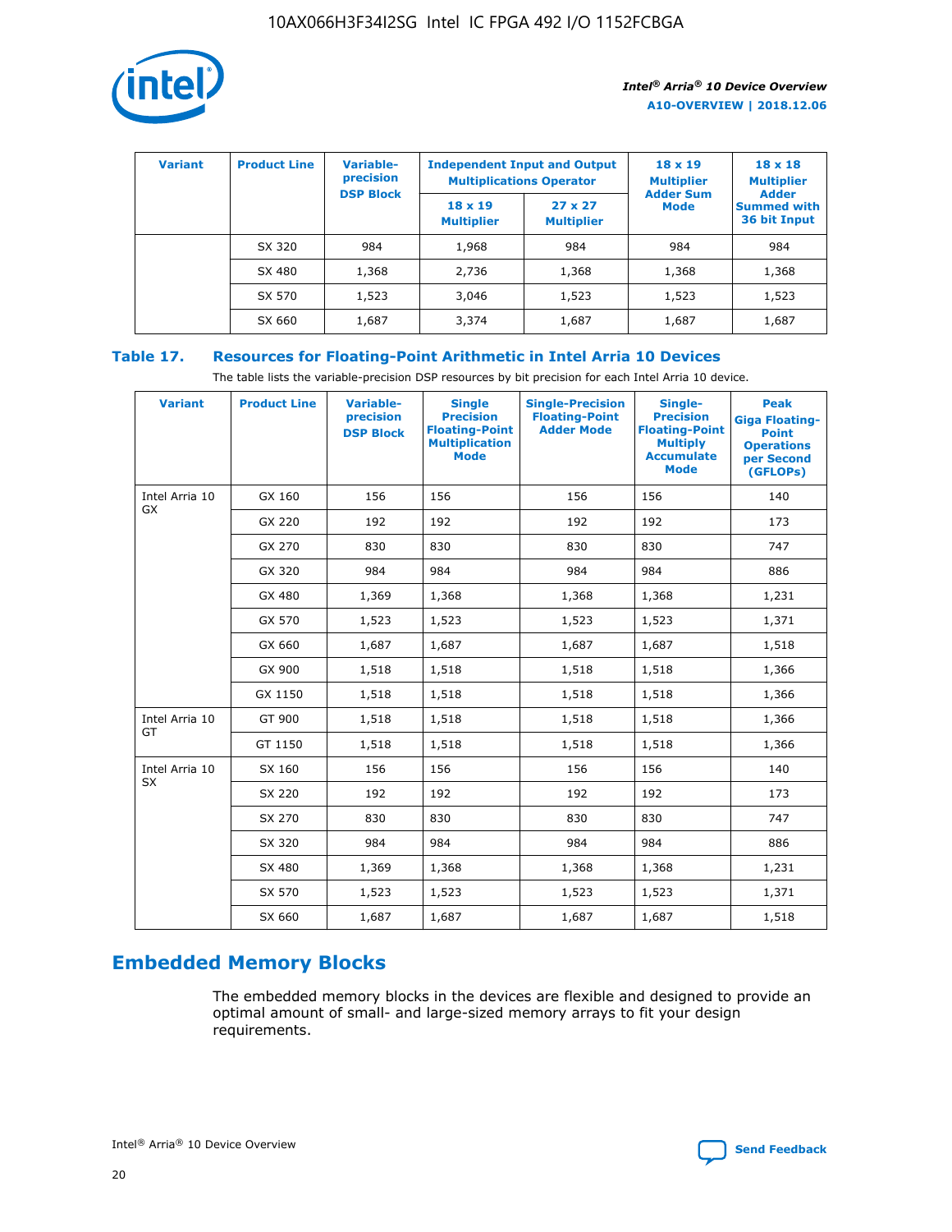| Variant | Product Line | Variable-precision DSP Block | Independent Input and Output Multiplications Operator | | 18 x 19 Multiplier Adder Sum Mode | 18 x 18 Multiplier Adder Summed with 36 bit Input |
|---|---|---|---|---|---|---|
| | | | 18 x 19 Multiplier | 27 x 27 Multiplier | | |
| | SX 320 | 984 | 1,968 | 984 | 984 | 984 |
| | SX 480 | 1,368 | 2,736 | 1,368 | 1,368 | 1,368 |
| | SX 570 | 1,523 | 3,046 | 1,523 | 1,523 | 1,523 |
| | SX 660 | 1,687 | 3,374 | 1,687 | 1,687 | 1,687 |

**Table 17. Resources for Floating-Point Arithmetic in Intel Arria 10 Devices**

The table lists the variable-precision DSP resources by bit precision for each Intel Arria 10 device.

| Variant | Product Line | Variable-precision DSP Block | Single Precision Floating-Point Multiplication Mode | Single-Precision Floating-Point Adder Mode | Single-Precision Floating-Point Multiply Accumulate Mode | Peak Giga Floating-Point Operations per Second (GFLOPs) |
|---|---|---|---|---|---|---|
| Intel Arria 10 GX | GX 160 | 156 | 156 | 156 | 156 | 140 |
| | GX 220 | 192 | 192 | 192 | 192 | 173 |
| | GX 270 | 830 | 830 | 830 | 830 | 747 |
| | GX 320 | 984 | 984 | 984 | 984 | 886 |
| | GX 480 | 1,369 | 1,368 | 1,368 | 1,368 | 1,231 |
| | GX 570 | 1,523 | 1,523 | 1,523 | 1,523 | 1,371 |
| | GX 660 | 1,687 | 1,687 | 1,687 | 1,687 | 1,518 |
| | GX 900 | 1,518 | 1,518 | 1,518 | 1,518 | 1,366 |
| | GX 1150 | 1,518 | 1,518 | 1,518 | 1,518 | 1,366 |
| Intel Arria 10 GT | GT 900 | 1,518 | 1,518 | 1,518 | 1,518 | 1,366 |
| | GT 1150 | 1,518 | 1,518 | 1,518 | 1,518 | 1,366 |
| Intel Arria 10 SX | SX 160 | 156 | 156 | 156 | 156 | 140 |
| | SX 220 | 192 | 192 | 192 | 192 | 173 |
| | SX 270 | 830 | 830 | 830 | 830 | 747 |
| | SX 320 | 984 | 984 | 984 | 984 | 886 |
| | SX 480 | 1,369 | 1,368 | 1,368 | 1,368 | 1,231 |
| | SX 570 | 1,523 | 1,523 | 1,523 | 1,523 | 1,371 |
| | SX 660 | 1,687 | 1,687 | 1,687 | 1,687 | 1,518 |

## Embedded Memory Blocks

The embedded memory blocks in the devices are flexible and designed to provide an optimal amount of small- and large-sized memory arrays to fit your design requirements.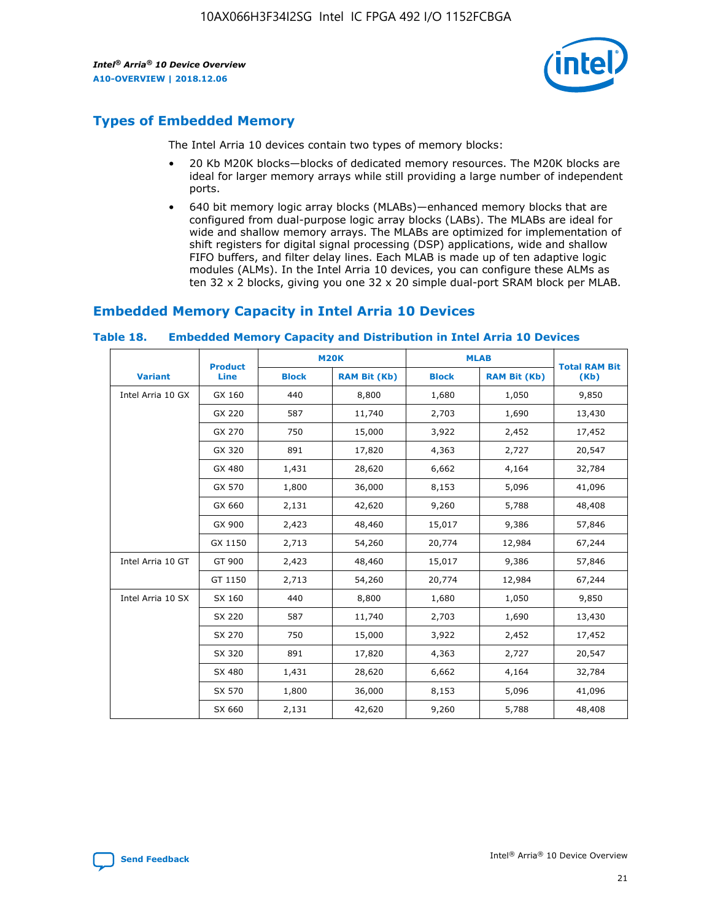## Types of Embedded Memory

The Intel Arria 10 devices contain two types of memory blocks:

- 20 Kb M20K blocks—blocks of dedicated memory resources. The M20K blocks are ideal for larger memory arrays while still providing a large number of independent ports.
- 640 bit memory logic array blocks (MLABs)—enhanced memory blocks that are configured from dual-purpose logic array blocks (LABs). The MLABs are ideal for wide and shallow memory arrays. The MLABs are optimized for implementation of shift registers for digital signal processing (DSP) applications, wide and shallow FIFO buffers, and filter delay lines. Each MLAB is made up of ten adaptive logic modules (ALMs). In the Intel Arria 10 devices, you can configure these ALMs as ten 32 x 2 blocks, giving you one 32 x 20 simple dual-port SRAM block per MLAB.

## Embedded Memory Capacity in Intel Arria 10 Devices

**Table 18. Embedded Memory Capacity and Distribution in Intel Arria 10 Devices**

| Variant | Product Line | M20K | | MLAB | | Total RAM Bit (Kb) |
|---|---|---|---|---|---|---|
| | | Block | RAM Bit (Kb) | Block | RAM Bit (Kb) | |
| Intel Arria 10 GX | GX 160 | 440 | 8,800 | 1,680 | 1,050 | 9,850 |
| | GX 220 | 587 | 11,740 | 2,703 | 1,690 | 13,430 |
| | GX 270 | 750 | 15,000 | 3,922 | 2,452 | 17,452 |
| | GX 320 | 891 | 17,820 | 4,363 | 2,727 | 20,547 |
| | GX 480 | 1,431 | 28,620 | 6,662 | 4,164 | 32,784 |
| | GX 570 | 1,800 | 36,000 | 8,153 | 5,096 | 41,096 |
| | GX 660 | 2,131 | 42,620 | 9,260 | 5,788 | 48,408 |
| | GX 900 | 2,423 | 48,460 | 15,017 | 9,386 | 57,846 |
| | GX 1150 | 2,713 | 54,260 | 20,774 | 12,984 | 67,244 |
| Intel Arria 10 GT | GT 900 | 2,423 | 48,460 | 15,017 | 9,386 | 57,846 |
| | GT 1150 | 2,713 | 54,260 | 20,774 | 12,984 | 67,244 |
| Intel Arria 10 SX | SX 160 | 440 | 8,800 | 1,680 | 1,050 | 9,850 |
| | SX 220 | 587 | 11,740 | 2,703 | 1,690 | 13,430 |
| | SX 270 | 750 | 15,000 | 3,922 | 2,452 | 17,452 |
| | SX 320 | 891 | 17,820 | 4,363 | 2,727 | 20,547 |
| | SX 480 | 1,431 | 28,620 | 6,662 | 4,164 | 32,784 |
| | SX 570 | 1,800 | 36,000 | 8,153 | 5,096 | 41,096 |
| | SX 660 | 2,131 | 42,620 | 9,260 | 5,788 | 48,408 |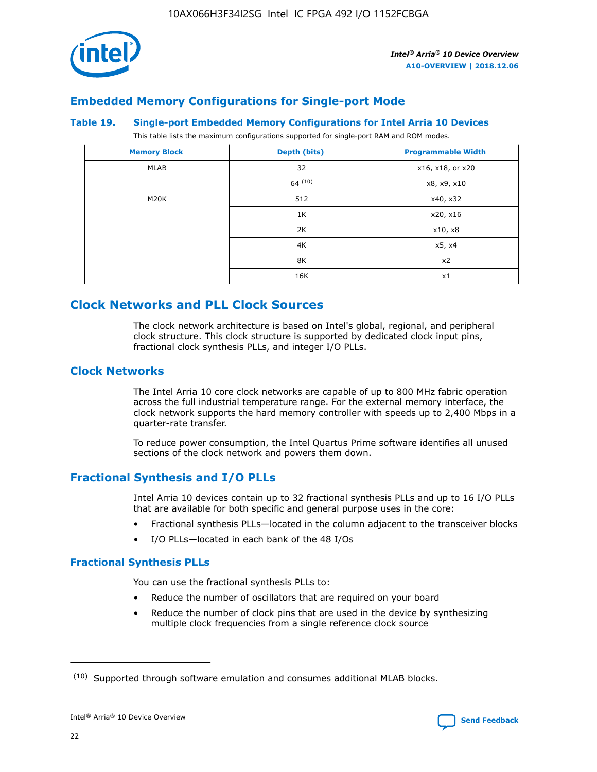## Embedded Memory Configurations for Single-port Mode

### Table 19. Single-port Embedded Memory Configurations for Intel Arria 10 Devices

This table lists the maximum configurations supported for single-port RAM and ROM modes.

| Memory Block | Depth (bits) | Programmable Width |
|---|---|---|
| MLAB | 32 | x16, x18, or x20 |
| | 64 (10) | x8, x9, x10 |
| M20K | 512 | x40, x32 |
| | 1K | x20, x16 |
| | 2K | x10, x8 |
| | 4K | x5, x4 |
| | 8K | x2 |
| | 16K | x1 |

# Clock Networks and PLL Clock Sources

The clock network architecture is based on Intel's global, regional, and peripheral clock structure. This clock structure is supported by dedicated clock input pins, fractional clock synthesis PLLs, and integer I/O PLLs.

## Clock Networks

The Intel Arria 10 core clock networks are capable of up to 800 MHz fabric operation across the full industrial temperature range. For the external memory interface, the clock network supports the hard memory controller with speeds up to 2,400 Mbps in a quarter-rate transfer.

To reduce power consumption, the Intel Quartus Prime software identifies all unused sections of the clock network and powers them down.

## Fractional Synthesis and I/O PLLs

Intel Arria 10 devices contain up to 32 fractional synthesis PLLs and up to 16 I/O PLLs that are available for both specific and general purpose uses in the core:

- Fractional synthesis PLLs—located in the column adjacent to the transceiver blocks
- I/O PLLs—located in each bank of the 48 I/Os

### Fractional Synthesis PLLs

You can use the fractional synthesis PLLs to:

- Reduce the number of oscillators that are required on your board
- Reduce the number of clock pins that are used in the device by synthesizing multiple clock frequencies from a single reference clock source

(10) Supported through software emulation and consumes additional MLAB blocks.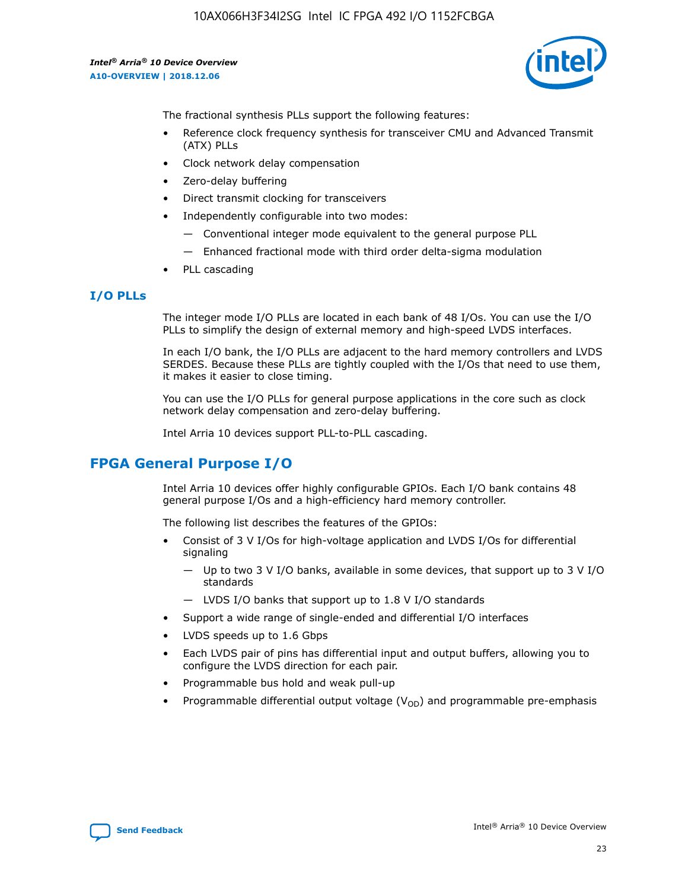The fractional synthesis PLLs support the following features:

- Reference clock frequency synthesis for transceiver CMU and Advanced Transmit (ATX) PLLs
- Clock network delay compensation
- Zero-delay buffering
- Direct transmit clocking for transceivers
- Independently configurable into two modes:
  - Conventional integer mode equivalent to the general purpose PLL
  - Enhanced fractional mode with third order delta-sigma modulation
- PLL cascading

### I/O PLLs

The integer mode I/O PLLs are located in each bank of 48 I/Os. You can use the I/O PLLs to simplify the design of external memory and high-speed LVDS interfaces.

In each I/O bank, the I/O PLLs are adjacent to the hard memory controllers and LVDS SERDES. Because these PLLs are tightly coupled with the I/Os that need to use them, it makes it easier to close timing.

You can use the I/O PLLs for general purpose applications in the core such as clock network delay compensation and zero-delay buffering.

Intel Arria 10 devices support PLL-to-PLL cascading.

## FPGA General Purpose I/O

Intel Arria 10 devices offer highly configurable GPIOs. Each I/O bank contains 48 general purpose I/Os and a high-efficiency hard memory controller.

The following list describes the features of the GPIOs:

- Consist of 3 V I/Os for high-voltage application and LVDS I/Os for differential signaling
  - Up to two 3 V I/O banks, available in some devices, that support up to 3 V I/O standards
  - LVDS I/O banks that support up to 1.8 V I/O standards
- Support a wide range of single-ended and differential I/O interfaces
- LVDS speeds up to 1.6 Gbps
- Each LVDS pair of pins has differential input and output buffers, allowing you to configure the LVDS direction for each pair.
- Programmable bus hold and weak pull-up
- Programmable differential output voltage ($V_{OD}$) and programmable pre-emphasis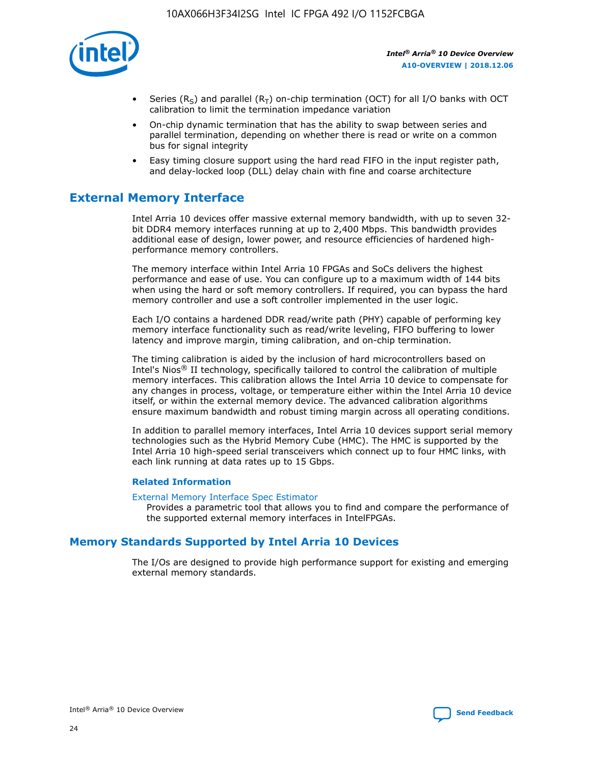- Series ($R_S$) and parallel ($R_T$) on-chip termination (OCT) for all I/O banks with OCT calibration to limit the termination impedance variation
- On-chip dynamic termination that has the ability to swap between series and parallel termination, depending on whether there is read or write on a common bus for signal integrity
- Easy timing closure support using the hard read FIFO in the input register path, and delay-locked loop (DLL) delay chain with fine and coarse architecture

## External Memory Interface

Intel Arria 10 devices offer massive external memory bandwidth, with up to seven 32-bit DDR4 memory interfaces running at up to 2,400 Mbps. This bandwidth provides additional ease of design, lower power, and resource efficiencies of hardened high-performance memory controllers.

The memory interface within Intel Arria 10 FPGAs and SoCs delivers the highest performance and ease of use. You can configure up to a maximum width of 144 bits when using the hard or soft memory controllers. If required, you can bypass the hard memory controller and use a soft controller implemented in the user logic.

Each I/O contains a hardened DDR read/write path (PHY) capable of performing key memory interface functionality such as read/write leveling, FIFO buffering to lower latency and improve margin, timing calibration, and on-chip termination.

The timing calibration is aided by the inclusion of hard microcontrollers based on Intel's Nios® II technology, specifically tailored to control the calibration of multiple memory interfaces. This calibration allows the Intel Arria 10 device to compensate for any changes in process, voltage, or temperature either within the Intel Arria 10 device itself, or within the external memory device. The advanced calibration algorithms ensure maximum bandwidth and robust timing margin across all operating conditions.

In addition to parallel memory interfaces, Intel Arria 10 devices support serial memory technologies such as the Hybrid Memory Cube (HMC). The HMC is supported by the Intel Arria 10 high-speed serial transceivers which connect up to four HMC links, with each link running at data rates up to 15 Gbps.

### Related Information

External Memory Interface Spec Estimator
Provides a parametric tool that allows you to find and compare the performance of the supported external memory interfaces in IntelFPGAs.

## Memory Standards Supported by Intel Arria 10 Devices

The I/Os are designed to provide high performance support for existing and emerging external memory standards.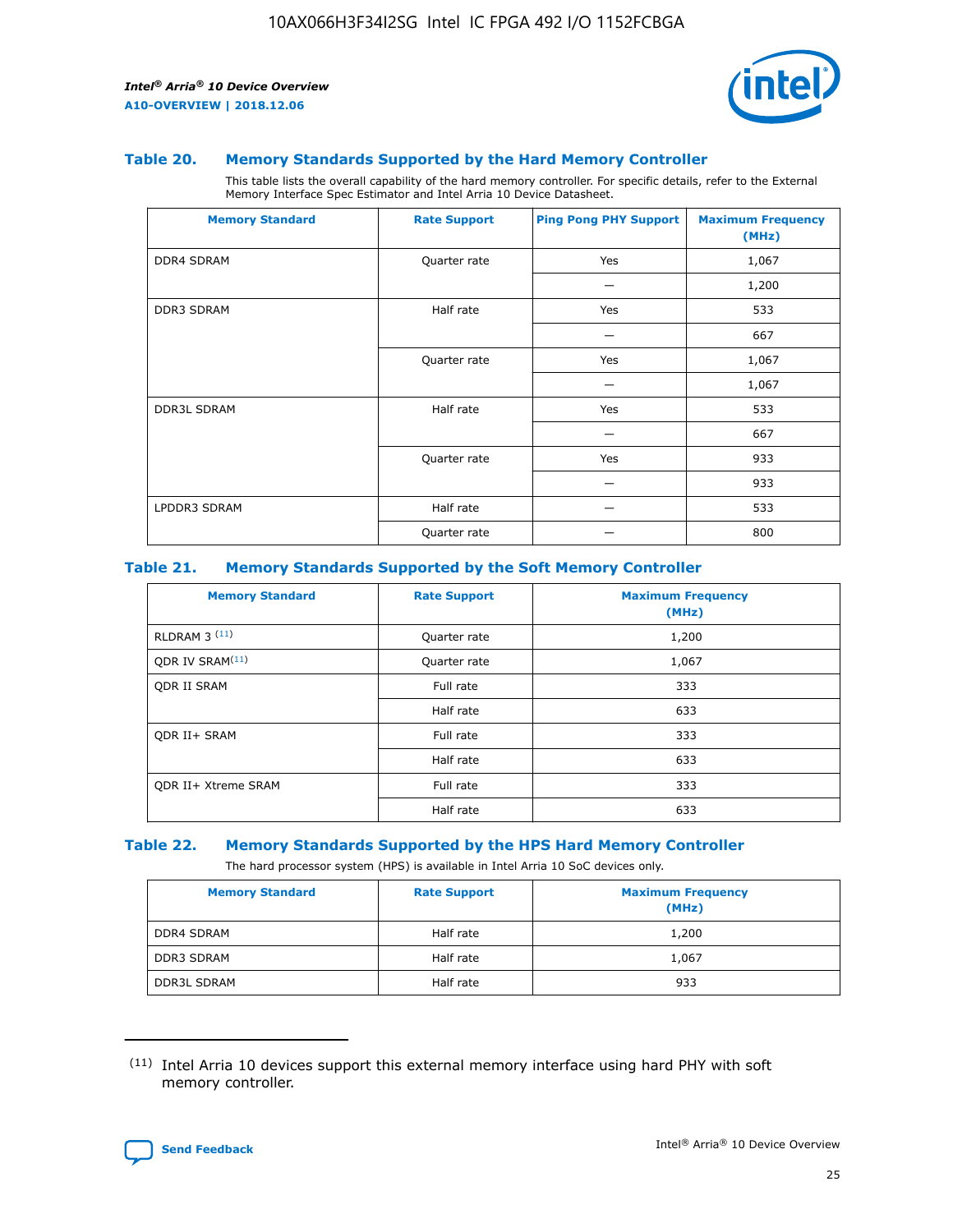## Table 20. Memory Standards Supported by the Hard Memory Controller

This table lists the overall capability of the hard memory controller. For specific details, refer to the External Memory Interface Spec Estimator and Intel Arria 10 Device Datasheet.

| Memory Standard | Rate Support | Ping Pong PHY Support | Maximum Frequency (MHz) |
|---|---|---|---|
| DDR4 SDRAM | Quarter rate | Yes | 1,067 |
| | | — | 1,200 |
| DDR3 SDRAM | Half rate | Yes | 533 |
| | | — | 667 |
| | Quarter rate | Yes | 1,067 |
| | | — | 1,067 |
| DDR3L SDRAM | Half rate | Yes | 533 |
| | | — | 667 |
| | Quarter rate | Yes | 933 |
| | | — | 933 |
| LPDDR3 SDRAM | Half rate | — | 533 |
| | Quarter rate | — | 800 |

## Table 21. Memory Standards Supported by the Soft Memory Controller

| Memory Standard | Rate Support | Maximum Frequency (MHz) |
|---|---|---|
| RLDRAM 3 [11] | Quarter rate | 1,200 |
| QDR IV SRAM[11] | Quarter rate | 1,067 |
| QDR II SRAM | Full rate | 333 |
| | Half rate | 633 |
| QDR II+ SRAM | Full rate | 333 |
| | Half rate | 633 |
| QDR II+ Xtreme SRAM | Full rate | 333 |
| | Half rate | 633 |

## Table 22. Memory Standards Supported by the HPS Hard Memory Controller

The hard processor system (HPS) is available in Intel Arria 10 SoC devices only.

| Memory Standard | Rate Support | Maximum Frequency (MHz) |
|---|---|---|
| DDR4 SDRAM | Half rate | 1,200 |
| DDR3 SDRAM | Half rate | 1,067 |
| DDR3L SDRAM | Half rate | 933 |

[11] Intel Arria 10 devices support this external memory interface using hard PHY with soft memory controller.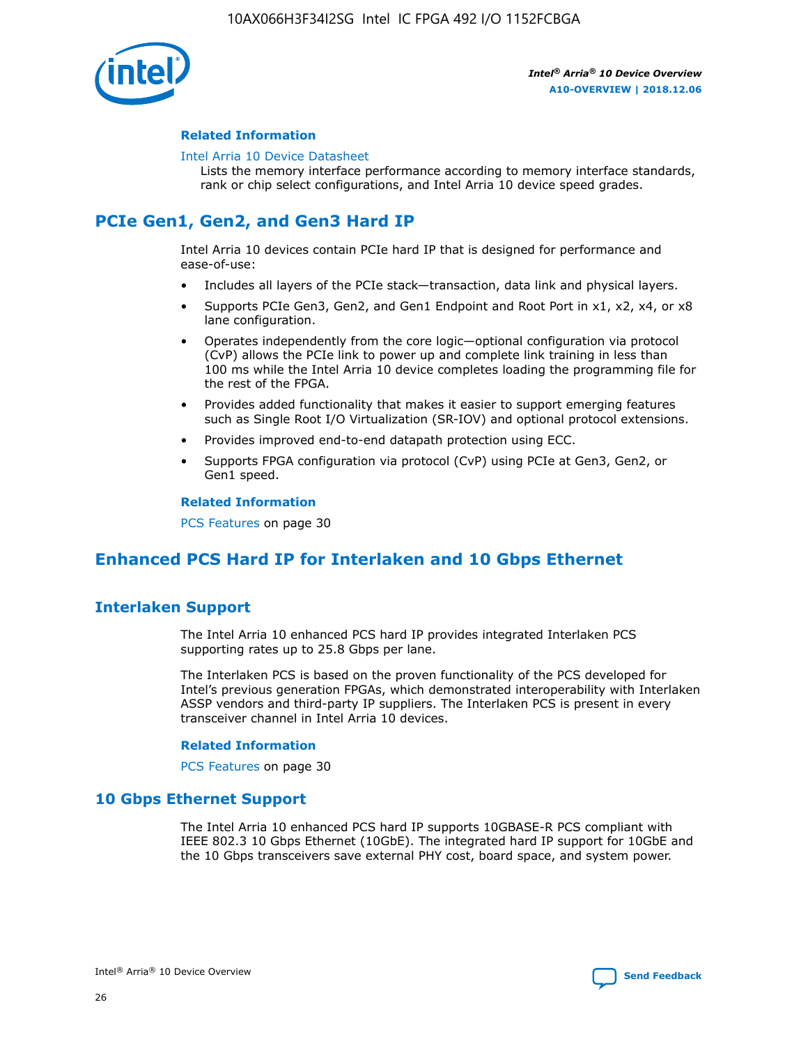#### Related Information

Intel Arria 10 Device Datasheet
Lists the memory interface performance according to memory interface standards, rank or chip select configurations, and Intel Arria 10 device speed grades.

## PCIe Gen1, Gen2, and Gen3 Hard IP

Intel Arria 10 devices contain PCIe hard IP that is designed for performance and ease-of-use:

- Includes all layers of the PCIe stack—transaction, data link and physical layers.
- Supports PCIe Gen3, Gen2, and Gen1 Endpoint and Root Port in x1, x2, x4, or x8 lane configuration.
- Operates independently from the core logic—optional configuration via protocol (CvP) allows the PCIe link to power up and complete link training in less than 100 ms while the Intel Arria 10 device completes loading the programming file for the rest of the FPGA.
- Provides added functionality that makes it easier to support emerging features such as Single Root I/O Virtualization (SR-IOV) and optional protocol extensions.
- Provides improved end-to-end datapath protection using ECC.
- Supports FPGA configuration via protocol (CvP) using PCIe at Gen3, Gen2, or Gen1 speed.

#### Related Information

PCS Features on page 30

## Enhanced PCS Hard IP for Interlaken and 10 Gbps Ethernet

### Interlaken Support

The Intel Arria 10 enhanced PCS hard IP provides integrated Interlaken PCS supporting rates up to 25.8 Gbps per lane.

The Interlaken PCS is based on the proven functionality of the PCS developed for Intel's previous generation FPGAs, which demonstrated interoperability with Interlaken ASSP vendors and third-party IP suppliers. The Interlaken PCS is present in every transceiver channel in Intel Arria 10 devices.

#### Related Information

PCS Features on page 30

### 10 Gbps Ethernet Support

The Intel Arria 10 enhanced PCS hard IP supports 10GBASE-R PCS compliant with IEEE 802.3 10 Gbps Ethernet (10GbE). The integrated hard IP support for 10GbE and the 10 Gbps transceivers save external PHY cost, board space, and system power.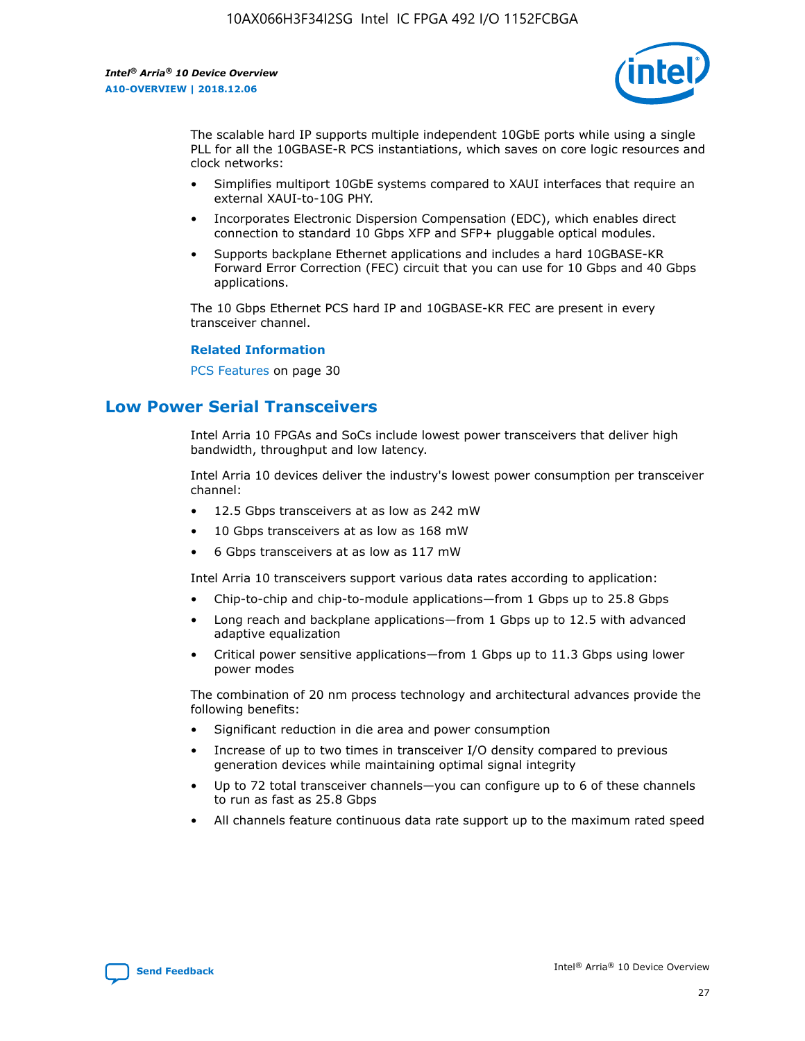The scalable hard IP supports multiple independent 10GbE ports while using a single PLL for all the 10GBASE-R PCS instantiations, which saves on core logic resources and clock networks:

- Simplifies multiport 10GbE systems compared to XAUI interfaces that require an external XAUI-to-10G PHY.
- Incorporates Electronic Dispersion Compensation (EDC), which enables direct connection to standard 10 Gbps XFP and SFP+ pluggable optical modules.
- Supports backplane Ethernet applications and includes a hard 10GBASE-KR Forward Error Correction (FEC) circuit that you can use for 10 Gbps and 40 Gbps applications.

The 10 Gbps Ethernet PCS hard IP and 10GBASE-KR FEC are present in every transceiver channel.

**Related Information**

PCS Features on page 30

## Low Power Serial Transceivers

Intel Arria 10 FPGAs and SoCs include lowest power transceivers that deliver high bandwidth, throughput and low latency.

Intel Arria 10 devices deliver the industry's lowest power consumption per transceiver channel:

- 12.5 Gbps transceivers at as low as 242 mW
- 10 Gbps transceivers at as low as 168 mW
- 6 Gbps transceivers at as low as 117 mW

Intel Arria 10 transceivers support various data rates according to application:

- Chip-to-chip and chip-to-module applications—from 1 Gbps up to 25.8 Gbps
- Long reach and backplane applications—from 1 Gbps up to 12.5 with advanced adaptive equalization
- Critical power sensitive applications—from 1 Gbps up to 11.3 Gbps using lower power modes

The combination of 20 nm process technology and architectural advances provide the following benefits:

- Significant reduction in die area and power consumption
- Increase of up to two times in transceiver I/O density compared to previous generation devices while maintaining optimal signal integrity
- Up to 72 total transceiver channels—you can configure up to 6 of these channels to run as fast as 25.8 Gbps
- All channels feature continuous data rate support up to the maximum rated speed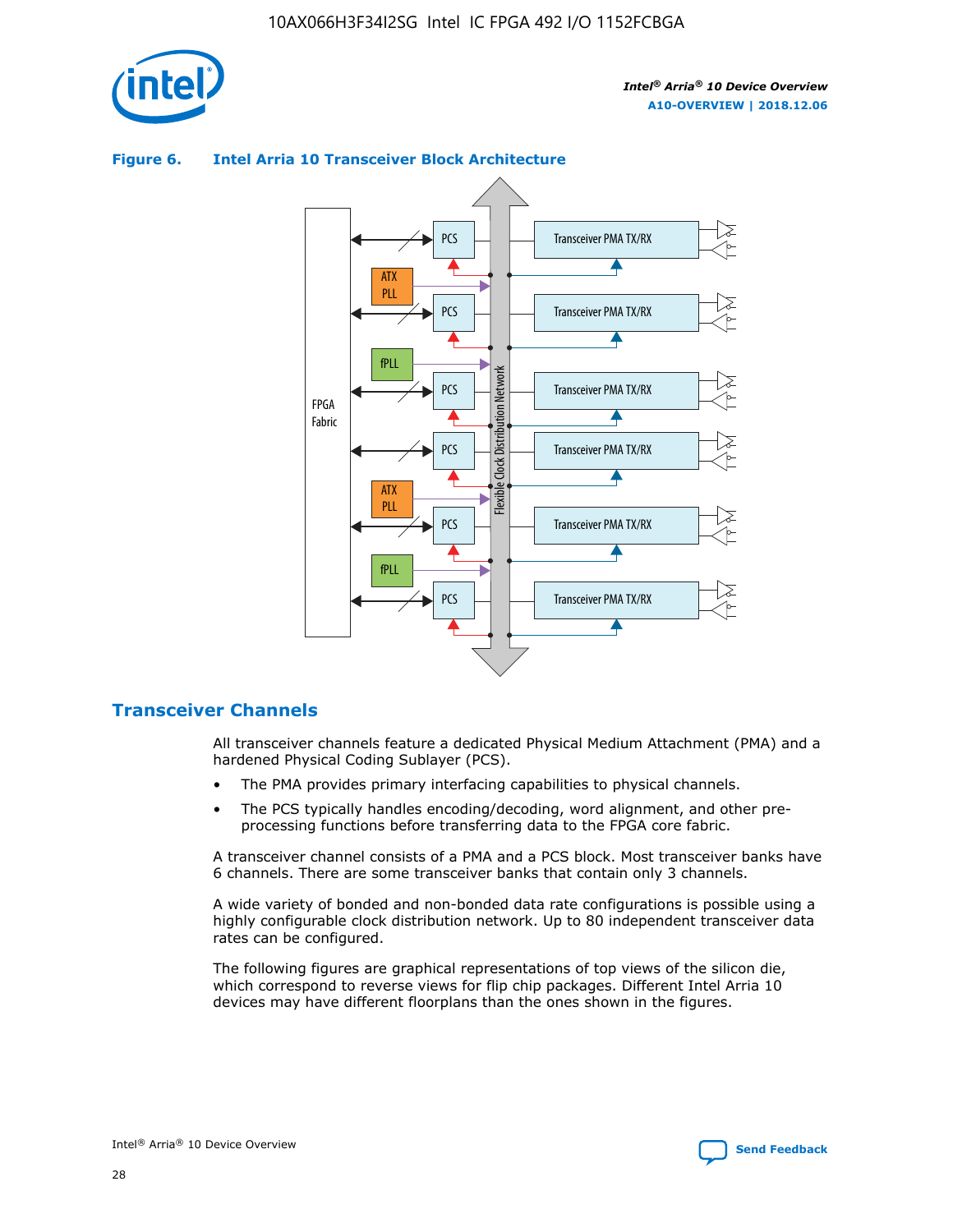**Figure 6. Intel Arria 10 Transceiver Block Architecture**

## Transceiver Channels

All transceiver channels feature a dedicated Physical Medium Attachment (PMA) and a hardened Physical Coding Sublayer (PCS).

- The PMA provides primary interfacing capabilities to physical channels.
- The PCS typically handles encoding/decoding, word alignment, and other pre-processing functions before transferring data to the FPGA core fabric.

A transceiver channel consists of a PMA and a PCS block. Most transceiver banks have 6 channels. There are some transceiver banks that contain only 3 channels.

A wide variety of bonded and non-bonded data rate configurations is possible using a highly configurable clock distribution network. Up to 80 independent transceiver data rates can be configured.

The following figures are graphical representations of top views of the silicon die, which correspond to reverse views for flip chip packages. Different Intel Arria 10 devices may have different floorplans than the ones shown in the figures.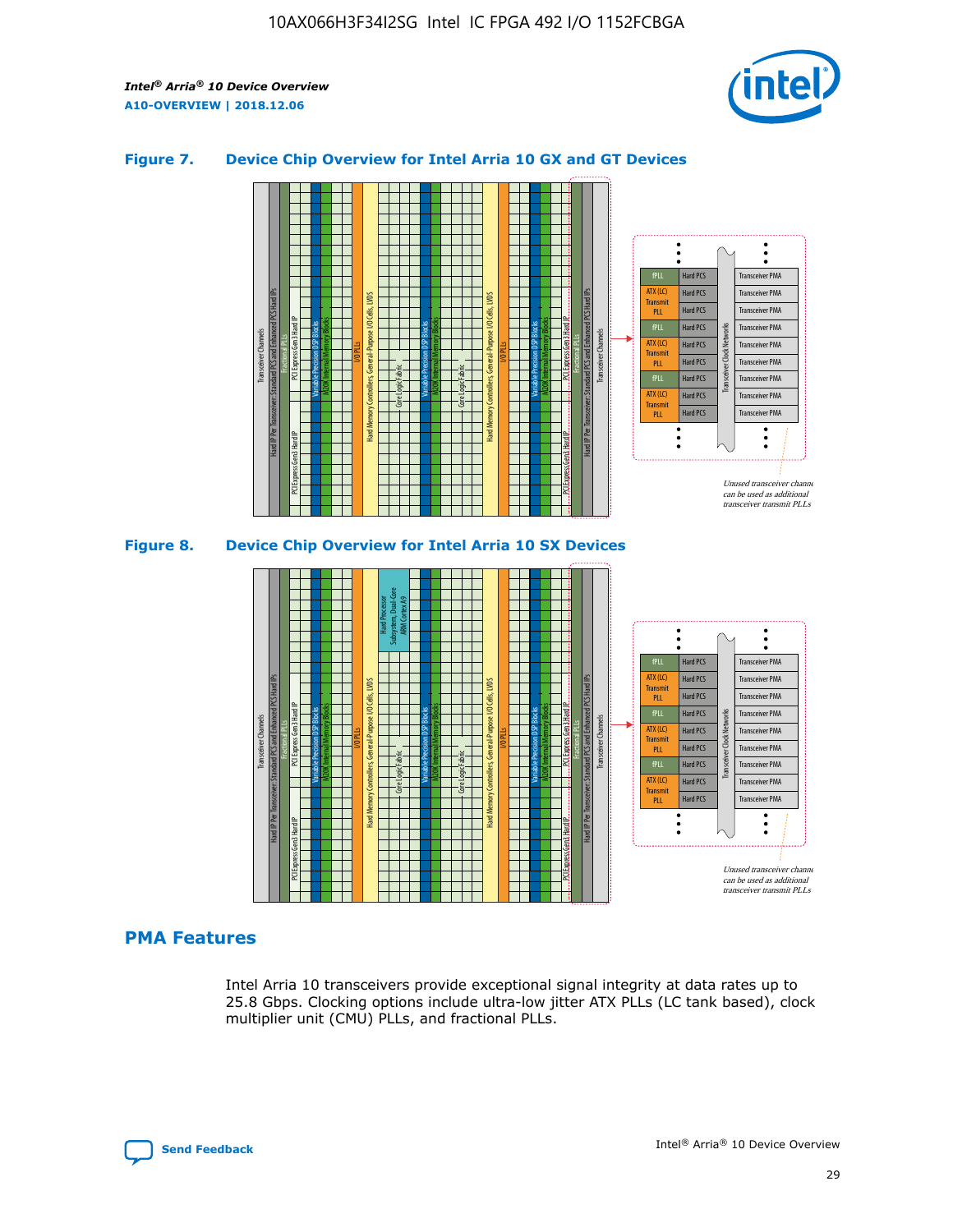## Figure 7. Device Chip Overview for Intel Arria 10 GX and GT Devices

## Figure 8. Device Chip Overview for Intel Arria 10 SX Devices

## PMA Features

Intel Arria 10 transceivers provide exceptional signal integrity at data rates up to 25.8 Gbps. Clocking options include ultra-low jitter ATX PLLs (LC tank based), clock multiplier unit (CMU) PLLs, and fractional PLLs.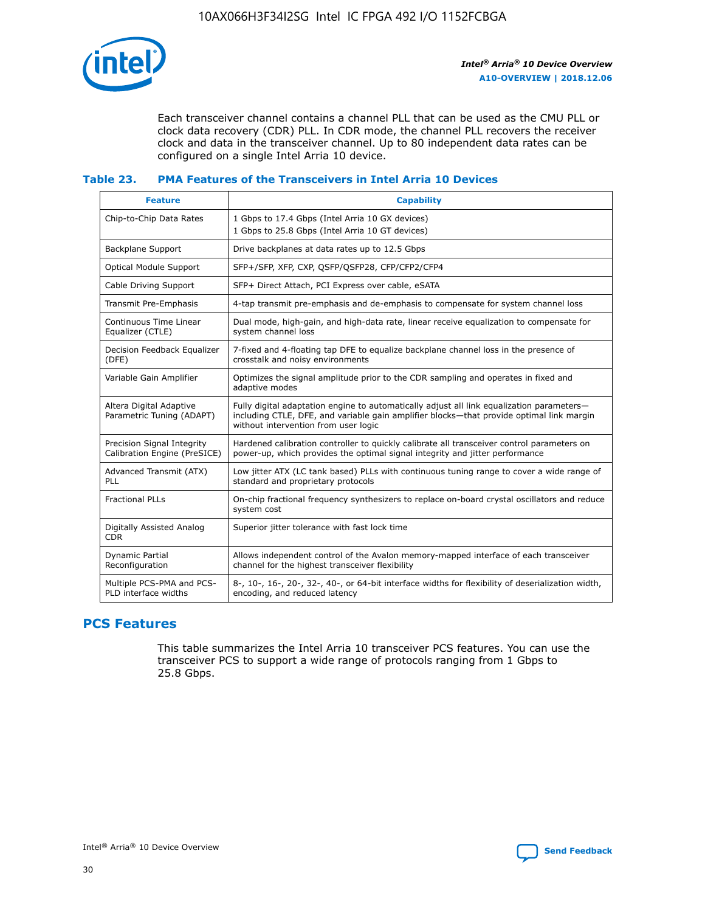Each transceiver channel contains a channel PLL that can be used as the CMU PLL or clock data recovery (CDR) PLL. In CDR mode, the channel PLL recovers the receiver clock and data in the transceiver channel. Up to 80 independent data rates can be configured on a single Intel Arria 10 device.

### Table 23. PMA Features of the Transceivers in Intel Arria 10 Devices

| Feature | Capability |
| --- | --- |
| Chip-to-Chip Data Rates | 1 Gbps to 17.4 Gbps (Intel Arria 10 GX devices)<br>1 Gbps to 25.8 Gbps (Intel Arria 10 GT devices) |
| Backplane Support | Drive backplanes at data rates up to 12.5 Gbps |
| Optical Module Support | SFP+/SFP, XFP, CXP, QSFP/QSFP28, CFP/CFP2/CFP4 |
| Cable Driving Support | SFP+ Direct Attach, PCI Express over cable, eSATA |
| Transmit Pre-Emphasis | 4-tap transmit pre-emphasis and de-emphasis to compensate for system channel loss |
| Continuous Time Linear Equalizer (CTLE) | Dual mode, high-gain, and high-data rate, linear receive equalization to compensate for system channel loss |
| Decision Feedback Equalizer (DFE) | 7-fixed and 4-floating tap DFE to equalize backplane channel loss in the presence of crosstalk and noisy environments |
| Variable Gain Amplifier | Optimizes the signal amplitude prior to the CDR sampling and operates in fixed and adaptive modes |
| Altera Digital Adaptive Parametric Tuning (ADAPT) | Fully digital adaptation engine to automatically adjust all link equalization parameters—including CTLE, DFE, and variable gain amplifier blocks—that provide optimal link margin without intervention from user logic |
| Precision Signal Integrity Calibration Engine (PreSICE) | Hardened calibration controller to quickly calibrate all transceiver control parameters on power-up, which provides the optimal signal integrity and jitter performance |
| Advanced Transmit (ATX) PLL | Low jitter ATX (LC tank based) PLLs with continuous tuning range to cover a wide range of standard and proprietary protocols |
| Fractional PLLs | On-chip fractional frequency synthesizers to replace on-board crystal oscillators and reduce system cost |
| Digitally Assisted Analog CDR | Superior jitter tolerance with fast lock time |
| Dynamic Partial Reconfiguration | Allows independent control of the Avalon memory-mapped interface of each transceiver channel for the highest transceiver flexibility |
| Multiple PCS-PMA and PCS-PLD interface widths | 8-, 10-, 16-, 20-, 32-, 40-, or 64-bit interface widths for flexibility of deserialization width, encoding, and reduced latency |

## PCS Features

This table summarizes the Intel Arria 10 transceiver PCS features. You can use the transceiver PCS to support a wide range of protocols ranging from 1 Gbps to 25.8 Gbps.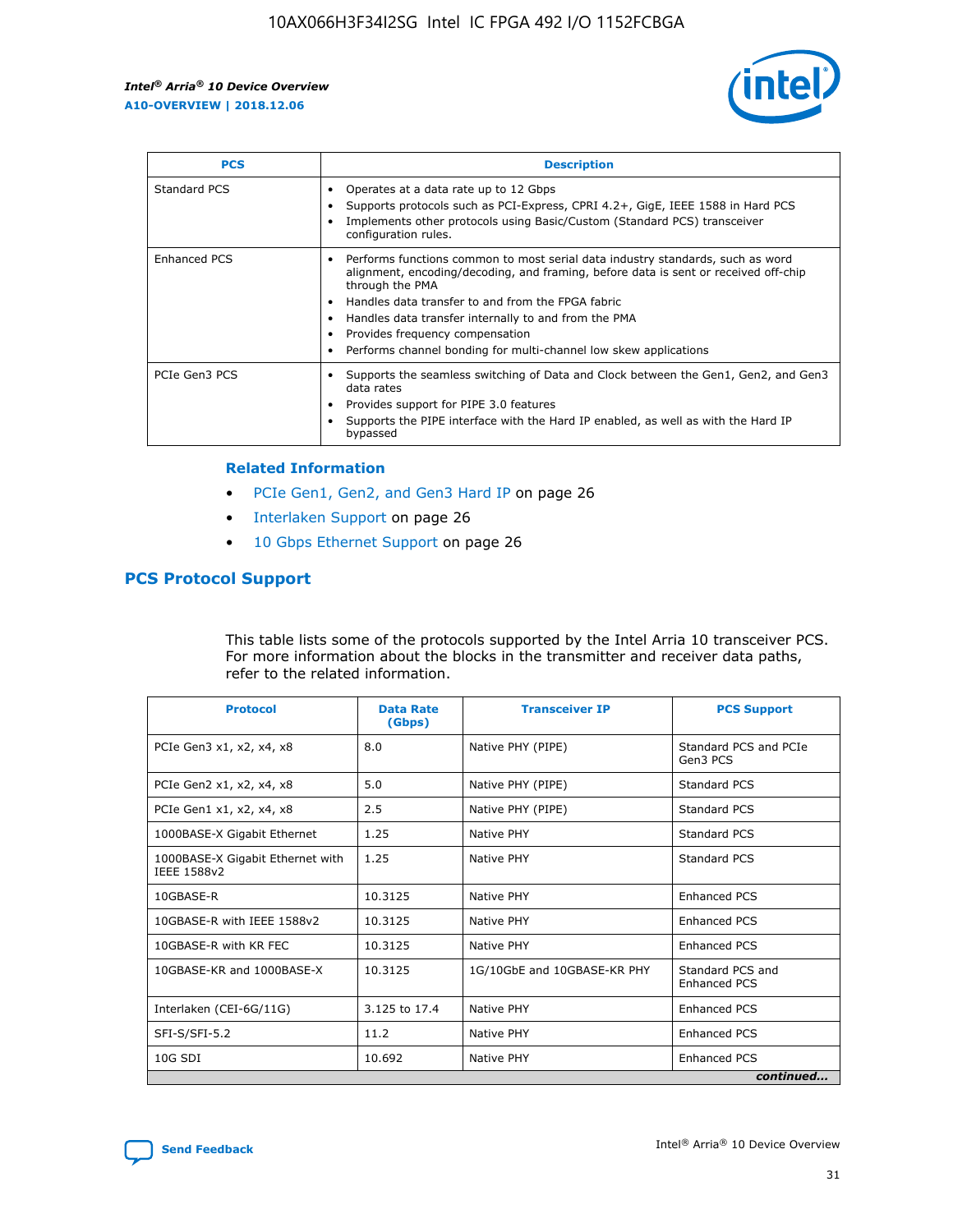| PCS | Description |
| --- | --- |
| Standard PCS | • Operates at a data rate up to 12 Gbps<br>• Supports protocols such as PCI-Express, CPRI 4.2+, GigE, IEEE 1588 in Hard PCS<br>• Implements other protocols using Basic/Custom (Standard PCS) transceiver configuration rules. |
| Enhanced PCS | • Performs functions common to most serial data industry standards, such as word alignment, encoding/decoding, and framing, before data is sent or received off-chip through the PMA<br>• Handles data transfer to and from the FPGA fabric<br>• Handles data transfer internally to and from the PMA<br>• Provides frequency compensation<br>• Performs channel bonding for multi-channel low skew applications |
| PCIe Gen3 PCS | • Supports the seamless switching of Data and Clock between the Gen1, Gen2, and Gen3 data rates<br>• Provides support for PIPE 3.0 features<br>• Supports the PIPE interface with the Hard IP enabled, as well as with the Hard IP bypassed |

**Related Information**

- PCIe Gen1, Gen2, and Gen3 Hard IP on page 26
- Interlaken Support on page 26
- 10 Gbps Ethernet Support on page 26

## PCS Protocol Support

This table lists some of the protocols supported by the Intel Arria 10 transceiver PCS. For more information about the blocks in the transmitter and receiver data paths, refer to the related information.

| Protocol | Data Rate (Gbps) | Transceiver IP | PCS Support |
| --- | --- | --- | --- |
| PCIe Gen3 x1, x2, x4, x8 | 8.0 | Native PHY (PIPE) | Standard PCS and PCIe Gen3 PCS |
| PCIe Gen2 x1, x2, x4, x8 | 5.0 | Native PHY (PIPE) | Standard PCS |
| PCIe Gen1 x1, x2, x4, x8 | 2.5 | Native PHY (PIPE) | Standard PCS |
| 1000BASE-X Gigabit Ethernet | 1.25 | Native PHY | Standard PCS |
| 1000BASE-X Gigabit Ethernet with IEEE 1588v2 | 1.25 | Native PHY | Standard PCS |
| 10GBASE-R | 10.3125 | Native PHY | Enhanced PCS |
| 10GBASE-R with IEEE 1588v2 | 10.3125 | Native PHY | Enhanced PCS |
| 10GBASE-R with KR FEC | 10.3125 | Native PHY | Enhanced PCS |
| 10GBASE-KR and 1000BASE-X | 10.3125 | 1G/10GbE and 10GBASE-KR PHY | Standard PCS and Enhanced PCS |
| Interlaken (CEI-6G/11G) | 3.125 to 17.4 | Native PHY | Enhanced PCS |
| SFI-S/SFI-5.2 | 11.2 | Native PHY | Enhanced PCS |
| 10G SDI | 10.692 | Native PHY | Enhanced PCS |

*continued...*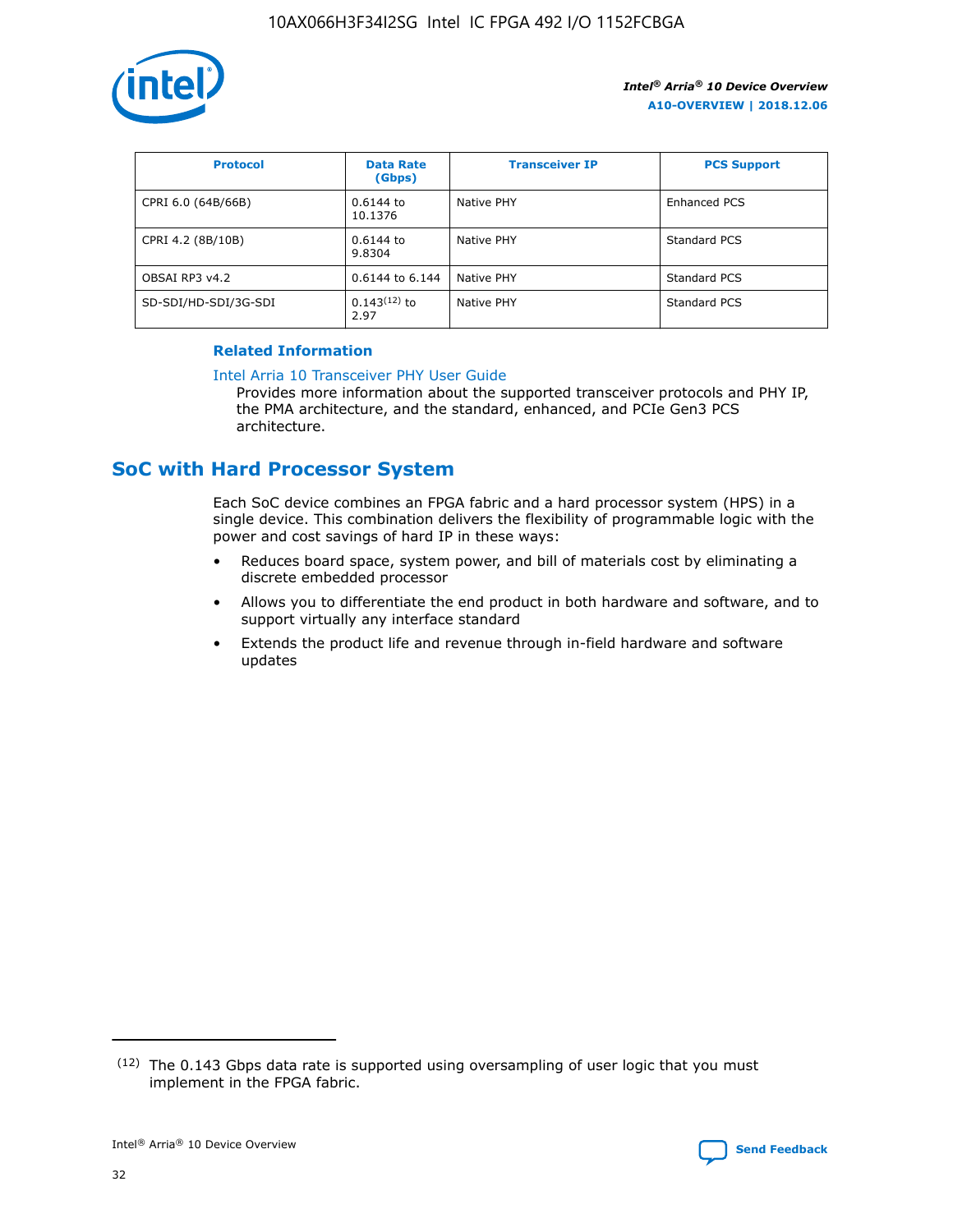| Protocol | Data Rate (Gbps) | Transceiver IP | PCS Support |
| --- | --- | --- | --- |
| CPRI 6.0 (64B/66B) | 0.6144 to 10.1376 | Native PHY | Enhanced PCS |
| CPRI 4.2 (8B/10B) | 0.6144 to 9.8304 | Native PHY | Standard PCS |
| OBSAI RP3 v4.2 | 0.6144 to 6.144 | Native PHY | Standard PCS |
| SD-SDI/HD-SDI/3G-SDI | 0.143[12] to 2.97 | Native PHY | Standard PCS |

**Related Information**

Intel Arria 10 Transceiver PHY User Guide

Provides more information about the supported transceiver protocols and PHY IP, the PMA architecture, and the standard, enhanced, and PCIe Gen3 PCS architecture.

## SoC with Hard Processor System

Each SoC device combines an FPGA fabric and a hard processor system (HPS) in a single device. This combination delivers the flexibility of programmable logic with the power and cost savings of hard IP in these ways:

- Reduces board space, system power, and bill of materials cost by eliminating a discrete embedded processor
- Allows you to differentiate the end product in both hardware and software, and to support virtually any interface standard
- Extends the product life and revenue through in-field hardware and software updates

[12] The 0.143 Gbps data rate is supported using oversampling of user logic that you must implement in the FPGA fabric.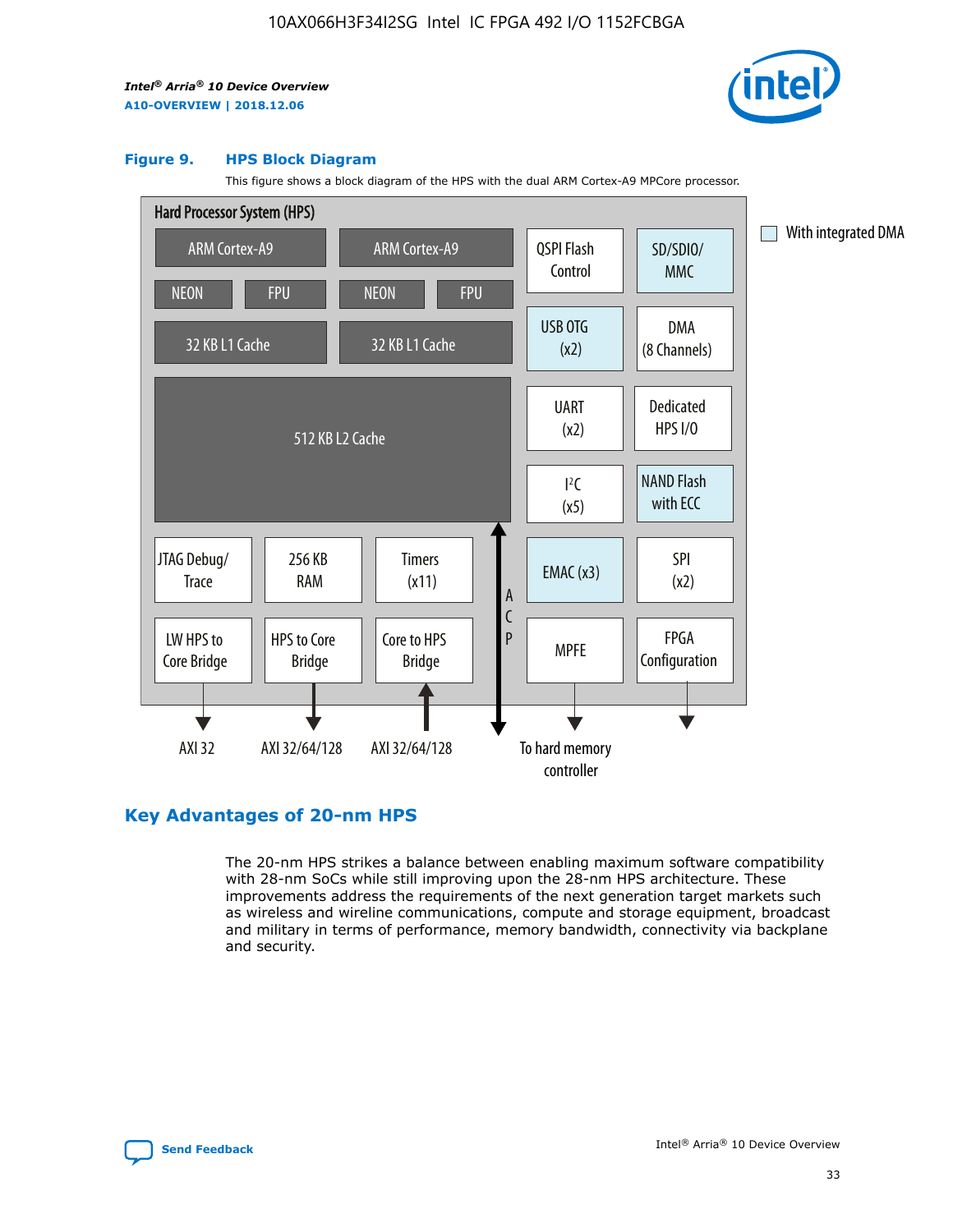**Figure 9. HPS Block Diagram**

This figure shows a block diagram of the HPS with the dual ARM Cortex-A9 MPCore processor.

Hard Processor System (HPS)

- ARM Cortex-A9 | ARM Cortex-A9
- NEON | FPU | NEON | FPU
- 32 KB L1 Cache | 32 KB L1 Cache
- 512 KB L2 Cache
- JTAG Debug/Trace | 256 KB RAM | Timers (x11)
- LW HPS to Core Bridge | HPS to Core Bridge | Core to HPS Bridge
- ACP
- QSPI Flash Control | SD/SDIO/MMC
- USB OTG (x2) | DMA (8 Channels)
- UART (x2) | Dedicated HPS I/O
- I²C (x5) | NAND Flash with ECC
- EMAC (x3) | SPI (x2)
- MPFE | FPGA Configuration

AXI 32 | AXI 32/64/128 | AXI 32/64/128 | To hard memory controller

With integrated DMA: SD/SDIO/MMC, USB OTG (x2), NAND Flash with ECC, EMAC (x3)

## Key Advantages of 20-nm HPS

The 20-nm HPS strikes a balance between enabling maximum software compatibility with 28-nm SoCs while still improving upon the 28-nm HPS architecture. These improvements address the requirements of the next generation target markets such as wireless and wireline communications, compute and storage equipment, broadcast and military in terms of performance, memory bandwidth, connectivity via backplane and security.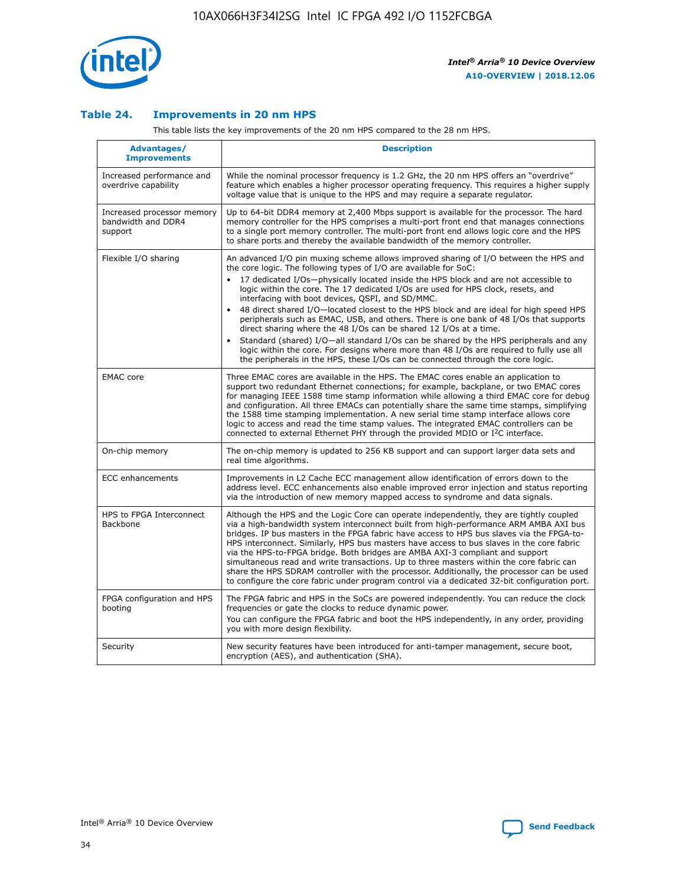### Table 24. Improvements in 20 nm HPS

This table lists the key improvements of the 20 nm HPS compared to the 28 nm HPS.

| Advantages/ Improvements | Description |
|---|---|
| Increased performance and overdrive capability | While the nominal processor frequency is 1.2 GHz, the 20 nm HPS offers an "overdrive" feature which enables a higher processor operating frequency. This requires a higher supply voltage value that is unique to the HPS and may require a separate regulator. |
| Increased processor memory bandwidth and DDR4 support | Up to 64-bit DDR4 memory at 2,400 Mbps support is available for the processor. The hard memory controller for the HPS comprises a multi-port front end that manages connections to a single port memory controller. The multi-port front end allows logic core and the HPS to share ports and thereby the available bandwidth of the memory controller. |
| Flexible I/O sharing | An advanced I/O pin muxing scheme allows improved sharing of I/O between the HPS and the core logic. The following types of I/O are available for SoC:<br>• 17 dedicated I/Os—physically located inside the HPS block and are not accessible to logic within the core. The 17 dedicated I/Os are used for HPS clock, resets, and interfacing with boot devices, QSPI, and SD/MMC.<br>• 48 direct shared I/O—located closest to the HPS block and are ideal for high speed HPS peripherals such as EMAC, USB, and others. There is one bank of 48 I/Os that supports direct sharing where the 48 I/Os can be shared 12 I/Os at a time.<br>• Standard (shared) I/O—all standard I/Os can be shared by the HPS peripherals and any logic within the core. For designs where more than 48 I/Os are required to fully use all the peripherals in the HPS, these I/Os can be connected through the core logic. |
| EMAC core | Three EMAC cores are available in the HPS. The EMAC cores enable an application to support two redundant Ethernet connections; for example, backplane, or two EMAC cores for managing IEEE 1588 time stamp information while allowing a third EMAC core for debug and configuration. All three EMACs can potentially share the same time stamps, simplifying the 1588 time stamping implementation. A new serial time stamp interface allows core logic to access and read the time stamp values. The integrated EMAC controllers can be connected to external Ethernet PHY through the provided MDIO or I²C interface. |
| On-chip memory | The on-chip memory is updated to 256 KB support and can support larger data sets and real time algorithms. |
| ECC enhancements | Improvements in L2 Cache ECC management allow identification of errors down to the address level. ECC enhancements also enable improved error injection and status reporting via the introduction of new memory mapped access to syndrome and data signals. |
| HPS to FPGA Interconnect Backbone | Although the HPS and the Logic Core can operate independently, they are tightly coupled via a high-bandwidth system interconnect built from high-performance ARM AMBA AXI bus bridges. IP bus masters in the FPGA fabric have access to HPS bus slaves via the FPGA-to-HPS interconnect. Similarly, HPS bus masters have access to bus slaves in the core fabric via the HPS-to-FPGA bridge. Both bridges are AMBA AXI-3 compliant and support simultaneous read and write transactions. Up to three masters within the core fabric can share the HPS SDRAM controller with the processor. Additionally, the processor can be used to configure the core fabric under program control via a dedicated 32-bit configuration port. |
| FPGA configuration and HPS booting | The FPGA fabric and HPS in the SoCs are powered independently. You can reduce the clock frequencies or gate the clocks to reduce dynamic power.<br>You can configure the FPGA fabric and boot the HPS independently, in any order, providing you with more design flexibility. |
| Security | New security features have been introduced for anti-tamper management, secure boot, encryption (AES), and authentication (SHA). |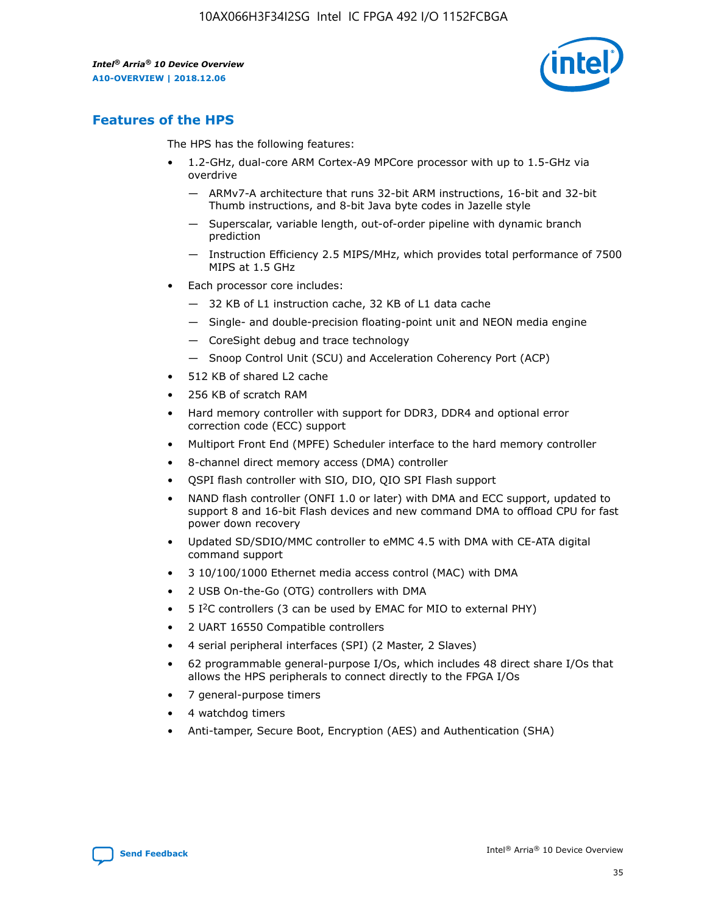## Features of the HPS

The HPS has the following features:

- 1.2-GHz, dual-core ARM Cortex-A9 MPCore processor with up to 1.5-GHz via overdrive
  - — ARMv7-A architecture that runs 32-bit ARM instructions, 16-bit and 32-bit Thumb instructions, and 8-bit Java byte codes in Jazelle style
  - — Superscalar, variable length, out-of-order pipeline with dynamic branch prediction
  - — Instruction Efficiency 2.5 MIPS/MHz, which provides total performance of 7500 MIPS at 1.5 GHz
- Each processor core includes:
  - — 32 KB of L1 instruction cache, 32 KB of L1 data cache
  - — Single- and double-precision floating-point unit and NEON media engine
  - — CoreSight debug and trace technology
  - — Snoop Control Unit (SCU) and Acceleration Coherency Port (ACP)
- 512 KB of shared L2 cache
- 256 KB of scratch RAM
- Hard memory controller with support for DDR3, DDR4 and optional error correction code (ECC) support
- Multiport Front End (MPFE) Scheduler interface to the hard memory controller
- 8-channel direct memory access (DMA) controller
- QSPI flash controller with SIO, DIO, QIO SPI Flash support
- NAND flash controller (ONFI 1.0 or later) with DMA and ECC support, updated to support 8 and 16-bit Flash devices and new command DMA to offload CPU for fast power down recovery
- Updated SD/SDIO/MMC controller to eMMC 4.5 with DMA with CE-ATA digital command support
- 3 10/100/1000 Ethernet media access control (MAC) with DMA
- 2 USB On-the-Go (OTG) controllers with DMA
- 5 I$^2$C controllers (3 can be used by EMAC for MIO to external PHY)
- 2 UART 16550 Compatible controllers
- 4 serial peripheral interfaces (SPI) (2 Master, 2 Slaves)
- 62 programmable general-purpose I/Os, which includes 48 direct share I/Os that allows the HPS peripherals to connect directly to the FPGA I/Os
- 7 general-purpose timers
- 4 watchdog timers
- Anti-tamper, Secure Boot, Encryption (AES) and Authentication (SHA)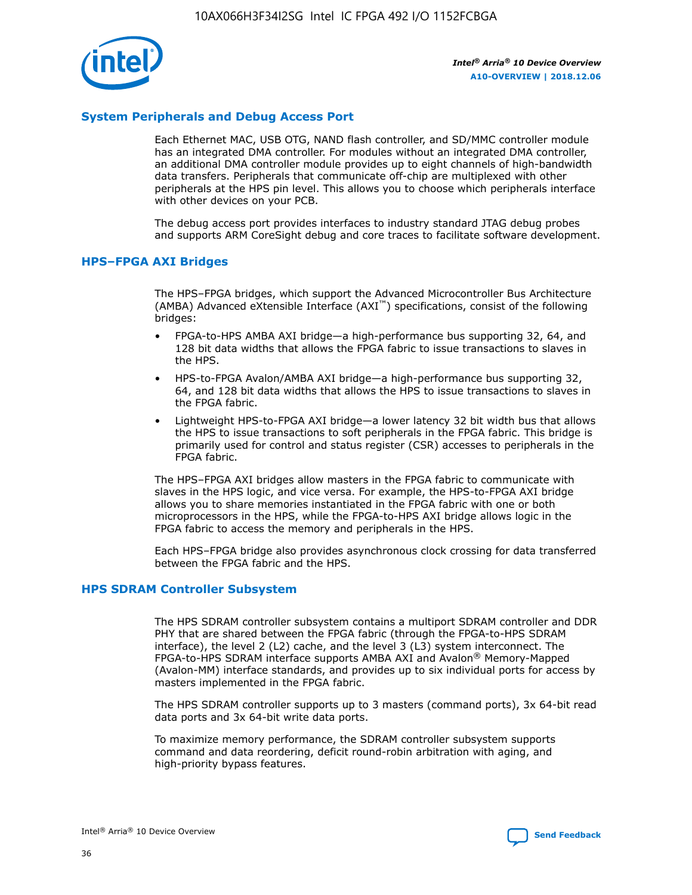## System Peripherals and Debug Access Port

Each Ethernet MAC, USB OTG, NAND flash controller, and SD/MMC controller module has an integrated DMA controller. For modules without an integrated DMA controller, an additional DMA controller module provides up to eight channels of high-bandwidth data transfers. Peripherals that communicate off-chip are multiplexed with other peripherals at the HPS pin level. This allows you to choose which peripherals interface with other devices on your PCB.

The debug access port provides interfaces to industry standard JTAG debug probes and supports ARM CoreSight debug and core traces to facilitate software development.

## HPS–FPGA AXI Bridges

The HPS–FPGA bridges, which support the Advanced Microcontroller Bus Architecture (AMBA) Advanced eXtensible Interface (AXI™) specifications, consist of the following bridges:

- FPGA-to-HPS AMBA AXI bridge—a high-performance bus supporting 32, 64, and 128 bit data widths that allows the FPGA fabric to issue transactions to slaves in the HPS.
- HPS-to-FPGA Avalon/AMBA AXI bridge—a high-performance bus supporting 32, 64, and 128 bit data widths that allows the HPS to issue transactions to slaves in the FPGA fabric.
- Lightweight HPS-to-FPGA AXI bridge—a lower latency 32 bit width bus that allows the HPS to issue transactions to soft peripherals in the FPGA fabric. This bridge is primarily used for control and status register (CSR) accesses to peripherals in the FPGA fabric.

The HPS–FPGA AXI bridges allow masters in the FPGA fabric to communicate with slaves in the HPS logic, and vice versa. For example, the HPS-to-FPGA AXI bridge allows you to share memories instantiated in the FPGA fabric with one or both microprocessors in the HPS, while the FPGA-to-HPS AXI bridge allows logic in the FPGA fabric to access the memory and peripherals in the HPS.

Each HPS–FPGA bridge also provides asynchronous clock crossing for data transferred between the FPGA fabric and the HPS.

## HPS SDRAM Controller Subsystem

The HPS SDRAM controller subsystem contains a multiport SDRAM controller and DDR PHY that are shared between the FPGA fabric (through the FPGA-to-HPS SDRAM interface), the level 2 (L2) cache, and the level 3 (L3) system interconnect. The FPGA-to-HPS SDRAM interface supports AMBA AXI and Avalon® Memory-Mapped (Avalon-MM) interface standards, and provides up to six individual ports for access by masters implemented in the FPGA fabric.

The HPS SDRAM controller supports up to 3 masters (command ports), 3x 64-bit read data ports and 3x 64-bit write data ports.

To maximize memory performance, the SDRAM controller subsystem supports command and data reordering, deficit round-robin arbitration with aging, and high-priority bypass features.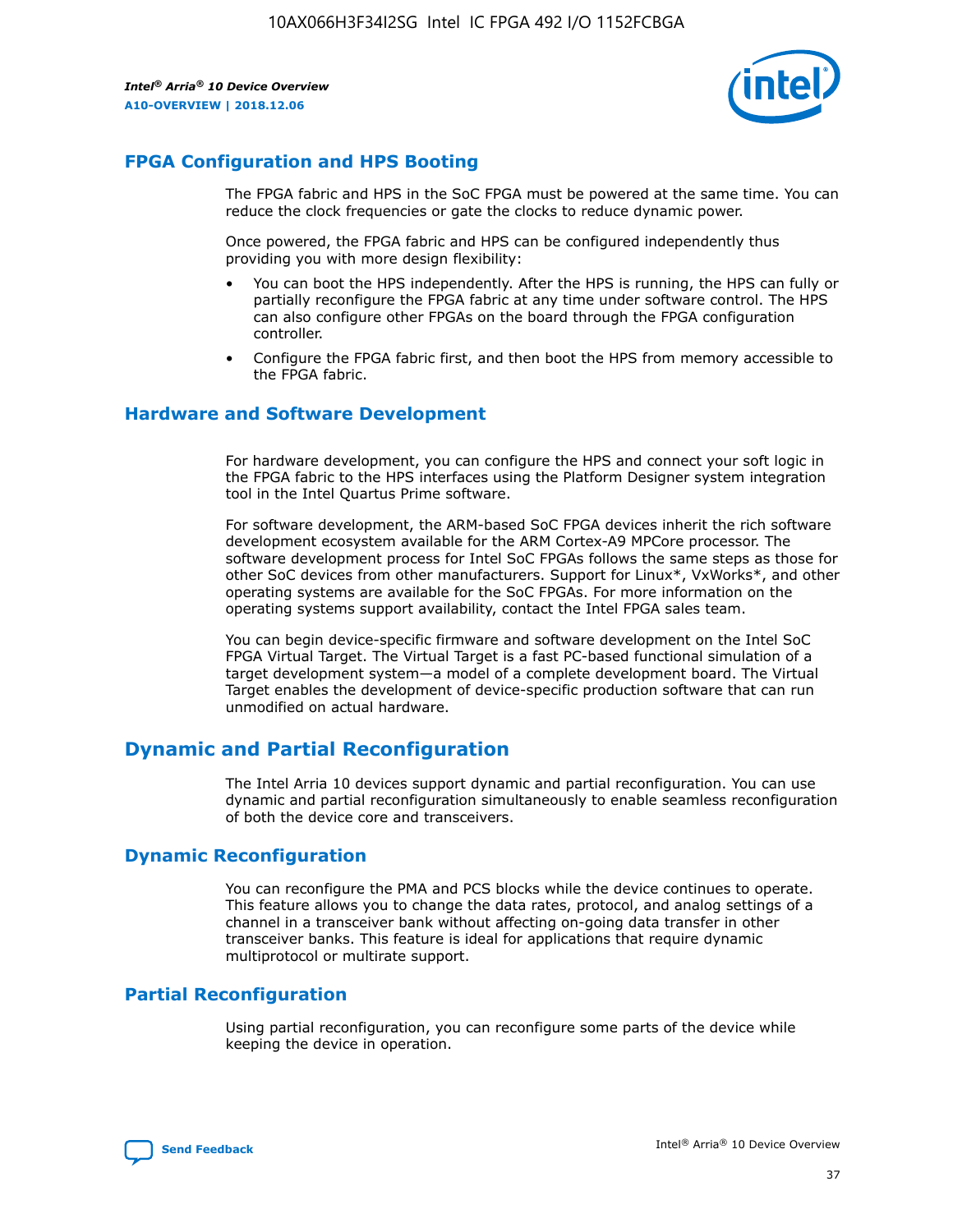## FPGA Configuration and HPS Booting

The FPGA fabric and HPS in the SoC FPGA must be powered at the same time. You can reduce the clock frequencies or gate the clocks to reduce dynamic power.

Once powered, the FPGA fabric and HPS can be configured independently thus providing you with more design flexibility:

- You can boot the HPS independently. After the HPS is running, the HPS can fully or partially reconfigure the FPGA fabric at any time under software control. The HPS can also configure other FPGAs on the board through the FPGA configuration controller.
- Configure the FPGA fabric first, and then boot the HPS from memory accessible to the FPGA fabric.

## Hardware and Software Development

For hardware development, you can configure the HPS and connect your soft logic in the FPGA fabric to the HPS interfaces using the Platform Designer system integration tool in the Intel Quartus Prime software.

For software development, the ARM-based SoC FPGA devices inherit the rich software development ecosystem available for the ARM Cortex-A9 MPCore processor. The software development process for Intel SoC FPGAs follows the same steps as those for other SoC devices from other manufacturers. Support for Linux*, VxWorks*, and other operating systems are available for the SoC FPGAs. For more information on the operating systems support availability, contact the Intel FPGA sales team.

You can begin device-specific firmware and software development on the Intel SoC FPGA Virtual Target. The Virtual Target is a fast PC-based functional simulation of a target development system—a model of a complete development board. The Virtual Target enables the development of device-specific production software that can run unmodified on actual hardware.

# Dynamic and Partial Reconfiguration

The Intel Arria 10 devices support dynamic and partial reconfiguration. You can use dynamic and partial reconfiguration simultaneously to enable seamless reconfiguration of both the device core and transceivers.

## Dynamic Reconfiguration

You can reconfigure the PMA and PCS blocks while the device continues to operate. This feature allows you to change the data rates, protocol, and analog settings of a channel in a transceiver bank without affecting on-going data transfer in other transceiver banks. This feature is ideal for applications that require dynamic multiprotocol or multirate support.

## Partial Reconfiguration

Using partial reconfiguration, you can reconfigure some parts of the device while keeping the device in operation.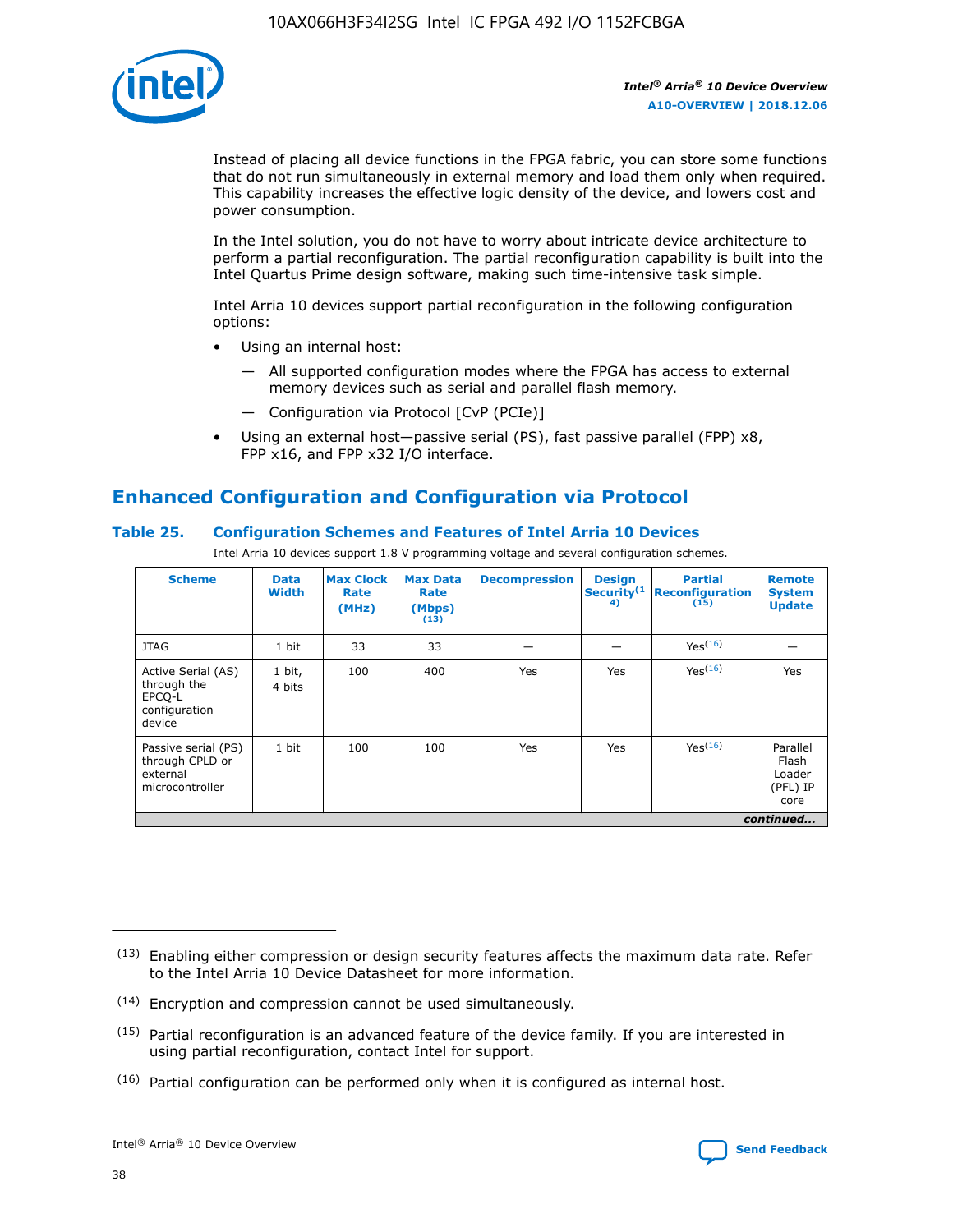Instead of placing all device functions in the FPGA fabric, you can store some functions that do not run simultaneously in external memory and load them only when required. This capability increases the effective logic density of the device, and lowers cost and power consumption.

In the Intel solution, you do not have to worry about intricate device architecture to perform a partial reconfiguration. The partial reconfiguration capability is built into the Intel Quartus Prime design software, making such time-intensive task simple.

Intel Arria 10 devices support partial reconfiguration in the following configuration options:

- Using an internal host:
  - — All supported configuration modes where the FPGA has access to external memory devices such as serial and parallel flash memory.
  - — Configuration via Protocol [CvP (PCIe)]
- Using an external host—passive serial (PS), fast passive parallel (FPP) x8, FPP x16, and FPP x32 I/O interface.

## Enhanced Configuration and Configuration via Protocol

### Table 25. Configuration Schemes and Features of Intel Arria 10 Devices

Intel Arria 10 devices support 1.8 V programming voltage and several configuration schemes.

| Scheme | Data Width | Max Clock Rate (MHz) | Max Data Rate (Mbps) (13) | Decompression | Design Security(14) | Partial Reconfiguration (15) | Remote System Update |
|---|---|---|---|---|---|---|---|
| JTAG | 1 bit | 33 | 33 | — | — | Yes(16) | — |
| Active Serial (AS) through the EPCQ-L configuration device | 1 bit, 4 bits | 100 | 400 | Yes | Yes | Yes(16) | Yes |
| Passive serial (PS) through CPLD or external microcontroller | 1 bit | 100 | 100 | Yes | Yes | Yes(16) | Parallel Flash Loader (PFL) IP core |

*continued...*

(13) Enabling either compression or design security features affects the maximum data rate. Refer to the Intel Arria 10 Device Datasheet for more information.

(14) Encryption and compression cannot be used simultaneously.

(15) Partial reconfiguration is an advanced feature of the device family. If you are interested in using partial reconfiguration, contact Intel for support.

(16) Partial configuration can be performed only when it is configured as internal host.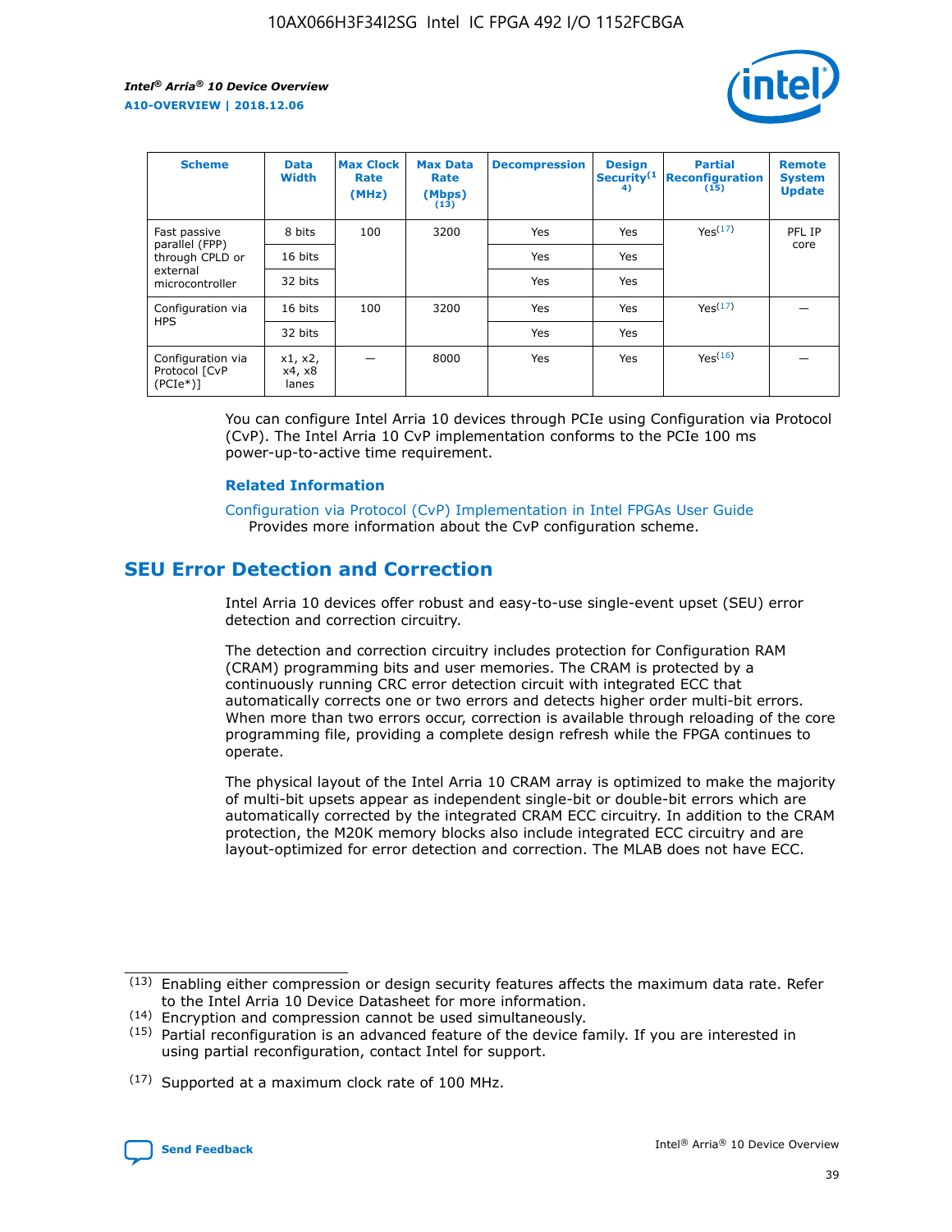| Scheme | Data Width | Max Clock Rate (MHz) | Max Data Rate (Mbps) (13) | Decompression | Design Security(14) | Partial Reconfiguration (15) | Remote System Update |
| --- | --- | --- | --- | --- | --- | --- | --- |
| Fast passive parallel (FPP) through CPLD or external microcontroller | 8 bits | 100 | 3200 | Yes | Yes | Yes(17) | PFL IP core |
| | 16 bits | | | Yes | Yes | | |
| | 32 bits | | | Yes | Yes | | |
| Configuration via HPS | 16 bits | 100 | 3200 | Yes | Yes | Yes(17) | — |
| | 32 bits | | | Yes | Yes | | |
| Configuration via Protocol [CvP (PCIe*)] | x1, x2, x4, x8 lanes | — | 8000 | Yes | Yes | Yes(16) | — |

You can configure Intel Arria 10 devices through PCIe using Configuration via Protocol (CvP). The Intel Arria 10 CvP implementation conforms to the PCIe 100 ms power-up-to-active time requirement.

**Related Information**

Configuration via Protocol (CvP) Implementation in Intel FPGAs User Guide
Provides more information about the CvP configuration scheme.

## SEU Error Detection and Correction

Intel Arria 10 devices offer robust and easy-to-use single-event upset (SEU) error detection and correction circuitry.

The detection and correction circuitry includes protection for Configuration RAM (CRAM) programming bits and user memories. The CRAM is protected by a continuously running CRC error detection circuit with integrated ECC that automatically corrects one or two errors and detects higher order multi-bit errors. When more than two errors occur, correction is available through reloading of the core programming file, providing a complete design refresh while the FPGA continues to operate.

The physical layout of the Intel Arria 10 CRAM array is optimized to make the majority of multi-bit upsets appear as independent single-bit or double-bit errors which are automatically corrected by the integrated CRAM ECC circuitry. In addition to the CRAM protection, the M20K memory blocks also include integrated ECC circuitry and are layout-optimized for error detection and correction. The MLAB does not have ECC.

(13) Enabling either compression or design security features affects the maximum data rate. Refer to the Intel Arria 10 Device Datasheet for more information.

(14) Encryption and compression cannot be used simultaneously.

(15) Partial reconfiguration is an advanced feature of the device family. If you are interested in using partial reconfiguration, contact Intel for support.

(17) Supported at a maximum clock rate of 100 MHz.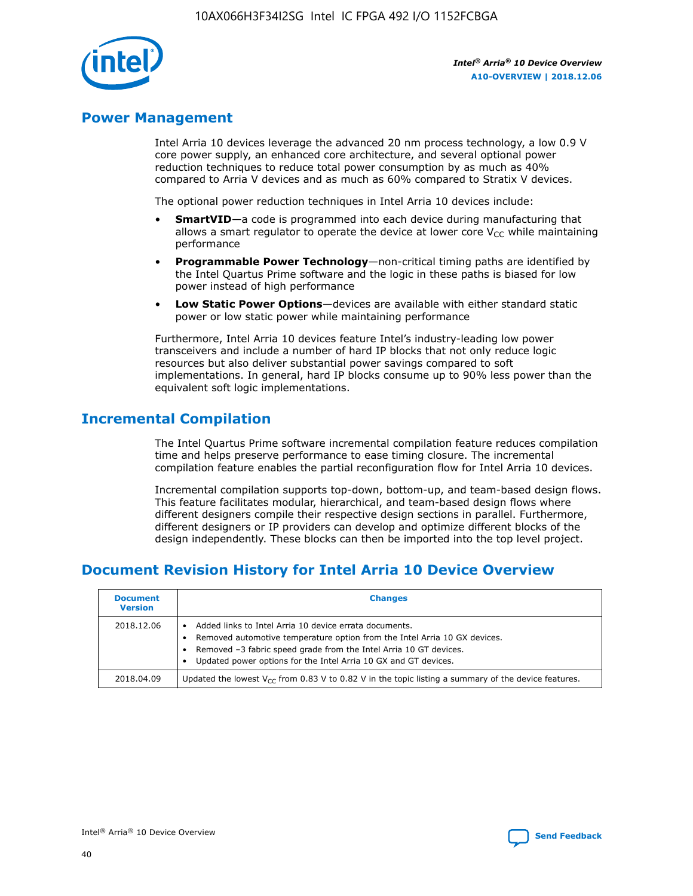## Power Management

Intel Arria 10 devices leverage the advanced 20 nm process technology, a low 0.9 V core power supply, an enhanced core architecture, and several optional power reduction techniques to reduce total power consumption by as much as 40% compared to Arria V devices and as much as 60% compared to Stratix V devices.

The optional power reduction techniques in Intel Arria 10 devices include:

- **SmartVID**—a code is programmed into each device during manufacturing that allows a smart regulator to operate the device at lower core $V_{CC}$ while maintaining performance
- **Programmable Power Technology**—non-critical timing paths are identified by the Intel Quartus Prime software and the logic in these paths is biased for low power instead of high performance
- **Low Static Power Options**—devices are available with either standard static power or low static power while maintaining performance

Furthermore, Intel Arria 10 devices feature Intel's industry-leading low power transceivers and include a number of hard IP blocks that not only reduce logic resources but also deliver substantial power savings compared to soft implementations. In general, hard IP blocks consume up to 90% less power than the equivalent soft logic implementations.

## Incremental Compilation

The Intel Quartus Prime software incremental compilation feature reduces compilation time and helps preserve performance to ease timing closure. The incremental compilation feature enables the partial reconfiguration flow for Intel Arria 10 devices.

Incremental compilation supports top-down, bottom-up, and team-based design flows. This feature facilitates modular, hierarchical, and team-based design flows where different designers compile their respective design sections in parallel. Furthermore, different designers or IP providers can develop and optimize different blocks of the design independently. These blocks can then be imported into the top level project.

## Document Revision History for Intel Arria 10 Device Overview

| Document Version | Changes |
| --- | --- |
| 2018.12.06 | • Added links to Intel Arria 10 device errata documents.<br>• Removed automotive temperature option from the Intel Arria 10 GX devices.<br>• Removed –3 fabric speed grade from the Intel Arria 10 GT devices.<br>• Updated power options for the Intel Arria 10 GX and GT devices. |
| 2018.04.09 | Updated the lowest $V_{CC}$ from 0.83 V to 0.82 V in the topic listing a summary of the device features. |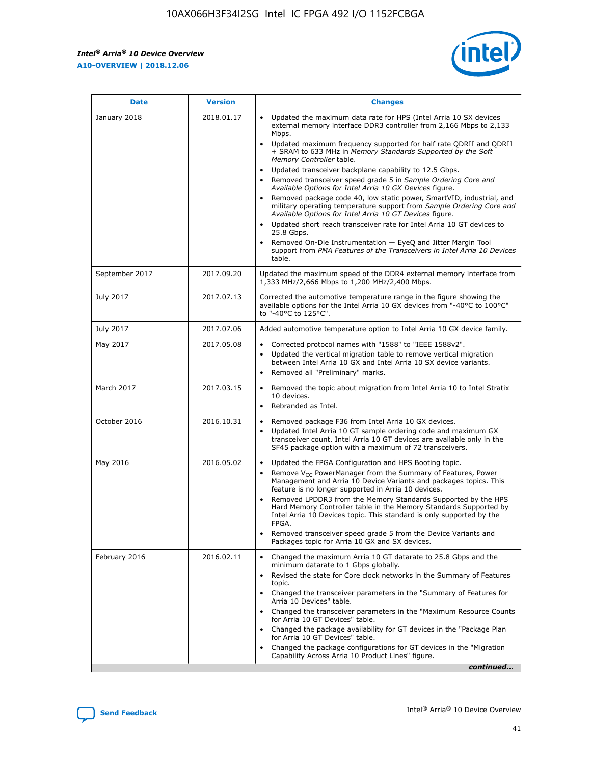| Date | Version | Changes |
| --- | --- | --- |
| January 2018 | 2018.01.17 | • Updated the maximum data rate for HPS (Intel Arria 10 SX devices external memory interface DDR3 controller from 2,166 Mbps to 2,133 Mbps.<br>• Updated maximum frequency supported for half rate QDRII and QDRII + SRAM to 633 MHz in *Memory Standards Supported by the Soft Memory Controller* table.<br>• Updated transceiver backplane capability to 12.5 Gbps.<br>• Removed transceiver speed grade 5 in *Sample Ordering Core and Available Options for Intel Arria 10 GX Devices* figure.<br>• Removed package code 40, low static power, SmartVID, industrial, and military operating temperature support from *Sample Ordering Core and Available Options for Intel Arria 10 GT Devices* figure.<br>• Updated short reach transceiver rate for Intel Arria 10 GT devices to 25.8 Gbps.<br>• Removed On-Die Instrumentation — EyeQ and Jitter Margin Tool support from *PMA Features of the Transceivers in Intel Arria 10 Devices* table. |
| September 2017 | 2017.09.20 | Updated the maximum speed of the DDR4 external memory interface from 1,333 MHz/2,666 Mbps to 1,200 MHz/2,400 Mbps. |
| July 2017 | 2017.07.13 | Corrected the automotive temperature range in the figure showing the available options for the Intel Arria 10 GX devices from "-40°C to 100°C" to "-40°C to 125°C". |
| July 2017 | 2017.07.06 | Added automotive temperature option to Intel Arria 10 GX device family. |
| May 2017 | 2017.05.08 | • Corrected protocol names with "1588" to "IEEE 1588v2".<br>• Updated the vertical migration table to remove vertical migration between Intel Arria 10 GX and Intel Arria 10 SX device variants.<br>• Removed all "Preliminary" marks. |
| March 2017 | 2017.03.15 | • Removed the topic about migration from Intel Arria 10 to Intel Stratix 10 devices.<br>• Rebranded as Intel. |
| October 2016 | 2016.10.31 | • Removed package F36 from Intel Arria 10 GX devices.<br>• Updated Intel Arria 10 GT sample ordering code and maximum GX transceiver count. Intel Arria 10 GT devices are available only in the SF45 package option with a maximum of 72 transceivers. |
| May 2016 | 2016.05.02 | • Updated the FPGA Configuration and HPS Booting topic.<br>• Remove $V_{CC}$ PowerManager from the Summary of Features, Power Management and Arria 10 Device Variants and packages topics. This feature is no longer supported in Arria 10 devices.<br>• Removed LPDDR3 from the Memory Standards Supported by the HPS Hard Memory Controller table in the Memory Standards Supported by Intel Arria 10 Devices topic. This standard is only supported by the FPGA.<br>• Removed transceiver speed grade 5 from the Device Variants and Packages topic for Arria 10 GX and SX devices. |
| February 2016 | 2016.02.11 | • Changed the maximum Arria 10 GT datarate to 25.8 Gbps and the minimum datarate to 1 Gbps globally.<br>• Revised the state for Core clock networks in the Summary of Features topic.<br>• Changed the transceiver parameters in the "Summary of Features for Arria 10 Devices" table.<br>• Changed the transceiver parameters in the "Maximum Resource Counts for Arria 10 GT Devices" table.<br>• Changed the package availability for GT devices in the "Package Plan for Arria 10 GT Devices" table.<br>• Changed the package configurations for GT devices in the "Migration Capability Across Arria 10 Product Lines" figure. |

*continued...*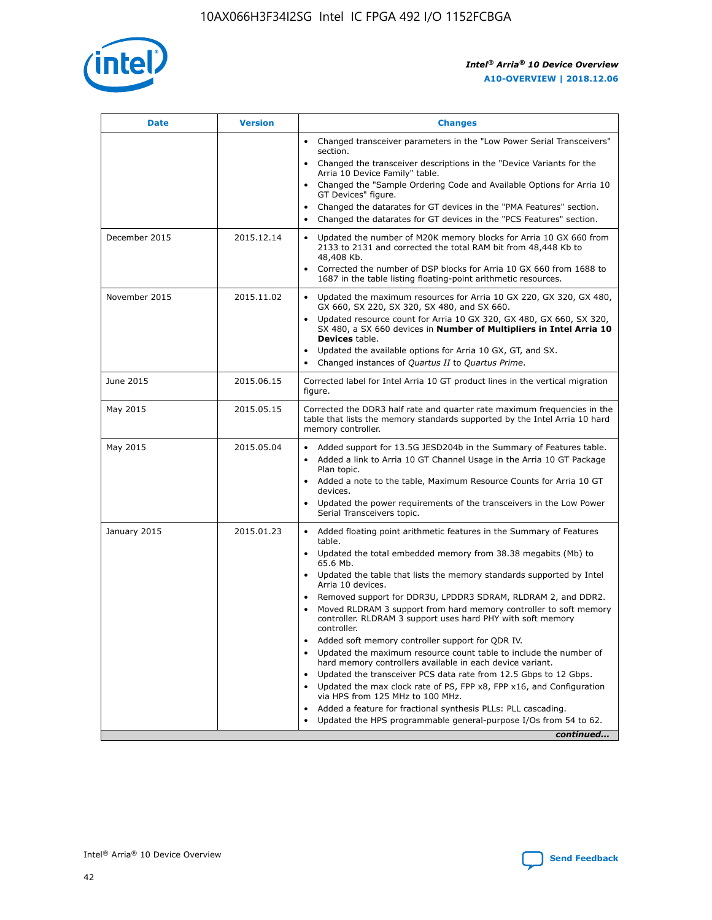| Date | Version | Changes |
| --- | --- | --- |
| | | • Changed transceiver parameters in the "Low Power Serial Transceivers" section.<br>• Changed the transceiver descriptions in the "Device Variants for the Arria 10 Device Family" table.<br>• Changed the "Sample Ordering Code and Available Options for Arria 10 GT Devices" figure.<br>• Changed the datarates for GT devices in the "PMA Features" section.<br>• Changed the datarates for GT devices in the "PCS Features" section. |
| December 2015 | 2015.12.14 | • Updated the number of M20K memory blocks for Arria 10 GX 660 from 2133 to 2131 and corrected the total RAM bit from 48,448 Kb to 48,408 Kb.<br>• Corrected the number of DSP blocks for Arria 10 GX 660 from 1688 to 1687 in the table listing floating-point arithmetic resources. |
| November 2015 | 2015.11.02 | • Updated the maximum resources for Arria 10 GX 220, GX 320, GX 480, GX 660, SX 220, SX 320, SX 480, and SX 660.<br>• Updated resource count for Arria 10 GX 320, GX 480, GX 660, SX 320, SX 480, a SX 660 devices in **Number of Multipliers in Intel Arria 10 Devices** table.<br>• Updated the available options for Arria 10 GX, GT, and SX.<br>• Changed instances of *Quartus II* to *Quartus Prime*. |
| June 2015 | 2015.06.15 | Corrected label for Intel Arria 10 GT product lines in the vertical migration figure. |
| May 2015 | 2015.05.15 | Corrected the DDR3 half rate and quarter rate maximum frequencies in the table that lists the memory standards supported by the Intel Arria 10 hard memory controller. |
| May 2015 | 2015.05.04 | • Added support for 13.5G JESD204b in the Summary of Features table.<br>• Added a link to Arria 10 GT Channel Usage in the Arria 10 GT Package Plan topic.<br>• Added a note to the table, Maximum Resource Counts for Arria 10 GT devices.<br>• Updated the power requirements of the transceivers in the Low Power Serial Transceivers topic. |
| January 2015 | 2015.01.23 | • Added floating point arithmetic features in the Summary of Features table.<br>• Updated the total embedded memory from 38.38 megabits (Mb) to 65.6 Mb.<br>• Updated the table that lists the memory standards supported by Intel Arria 10 devices.<br>• Removed support for DDR3U, LPDDR3 SDRAM, RLDRAM 2, and DDR2.<br>• Moved RLDRAM 3 support from hard memory controller to soft memory controller. RLDRAM 3 support uses hard PHY with soft memory controller.<br>• Added soft memory controller support for QDR IV.<br>• Updated the maximum resource count table to include the number of hard memory controllers available in each device variant.<br>• Updated the transceiver PCS data rate from 12.5 Gbps to 12 Gbps.<br>• Updated the max clock rate of PS, FPP x8, FPP x16, and Configuration via HPS from 125 MHz to 100 MHz.<br>• Added a feature for fractional synthesis PLLs: PLL cascading.<br>• Updated the HPS programmable general-purpose I/Os from 54 to 62. |

*continued...*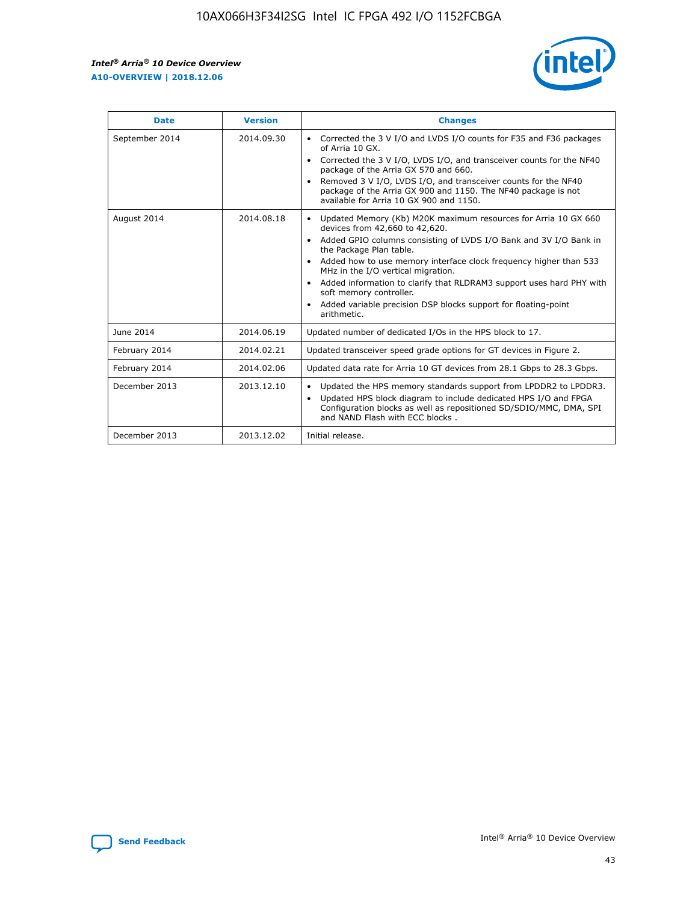| Date | Version | Changes |
| --- | --- | --- |
| September 2014 | 2014.09.30 | • Corrected the 3 V I/O and LVDS I/O counts for F35 and F36 packages of Arria 10 GX.<br>• Corrected the 3 V I/O, LVDS I/O, and transceiver counts for the NF40 package of the Arria GX 570 and 660.<br>• Removed 3 V I/O, LVDS I/O, and transceiver counts for the NF40 package of the Arria GX 900 and 1150. The NF40 package is not available for Arria 10 GX 900 and 1150. |
| August 2014 | 2014.08.18 | • Updated Memory (Kb) M20K maximum resources for Arria 10 GX 660 devices from 42,660 to 42,620.<br>• Added GPIO columns consisting of LVDS I/O Bank and 3V I/O Bank in the Package Plan table.<br>• Added how to use memory interface clock frequency higher than 533 MHz in the I/O vertical migration.<br>• Added information to clarify that RLDRAM3 support uses hard PHY with soft memory controller.<br>• Added variable precision DSP blocks support for floating-point arithmetic. |
| June 2014 | 2014.06.19 | Updated number of dedicated I/Os in the HPS block to 17. |
| February 2014 | 2014.02.21 | Updated transceiver speed grade options for GT devices in Figure 2. |
| February 2014 | 2014.02.06 | Updated data rate for Arria 10 GT devices from 28.1 Gbps to 28.3 Gbps. |
| December 2013 | 2013.12.10 | • Updated the HPS memory standards support from LPDDR2 to LPDDR3.<br>• Updated HPS block diagram to include dedicated HPS I/O and FPGA Configuration blocks as well as repositioned SD/SDIO/MMC, DMA, SPI and NAND Flash with ECC blocks . |
| December 2013 | 2013.12.02 | Initial release. |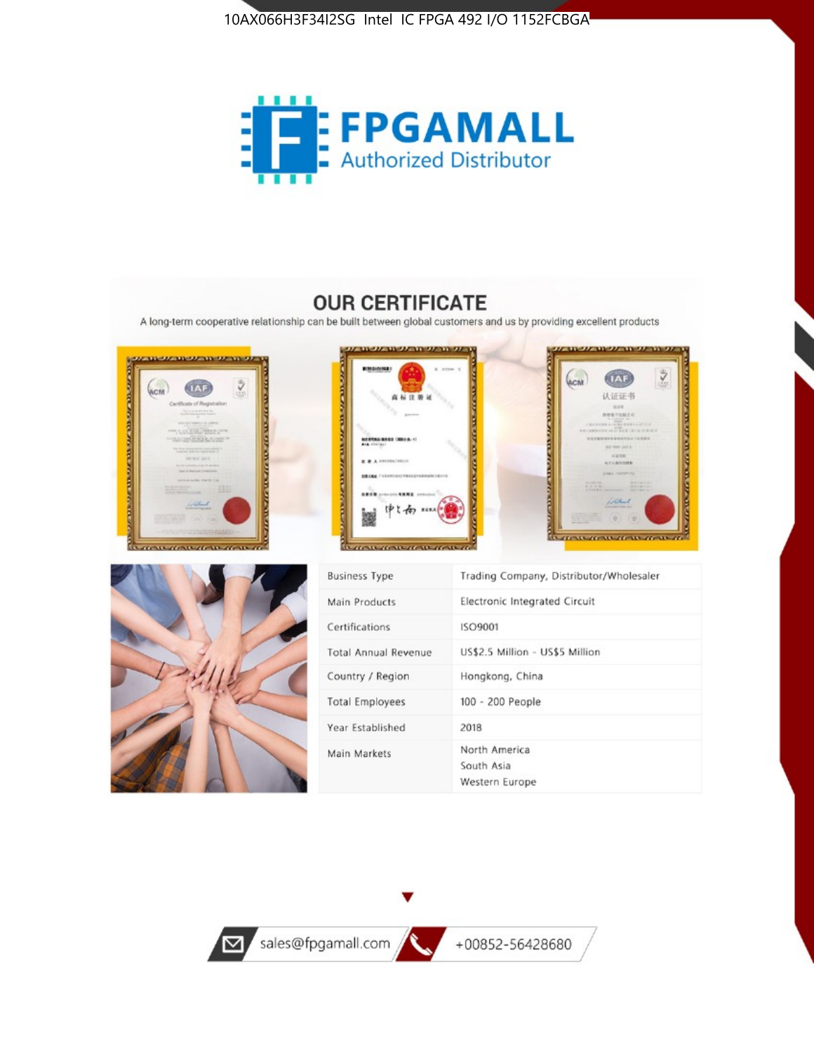FPGAMALL
Authorized Distributor

# OUR CERTIFICATE

A long-term cooperative relationship can be built between global customers and us by providing excellent products

| | |
|---|---|
| Business Type | Trading Company, Distributor/Wholesaler |
| Main Products | Electronic Integrated Circuit |
| Certifications | ISO9001 |
| Total Annual Revenue | US$2.5 Million - US$5 Million |
| Country / Region | Hongkong, China |
| Total Employees | 100 - 200 People |
| Year Established | 2018 |
| Main Markets | North America<br>South Asia<br>Western Europe |

sales@fpgamall.com

+00852-56428680